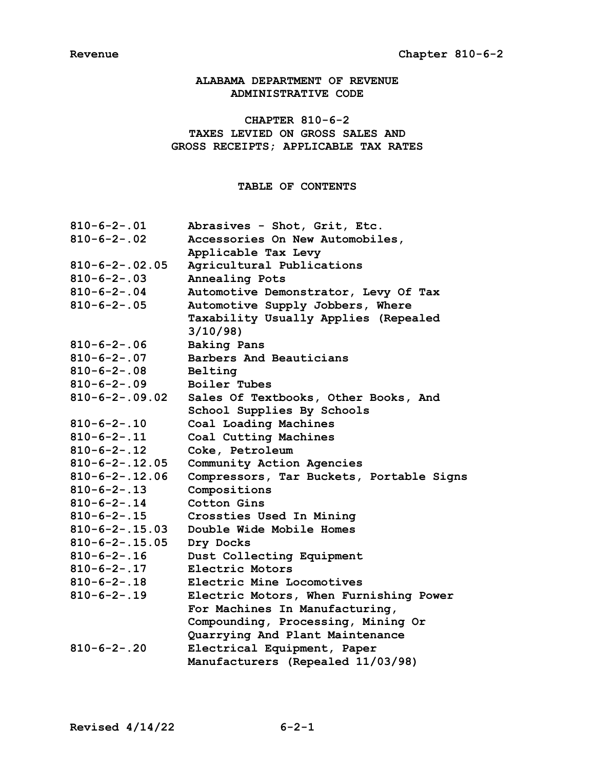# ALABAMA DEPARTMENT OF REVENUE ADMINISTRATIVE CODE

## CHAPTER 810-6-2 TAXES LEVIED ON GROSS SALES AND GROSS RECEIPTS; APPLICABLE TAX RATES

### TABLE OF CONTENTS

| | |
|---|---|
| 810-6-2-.01 | Abrasives - Shot, Grit, Etc. |
| 810-6-2-.02 | Accessories On New Automobiles, Applicable Tax Levy |
| 810-6-2-.02.05 | Agricultural Publications |
| 810-6-2-.03 | Annealing Pots |
| 810-6-2-.04 | Automotive Demonstrator, Levy Of Tax |
| 810-6-2-.05 | Automotive Supply Jobbers, Where Taxability Usually Applies (Repealed 3/10/98) |
| 810-6-2-.06 | Baking Pans |
| 810-6-2-.07 | Barbers And Beauticians |
| 810-6-2-.08 | Belting |
| 810-6-2-.09 | Boiler Tubes |
| 810-6-2-.09.02 | Sales Of Textbooks, Other Books, And School Supplies By Schools |
| 810-6-2-.10 | Coal Loading Machines |
| 810-6-2-.11 | Coal Cutting Machines |
| 810-6-2-.12 | Coke, Petroleum |
| 810-6-2-.12.05 | Community Action Agencies |
| 810-6-2-.12.06 | Compressors, Tar Buckets, Portable Signs |
| 810-6-2-.13 | Compositions |
| 810-6-2-.14 | Cotton Gins |
| 810-6-2-.15 | Crossties Used In Mining |
| 810-6-2-.15.03 | Double Wide Mobile Homes |
| 810-6-2-.15.05 | Dry Docks |
| 810-6-2-.16 | Dust Collecting Equipment |
| 810-6-2-.17 | Electric Motors |
| 810-6-2-.18 | Electric Mine Locomotives |
| 810-6-2-.19 | Electric Motors, When Furnishing Power For Machines In Manufacturing, Compounding, Processing, Mining Or Quarrying And Plant Maintenance |
| 810-6-2-.20 | Electrical Equipment, Paper Manufacturers (Repealed 11/03/98) |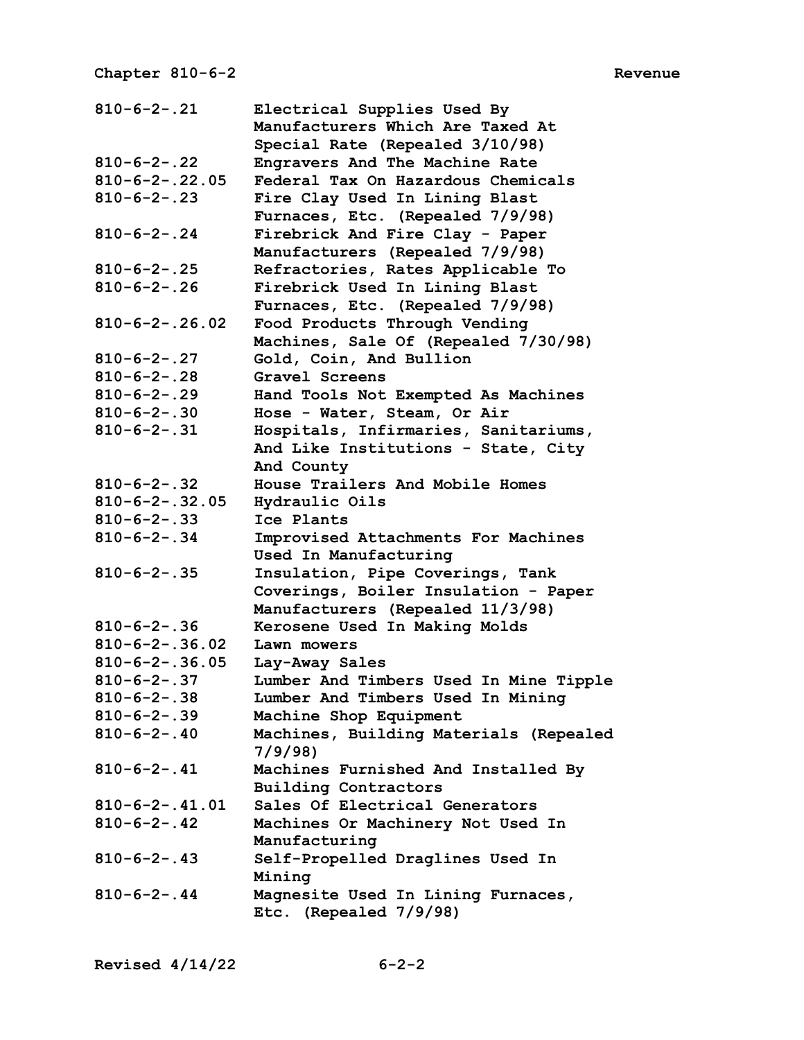| | |
|---|---|
| 810-6-2-.21 | Electrical Supplies Used By Manufacturers Which Are Taxed At Special Rate (Repealed 3/10/98) |
| 810-6-2-.22 | Engravers And The Machine Rate |
| 810-6-2-.22.05 | Federal Tax On Hazardous Chemicals |
| 810-6-2-.23 | Fire Clay Used In Lining Blast Furnaces, Etc. (Repealed 7/9/98) |
| 810-6-2-.24 | Firebrick And Fire Clay - Paper Manufacturers (Repealed 7/9/98) |
| 810-6-2-.25 | Refractories, Rates Applicable To |
| 810-6-2-.26 | Firebrick Used In Lining Blast Furnaces, Etc. (Repealed 7/9/98) |
| 810-6-2-.26.02 | Food Products Through Vending Machines, Sale Of (Repealed 7/30/98) |
| 810-6-2-.27 | Gold, Coin, And Bullion |
| 810-6-2-.28 | Gravel Screens |
| 810-6-2-.29 | Hand Tools Not Exempted As Machines |
| 810-6-2-.30 | Hose - Water, Steam, Or Air |
| 810-6-2-.31 | Hospitals, Infirmaries, Sanitariums, And Like Institutions - State, City And County |
| 810-6-2-.32 | House Trailers And Mobile Homes |
| 810-6-2-.32.05 | Hydraulic Oils |
| 810-6-2-.33 | Ice Plants |
| 810-6-2-.34 | Improvised Attachments For Machines Used In Manufacturing |
| 810-6-2-.35 | Insulation, Pipe Coverings, Tank Coverings, Boiler Insulation - Paper Manufacturers (Repealed 11/3/98) |
| 810-6-2-.36 | Kerosene Used In Making Molds |
| 810-6-2-.36.02 | Lawn mowers |
| 810-6-2-.36.05 | Lay-Away Sales |
| 810-6-2-.37 | Lumber And Timbers Used In Mine Tipple |
| 810-6-2-.38 | Lumber And Timbers Used In Mining |
| 810-6-2-.39 | Machine Shop Equipment |
| 810-6-2-.40 | Machines, Building Materials (Repealed 7/9/98) |
| 810-6-2-.41 | Machines Furnished And Installed By Building Contractors |
| 810-6-2-.41.01 | Sales Of Electrical Generators |
| 810-6-2-.42 | Machines Or Machinery Not Used In Manufacturing |
| 810-6-2-.43 | Self-Propelled Draglines Used In Mining |
| 810-6-2-.44 | Magnesite Used In Lining Furnaces, Etc. (Repealed 7/9/98) |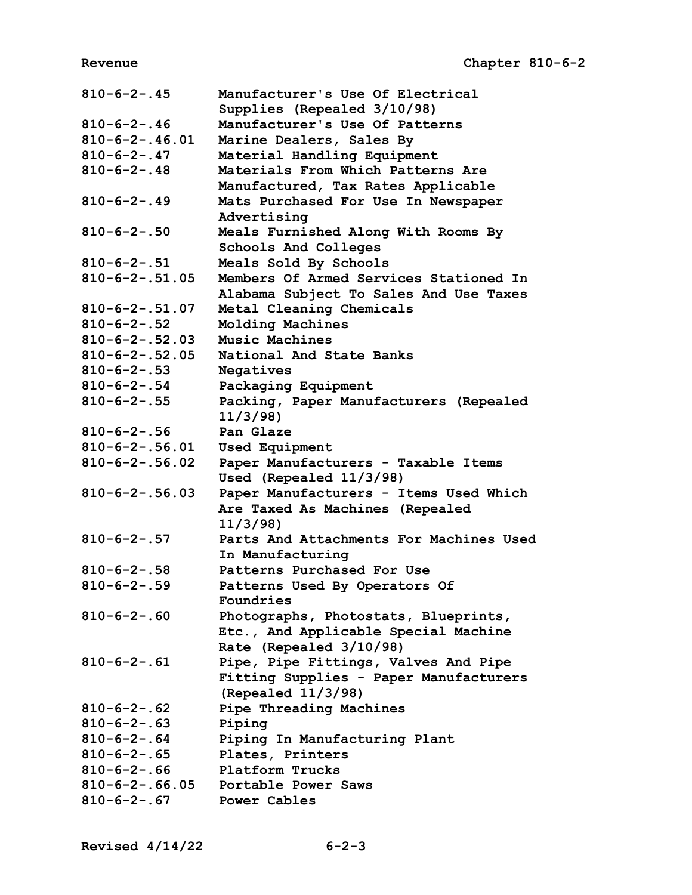| | |
|---|---|
| 810-6-2-.45 | Manufacturer's Use Of Electrical Supplies (Repealed 3/10/98) |
| 810-6-2-.46 | Manufacturer's Use Of Patterns |
| 810-6-2-.46.01 | Marine Dealers, Sales By |
| 810-6-2-.47 | Material Handling Equipment |
| 810-6-2-.48 | Materials From Which Patterns Are Manufactured, Tax Rates Applicable |
| 810-6-2-.49 | Mats Purchased For Use In Newspaper Advertising |
| 810-6-2-.50 | Meals Furnished Along With Rooms By Schools And Colleges |
| 810-6-2-.51 | Meals Sold By Schools |
| 810-6-2-.51.05 | Members Of Armed Services Stationed In Alabama Subject To Sales And Use Taxes |
| 810-6-2-.51.07 | Metal Cleaning Chemicals |
| 810-6-2-.52 | Molding Machines |
| 810-6-2-.52.03 | Music Machines |
| 810-6-2-.52.05 | National And State Banks |
| 810-6-2-.53 | Negatives |
| 810-6-2-.54 | Packaging Equipment |
| 810-6-2-.55 | Packing, Paper Manufacturers (Repealed 11/3/98) |
| 810-6-2-.56 | Pan Glaze |
| 810-6-2-.56.01 | Used Equipment |
| 810-6-2-.56.02 | Paper Manufacturers - Taxable Items Used (Repealed 11/3/98) |
| 810-6-2-.56.03 | Paper Manufacturers - Items Used Which Are Taxed As Machines (Repealed 11/3/98) |
| 810-6-2-.57 | Parts And Attachments For Machines Used In Manufacturing |
| 810-6-2-.58 | Patterns Purchased For Use |
| 810-6-2-.59 | Patterns Used By Operators Of Foundries |
| 810-6-2-.60 | Photographs, Photostats, Blueprints, Etc., And Applicable Special Machine Rate (Repealed 3/10/98) |
| 810-6-2-.61 | Pipe, Pipe Fittings, Valves And Pipe Fitting Supplies - Paper Manufacturers (Repealed 11/3/98) |
| 810-6-2-.62 | Pipe Threading Machines |
| 810-6-2-.63 | Piping |
| 810-6-2-.64 | Piping In Manufacturing Plant |
| 810-6-2-.65 | Plates, Printers |
| 810-6-2-.66 | Platform Trucks |
| 810-6-2-.66.05 | Portable Power Saws |
| 810-6-2-.67 | Power Cables |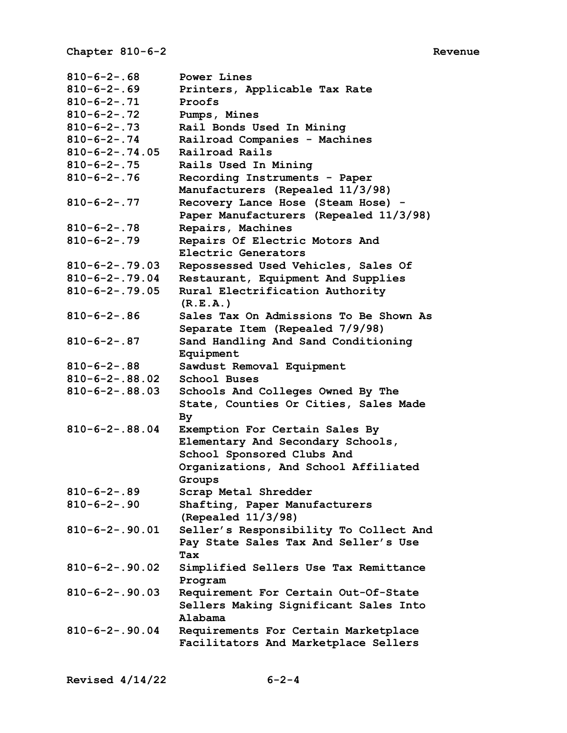| | |
|---|---|
| 810-6-2-.68 | Power Lines |
| 810-6-2-.69 | Printers, Applicable Tax Rate |
| 810-6-2-.71 | Proofs |
| 810-6-2-.72 | Pumps, Mines |
| 810-6-2-.73 | Rail Bonds Used In Mining |
| 810-6-2-.74 | Railroad Companies - Machines |
| 810-6-2-.74.05 | Railroad Rails |
| 810-6-2-.75 | Rails Used In Mining |
| 810-6-2-.76 | Recording Instruments - Paper Manufacturers (Repealed 11/3/98) |
| 810-6-2-.77 | Recovery Lance Hose (Steam Hose) - Paper Manufacturers (Repealed 11/3/98) |
| 810-6-2-.78 | Repairs, Machines |
| 810-6-2-.79 | Repairs Of Electric Motors And Electric Generators |
| 810-6-2-.79.03 | Repossessed Used Vehicles, Sales Of |
| 810-6-2-.79.04 | Restaurant, Equipment And Supplies |
| 810-6-2-.79.05 | Rural Electrification Authority (R.E.A.) |
| 810-6-2-.86 | Sales Tax On Admissions To Be Shown As Separate Item (Repealed 7/9/98) |
| 810-6-2-.87 | Sand Handling And Sand Conditioning Equipment |
| 810-6-2-.88 | Sawdust Removal Equipment |
| 810-6-2-.88.02 | School Buses |
| 810-6-2-.88.03 | Schools And Colleges Owned By The State, Counties Or Cities, Sales Made By |
| 810-6-2-.88.04 | Exemption For Certain Sales By Elementary And Secondary Schools, School Sponsored Clubs And Organizations, And School Affiliated Groups |
| 810-6-2-.89 | Scrap Metal Shredder |
| 810-6-2-.90 | Shafting, Paper Manufacturers (Repealed 11/3/98) |
| 810-6-2-.90.01 | Seller's Responsibility To Collect And Pay State Sales Tax And Seller's Use Tax |
| 810-6-2-.90.02 | Simplified Sellers Use Tax Remittance Program |
| 810-6-2-.90.03 | Requirement For Certain Out-Of-State Sellers Making Significant Sales Into Alabama |
| 810-6-2-.90.04 | Requirements For Certain Marketplace Facilitators And Marketplace Sellers |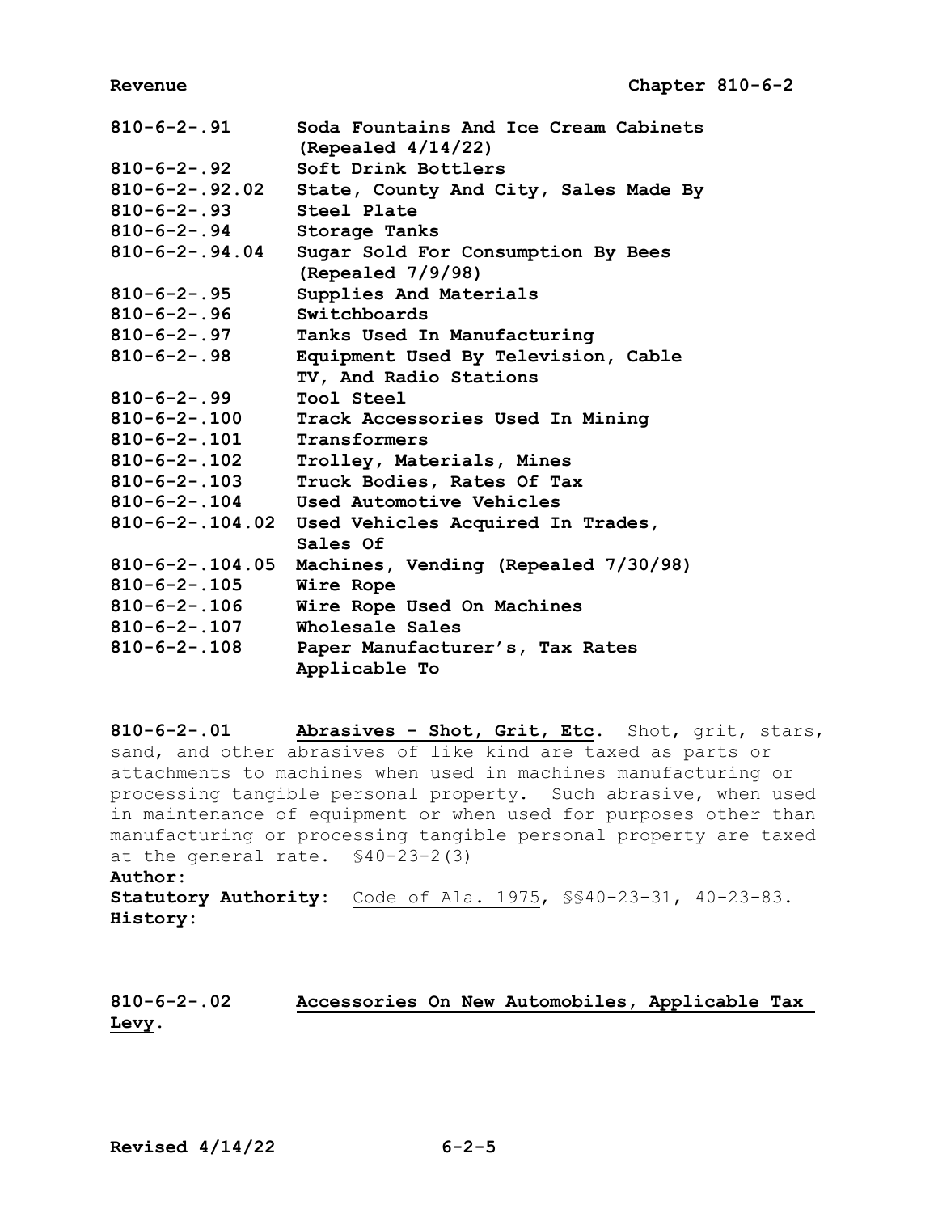| | |
|---|---|
| **810-6-2-.91** | **Soda Fountains And Ice Cream Cabinets (Repealed 4/14/22)** |
| **810-6-2-.92** | **Soft Drink Bottlers** |
| **810-6-2-.92.02** | **State, County And City, Sales Made By** |
| **810-6-2-.93** | **Steel Plate** |
| **810-6-2-.94** | **Storage Tanks** |
| **810-6-2-.94.04** | **Sugar Sold For Consumption By Bees (Repealed 7/9/98)** |
| **810-6-2-.95** | **Supplies And Materials** |
| **810-6-2-.96** | **Switchboards** |
| **810-6-2-.97** | **Tanks Used In Manufacturing** |
| **810-6-2-.98** | **Equipment Used By Television, Cable TV, And Radio Stations** |
| **810-6-2-.99** | **Tool Steel** |
| **810-6-2-.100** | **Track Accessories Used In Mining** |
| **810-6-2-.101** | **Transformers** |
| **810-6-2-.102** | **Trolley, Materials, Mines** |
| **810-6-2-.103** | **Truck Bodies, Rates Of Tax** |
| **810-6-2-.104** | **Used Automotive Vehicles** |
| **810-6-2-.104.02** | **Used Vehicles Acquired In Trades, Sales Of** |
| **810-6-2-.104.05** | **Machines, Vending (Repealed 7/30/98)** |
| **810-6-2-.105** | **Wire Rope** |
| **810-6-2-.106** | **Wire Rope Used On Machines** |
| **810-6-2-.107** | **Wholesale Sales** |
| **810-6-2-.108** | **Paper Manufacturer's, Tax Rates Applicable To** |

**810-6-2-.01** **Abrasives - Shot, Grit, Etc.** Shot, grit, stars, sand, and other abrasives of like kind are taxed as parts or attachments to machines when used in machines manufacturing or processing tangible personal property. Such abrasive, when used in maintenance of equipment or when used for purposes other than manufacturing or processing tangible personal property are taxed at the general rate. §40-23-2(3)

**Author:**

**Statutory Authority:** Code of Ala. 1975, §§40-23-31, 40-23-83.

**History:**

**810-6-2-.02** **Accessories On New Automobiles, Applicable Tax Levy.**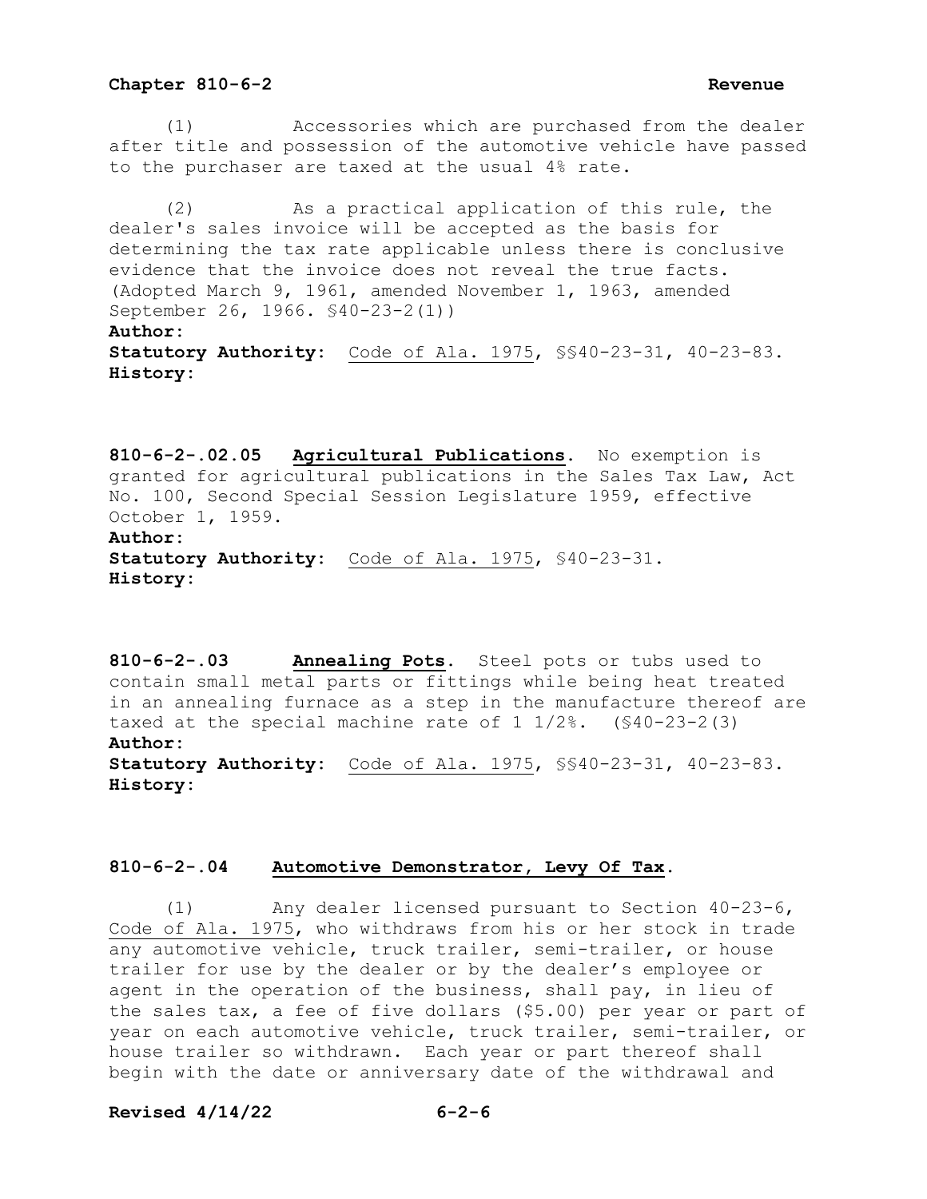(1) Accessories which are purchased from the dealer after title and possession of the automotive vehicle have passed to the purchaser are taxed at the usual 4% rate.

(2) As a practical application of this rule, the dealer's sales invoice will be accepted as the basis for determining the tax rate applicable unless there is conclusive evidence that the invoice does not reveal the true facts. (Adopted March 9, 1961, amended November 1, 1963, amended September 26, 1966. §40-23-2(1))

**Author:**
**Statutory Authority:** Code of Ala. 1975, §§40-23-31, 40-23-83.
**History:**

**810-6-2-.02.05 Agricultural Publications.** No exemption is granted for agricultural publications in the Sales Tax Law, Act No. 100, Second Special Session Legislature 1959, effective October 1, 1959.

**Author:**
**Statutory Authority:** Code of Ala. 1975, §40-23-31.
**History:**

**810-6-2-.03 Annealing Pots.** Steel pots or tubs used to contain small metal parts or fittings while being heat treated in an annealing furnace as a step in the manufacture thereof are taxed at the special machine rate of 1 1/2%. (§40-23-2(3)

**Author:**
**Statutory Authority:** Code of Ala. 1975, §§40-23-31, 40-23-83.
**History:**

**810-6-2-.04 Automotive Demonstrator, Levy Of Tax.**

(1) Any dealer licensed pursuant to Section 40-23-6, Code of Ala. 1975, who withdraws from his or her stock in trade any automotive vehicle, truck trailer, semi-trailer, or house trailer for use by the dealer or by the dealer's employee or agent in the operation of the business, shall pay, in lieu of the sales tax, a fee of five dollars ($5.00) per year or part of year on each automotive vehicle, truck trailer, semi-trailer, or house trailer so withdrawn. Each year or part thereof shall begin with the date or anniversary date of the withdrawal and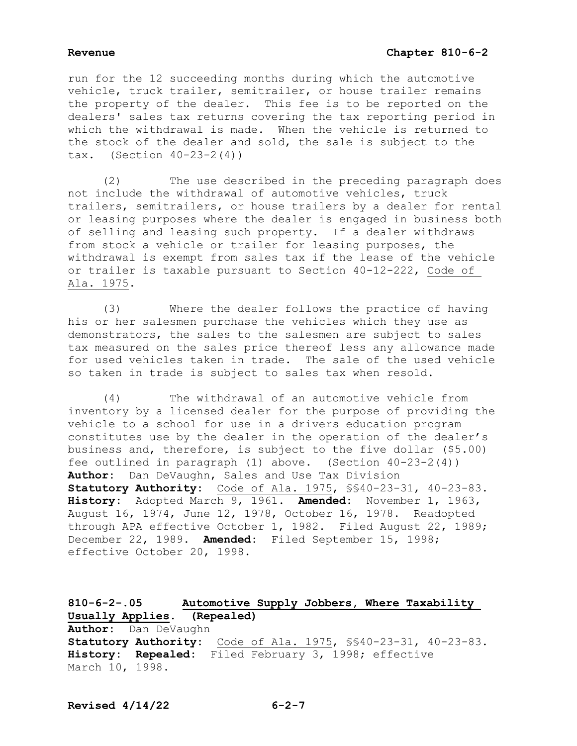run for the 12 succeeding months during which the automotive vehicle, truck trailer, semitrailer, or house trailer remains the property of the dealer. This fee is to be reported on the dealers' sales tax returns covering the tax reporting period in which the withdrawal is made. When the vehicle is returned to the stock of the dealer and sold, the sale is subject to the tax. (Section 40-23-2(4))

(2) The use described in the preceding paragraph does not include the withdrawal of automotive vehicles, truck trailers, semitrailers, or house trailers by a dealer for rental or leasing purposes where the dealer is engaged in business both of selling and leasing such property. If a dealer withdraws from stock a vehicle or trailer for leasing purposes, the withdrawal is exempt from sales tax if the lease of the vehicle or trailer is taxable pursuant to Section 40-12-222, Code of Ala. 1975.

(3) Where the dealer follows the practice of having his or her salesmen purchase the vehicles which they use as demonstrators, the sales to the salesmen are subject to sales tax measured on the sales price thereof less any allowance made for used vehicles taken in trade. The sale of the used vehicle so taken in trade is subject to sales tax when resold.

(4) The withdrawal of an automotive vehicle from inventory by a licensed dealer for the purpose of providing the vehicle to a school for use in a drivers education program constitutes use by the dealer in the operation of the dealer's business and, therefore, is subject to the five dollar ($5.00) fee outlined in paragraph (1) above. (Section 40-23-2(4))
**Author:** Dan DeVaughn, Sales and Use Tax Division
**Statutory Authority:** Code of Ala. 1975, §§40-23-31, 40-23-83.
**History:** Adopted March 9, 1961. **Amended:** November 1, 1963, August 16, 1974, June 12, 1978, October 16, 1978. Readopted through APA effective October 1, 1982. Filed August 22, 1989; December 22, 1989. **Amended:** Filed September 15, 1998; effective October 20, 1998.

## 810-6-2-.05 Automotive Supply Jobbers, Where Taxability Usually Applies. (Repealed)

**Author:** Dan DeVaughn
**Statutory Authority:** Code of Ala. 1975, §§40-23-31, 40-23-83.
**History:** **Repealed:** Filed February 3, 1998; effective March 10, 1998.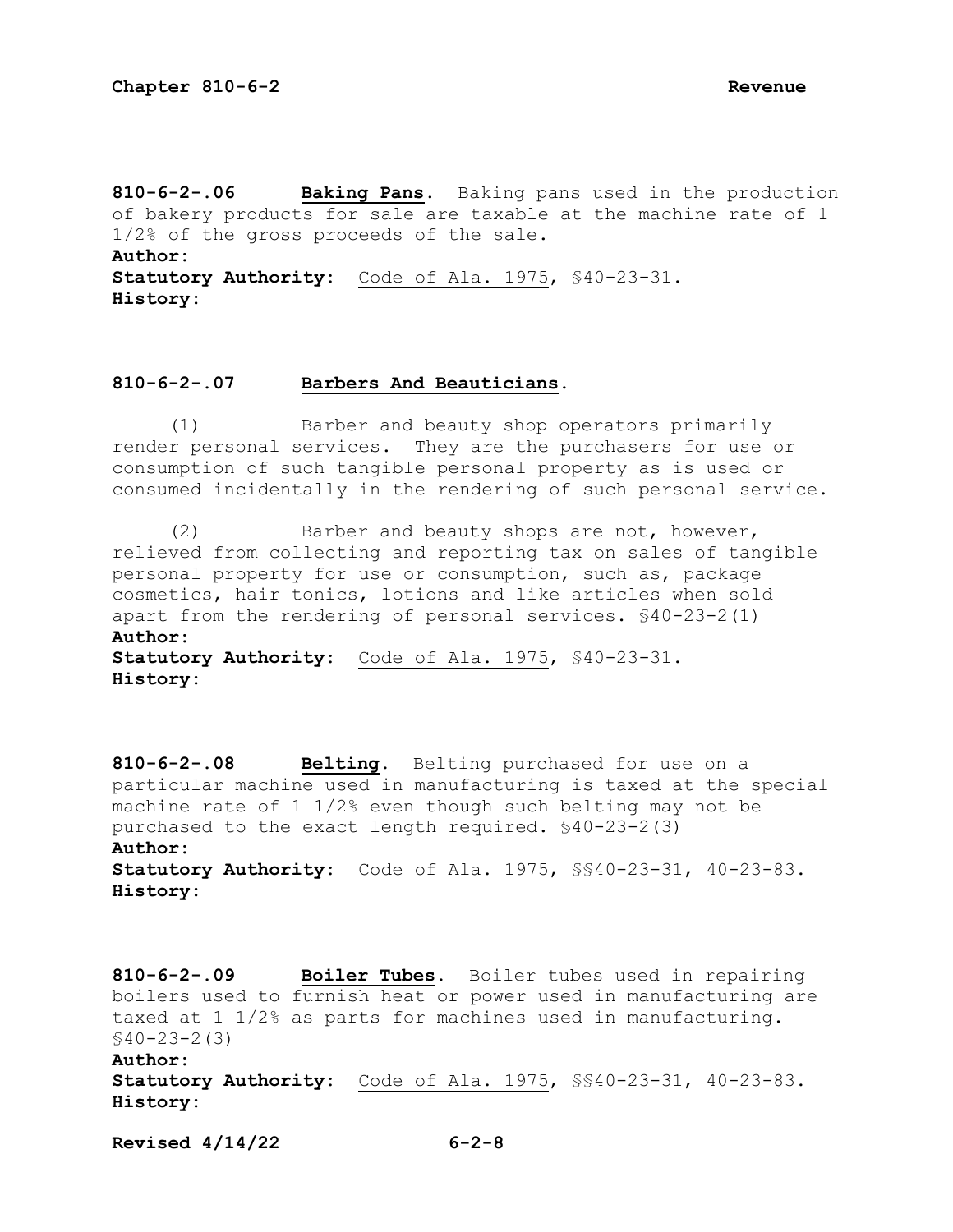**810-6-2-.06 Baking Pans.** Baking pans used in the production of bakery products for sale are taxable at the machine rate of 1 1/2% of the gross proceeds of the sale.

**Author:**

**Statutory Authority:** Code of Ala. 1975, §40-23-31.

**History:**

**810-6-2-.07 Barbers And Beauticians.**

(1) Barber and beauty shop operators primarily render personal services. They are the purchasers for use or consumption of such tangible personal property as is used or consumed incidentally in the rendering of such personal service.

(2) Barber and beauty shops are not, however, relieved from collecting and reporting tax on sales of tangible personal property for use or consumption, such as, package cosmetics, hair tonics, lotions and like articles when sold apart from the rendering of personal services. §40-23-2(1)

**Author:**

**Statutory Authority:** Code of Ala. 1975, §40-23-31.

**History:**

**810-6-2-.08 Belting.** Belting purchased for use on a particular machine used in manufacturing is taxed at the special machine rate of 1 1/2% even though such belting may not be purchased to the exact length required. §40-23-2(3)

**Author:**

**Statutory Authority:** Code of Ala. 1975, §§40-23-31, 40-23-83.

**History:**

**810-6-2-.09 Boiler Tubes.** Boiler tubes used in repairing boilers used to furnish heat or power used in manufacturing are taxed at 1 1/2% as parts for machines used in manufacturing. §40-23-2(3)

**Author:**

**Statutory Authority:** Code of Ala. 1975, §§40-23-31, 40-23-83.

**History:**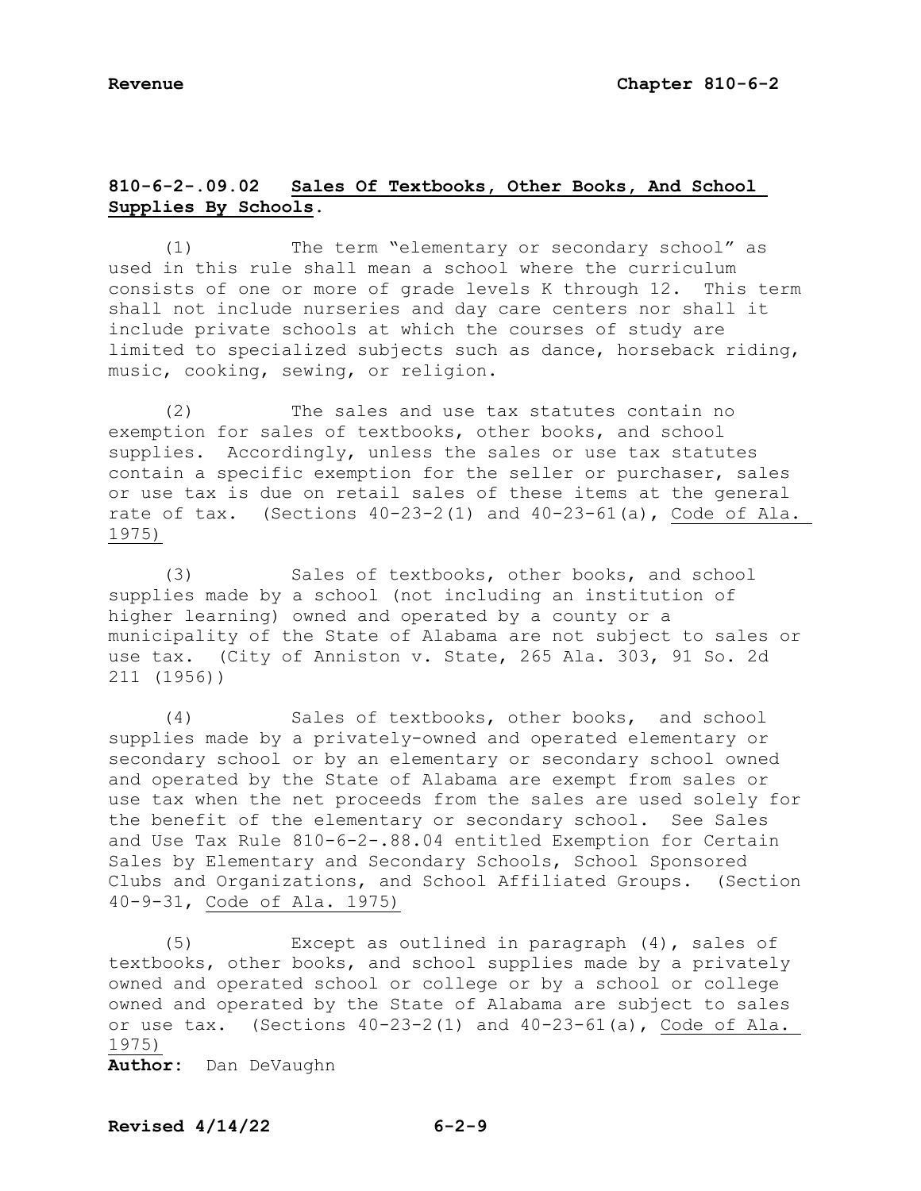## 810-6-2-.09.02 Sales Of Textbooks, Other Books, And School Supplies By Schools.

(1) The term "elementary or secondary school" as used in this rule shall mean a school where the curriculum consists of one or more of grade levels K through 12. This term shall not include nurseries and day care centers nor shall it include private schools at which the courses of study are limited to specialized subjects such as dance, horseback riding, music, cooking, sewing, or religion.

(2) The sales and use tax statutes contain no exemption for sales of textbooks, other books, and school supplies. Accordingly, unless the sales or use tax statutes contain a specific exemption for the seller or purchaser, sales or use tax is due on retail sales of these items at the general rate of tax. (Sections 40-23-2(1) and 40-23-61(a), Code of Ala. 1975)

(3) Sales of textbooks, other books, and school supplies made by a school (not including an institution of higher learning) owned and operated by a county or a municipality of the State of Alabama are not subject to sales or use tax. (City of Anniston v. State, 265 Ala. 303, 91 So. 2d 211 (1956))

(4) Sales of textbooks, other books, and school supplies made by a privately-owned and operated elementary or secondary school or by an elementary or secondary school owned and operated by the State of Alabama are exempt from sales or use tax when the net proceeds from the sales are used solely for the benefit of the elementary or secondary school. See Sales and Use Tax Rule 810-6-2-.88.04 entitled Exemption for Certain Sales by Elementary and Secondary Schools, School Sponsored Clubs and Organizations, and School Affiliated Groups. (Section 40-9-31, Code of Ala. 1975)

(5) Except as outlined in paragraph (4), sales of textbooks, other books, and school supplies made by a privately owned and operated school or college or by a school or college owned and operated by the State of Alabama are subject to sales or use tax. (Sections 40-23-2(1) and 40-23-61(a), Code of Ala. 1975)

**Author:** Dan DeVaughn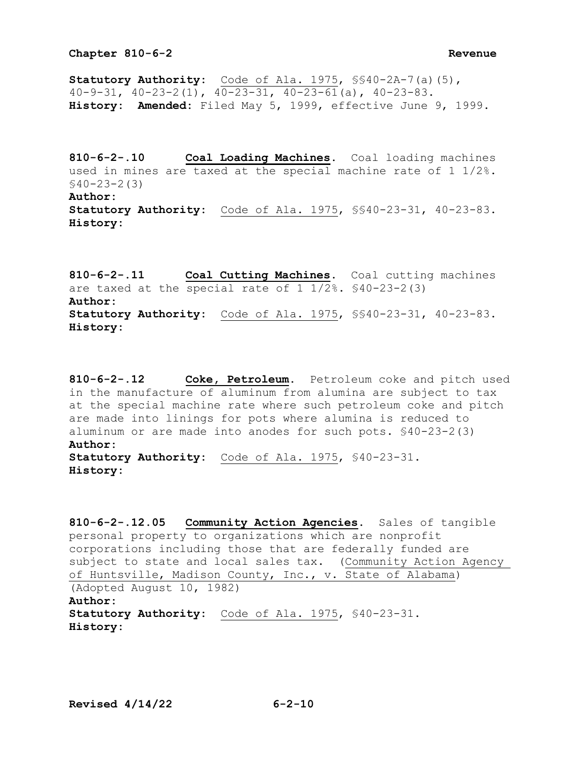**Statutory Authority:** Code of Ala. 1975, §§40-2A-7(a)(5), 40-9-31, 40-23-2(1), 40-23-31, 40-23-61(a), 40-23-83.
**History: Amended:** Filed May 5, 1999, effective June 9, 1999.

**810-6-2-.10 Coal Loading Machines.** Coal loading machines used in mines are taxed at the special machine rate of 1 1/2%. §40-23-2(3)
**Author:**
**Statutory Authority:** Code of Ala. 1975, §§40-23-31, 40-23-83.
**History:**

**810-6-2-.11 Coal Cutting Machines.** Coal cutting machines are taxed at the special rate of 1 1/2%. §40-23-2(3)
**Author:**
**Statutory Authority:** Code of Ala. 1975, §§40-23-31, 40-23-83.
**History:**

**810-6-2-.12 Coke, Petroleum.** Petroleum coke and pitch used in the manufacture of aluminum from alumina are subject to tax at the special machine rate where such petroleum coke and pitch are made into linings for pots where alumina is reduced to aluminum or are made into anodes for such pots. §40-23-2(3)
**Author:**
**Statutory Authority:** Code of Ala. 1975, §40-23-31.
**History:**

**810-6-2-.12.05 Community Action Agencies.** Sales of tangible personal property to organizations which are nonprofit corporations including those that are federally funded are subject to state and local sales tax. (Community Action Agency of Huntsville, Madison County, Inc., v. State of Alabama) (Adopted August 10, 1982)
**Author:**
**Statutory Authority:** Code of Ala. 1975, §40-23-31.
**History:**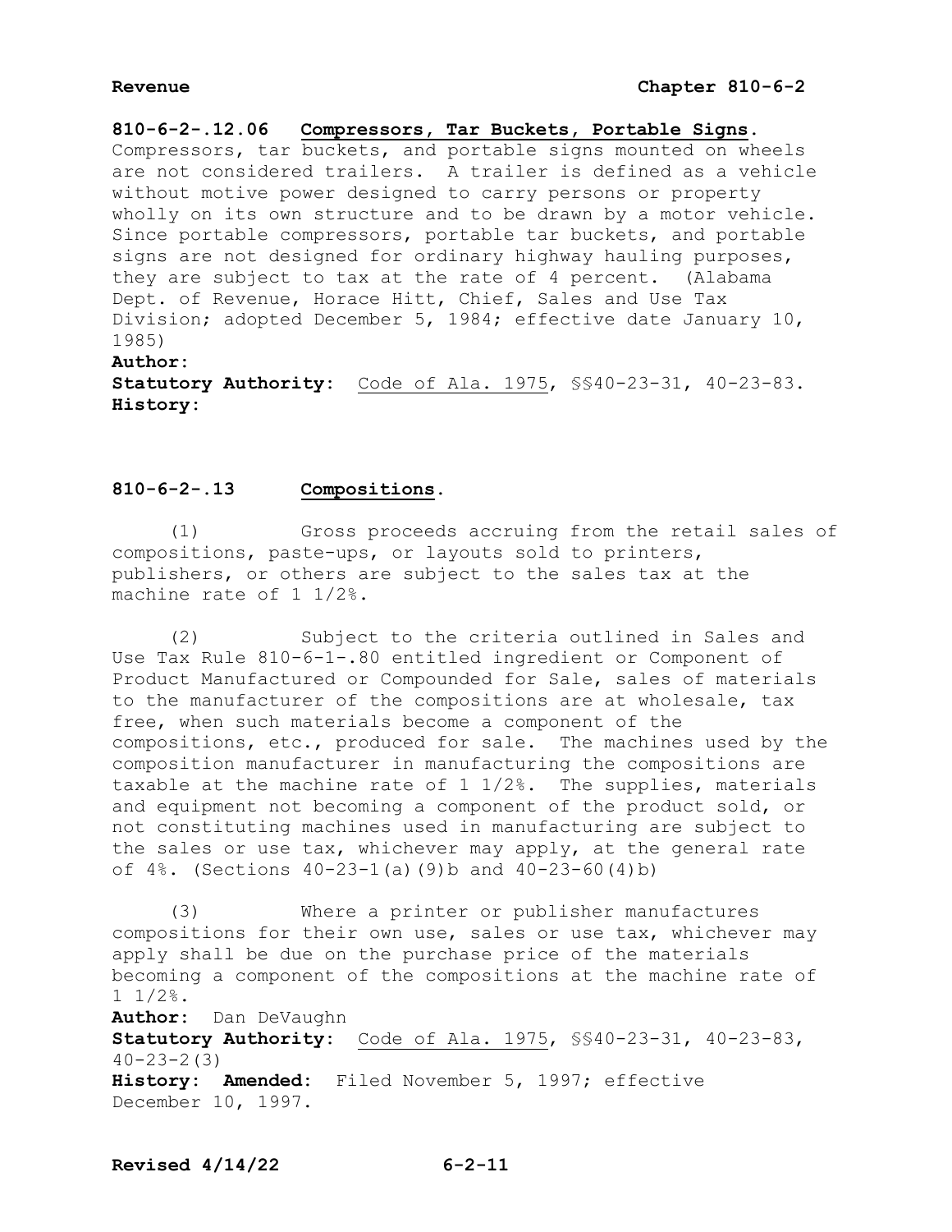**810-6-2-.12.06 Compressors, Tar Buckets, Portable Signs.** Compressors, tar buckets, and portable signs mounted on wheels are not considered trailers. A trailer is defined as a vehicle without motive power designed to carry persons or property wholly on its own structure and to be drawn by a motor vehicle. Since portable compressors, portable tar buckets, and portable signs are not designed for ordinary highway hauling purposes, they are subject to tax at the rate of 4 percent. (Alabama Dept. of Revenue, Horace Hitt, Chief, Sales and Use Tax Division; adopted December 5, 1984; effective date January 10, 1985)

**Author:**

**Statutory Authority:** Code of Ala. 1975, §§40-23-31, 40-23-83.

**History:**

**810-6-2-.13 Compositions.**

(1) Gross proceeds accruing from the retail sales of compositions, paste-ups, or layouts sold to printers, publishers, or others are subject to the sales tax at the machine rate of 1 1/2%.

(2) Subject to the criteria outlined in Sales and Use Tax Rule 810-6-1-.80 entitled ingredient or Component of Product Manufactured or Compounded for Sale, sales of materials to the manufacturer of the compositions are at wholesale, tax free, when such materials become a component of the compositions, etc., produced for sale. The machines used by the composition manufacturer in manufacturing the compositions are taxable at the machine rate of 1 1/2%. The supplies, materials and equipment not becoming a component of the product sold, or not constituting machines used in manufacturing are subject to the sales or use tax, whichever may apply, at the general rate of 4%. (Sections 40-23-1(a)(9)b and 40-23-60(4)b)

(3) Where a printer or publisher manufactures compositions for their own use, sales or use tax, whichever may apply shall be due on the purchase price of the materials becoming a component of the compositions at the machine rate of 1 1/2%.

**Author:** Dan DeVaughn

**Statutory Authority:** Code of Ala. 1975, §§40-23-31, 40-23-83, 40-23-2(3)

**History:** **Amended:** Filed November 5, 1997; effective December 10, 1997.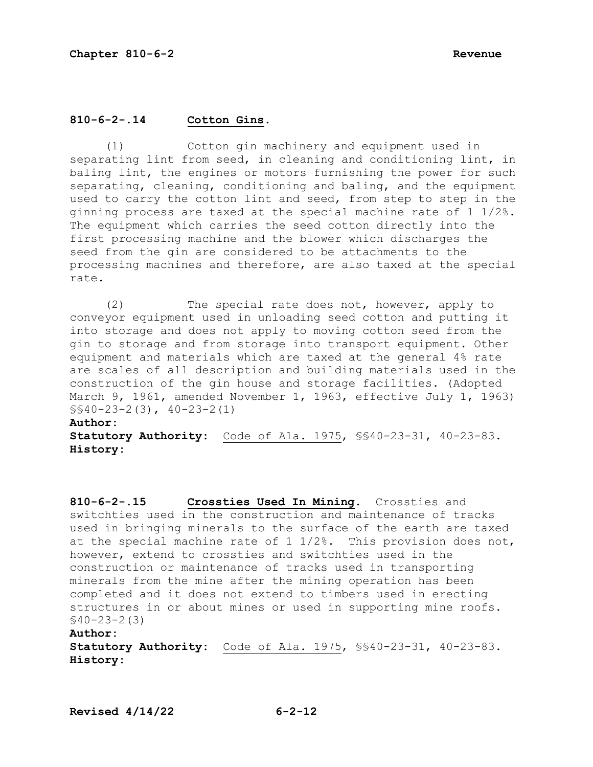**810-6-2-.14 Cotton Gins.**

(1) Cotton gin machinery and equipment used in separating lint from seed, in cleaning and conditioning lint, in baling lint, the engines or motors furnishing the power for such separating, cleaning, conditioning and baling, and the equipment used to carry the cotton lint and seed, from step to step in the ginning process are taxed at the special machine rate of 1 1/2%. The equipment which carries the seed cotton directly into the first processing machine and the blower which discharges the seed from the gin are considered to be attachments to the processing machines and therefore, are also taxed at the special rate.

(2) The special rate does not, however, apply to conveyor equipment used in unloading seed cotton and putting it into storage and does not apply to moving cotton seed from the gin to storage and from storage into transport equipment. Other equipment and materials which are taxed at the general 4% rate are scales of all description and building materials used in the construction of the gin house and storage facilities. (Adopted March 9, 1961, amended November 1, 1963, effective July 1, 1963) §§40-23-2(3), 40-23-2(1)

**Author:**
**Statutory Authority:** Code of Ala. 1975, §§40-23-31, 40-23-83.
**History:**

**810-6-2-.15 Crossties Used In Mining.** Crossties and switchties used in the construction and maintenance of tracks used in bringing minerals to the surface of the earth are taxed at the special machine rate of 1 1/2%. This provision does not, however, extend to crossties and switchties used in the construction or maintenance of tracks used in transporting minerals from the mine after the mining operation has been completed and it does not extend to timbers used in erecting structures in or about mines or used in supporting mine roofs. §40-23-2(3)

**Author:**
**Statutory Authority:** Code of Ala. 1975, §§40-23-31, 40-23-83.
**History:**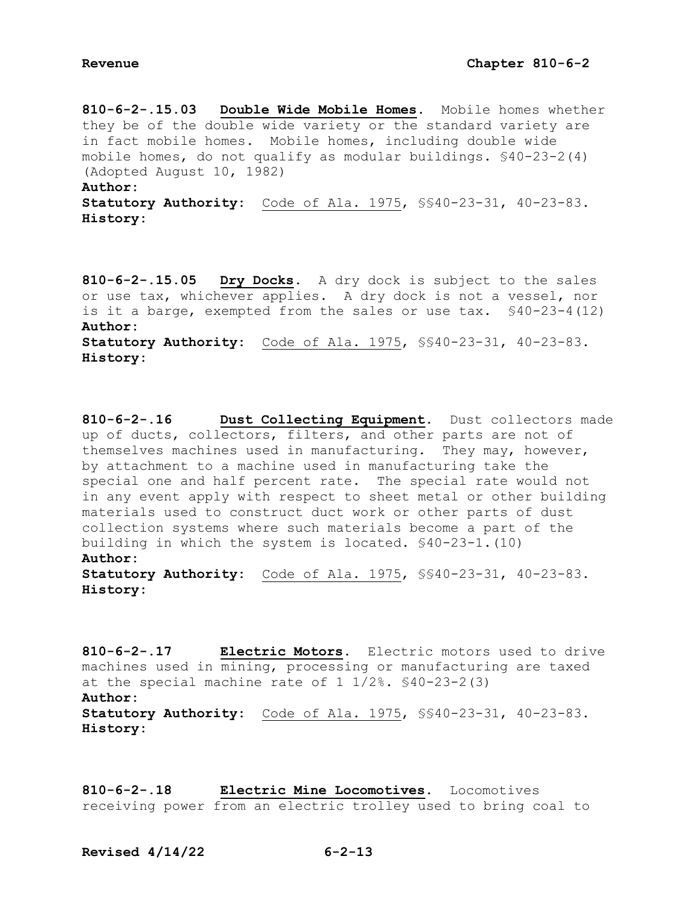**810-6-2-.15.03 Double Wide Mobile Homes.** Mobile homes whether they be of the double wide variety or the standard variety are in fact mobile homes. Mobile homes, including double wide mobile homes, do not qualify as modular buildings. §40-23-2(4) (Adopted August 10, 1982)
**Author:**
**Statutory Authority:** Code of Ala. 1975, §§40-23-31, 40-23-83.
**History:**

**810-6-2-.15.05 Dry Docks.** A dry dock is subject to the sales or use tax, whichever applies. A dry dock is not a vessel, nor is it a barge, exempted from the sales or use tax. §40-23-4(12)
**Author:**
**Statutory Authority:** Code of Ala. 1975, §§40-23-31, 40-23-83.
**History:**

**810-6-2-.16 Dust Collecting Equipment.** Dust collectors made up of ducts, collectors, filters, and other parts are not of themselves machines used in manufacturing. They may, however, by attachment to a machine used in manufacturing take the special one and half percent rate. The special rate would not in any event apply with respect to sheet metal or other building materials used to construct duct work or other parts of dust collection systems where such materials become a part of the building in which the system is located. §40-23-1.(10)
**Author:**
**Statutory Authority:** Code of Ala. 1975, §§40-23-31, 40-23-83.
**History:**

**810-6-2-.17 Electric Motors.** Electric motors used to drive machines used in mining, processing or manufacturing are taxed at the special machine rate of 1 1/2%. §40-23-2(3)
**Author:**
**Statutory Authority:** Code of Ala. 1975, §§40-23-31, 40-23-83.
**History:**

**810-6-2-.18 Electric Mine Locomotives.** Locomotives receiving power from an electric trolley used to bring coal to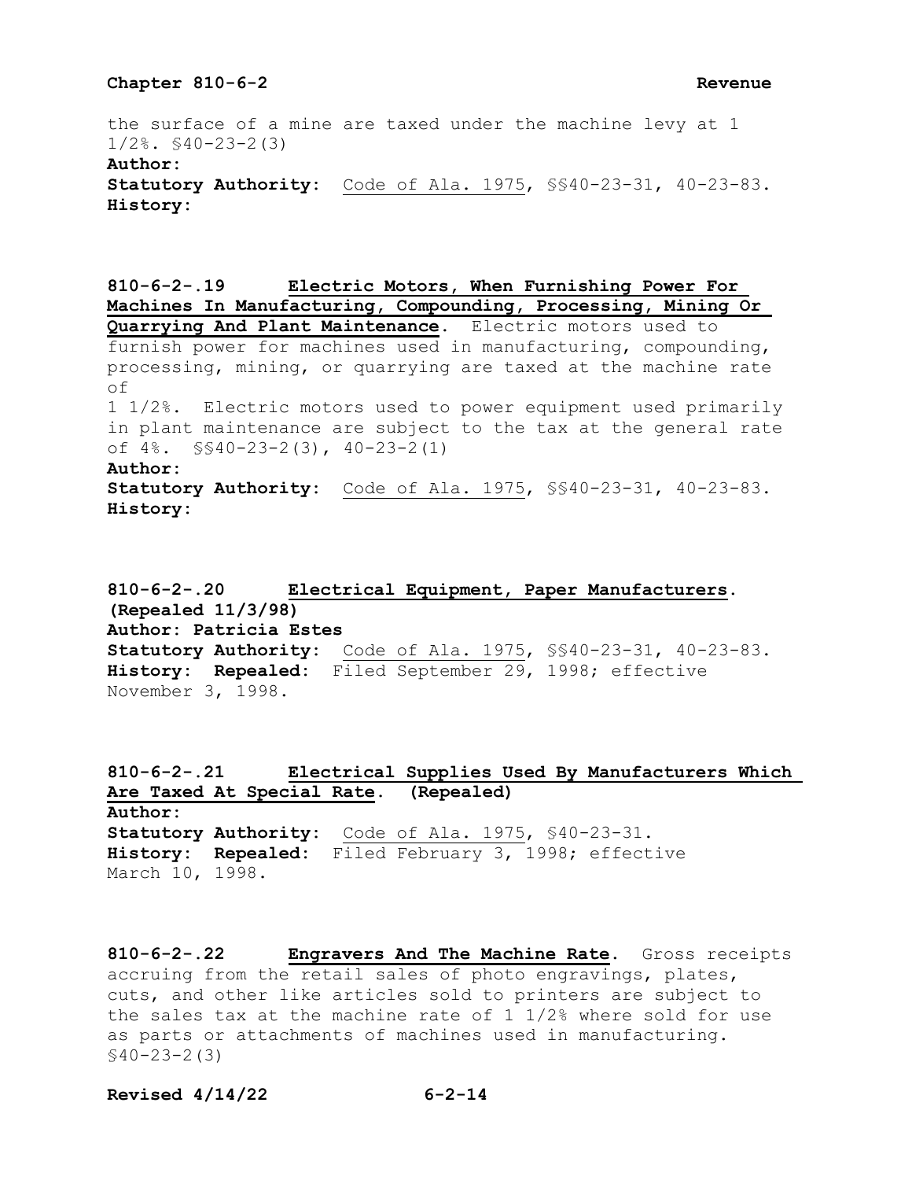the surface of a mine are taxed under the machine levy at 1 1/2%. §40-23-2(3)

**Author:**

**Statutory Authority:** Code of Ala. 1975, §§40-23-31, 40-23-83.

**History:**

**810-6-2-.19 Electric Motors, When Furnishing Power For Machines In Manufacturing, Compounding, Processing, Mining Or Quarrying And Plant Maintenance.** Electric motors used to furnish power for machines used in manufacturing, compounding, processing, mining, or quarrying are taxed at the machine rate of 1 1/2%. Electric motors used to power equipment used primarily in plant maintenance are subject to the tax at the general rate of 4%. §§40-23-2(3), 40-23-2(1)

**Author:**

**Statutory Authority:** Code of Ala. 1975, §§40-23-31, 40-23-83.

**History:**

**810-6-2-.20 Electrical Equipment, Paper Manufacturers. (Repealed 11/3/98)**

**Author: Patricia Estes**

**Statutory Authority:** Code of Ala. 1975, §§40-23-31, 40-23-83.

**History: Repealed:** Filed September 29, 1998; effective November 3, 1998.

**810-6-2-.21 Electrical Supplies Used By Manufacturers Which Are Taxed At Special Rate. (Repealed)**

**Author:**

**Statutory Authority:** Code of Ala. 1975, §40-23-31.

**History: Repealed:** Filed February 3, 1998; effective March 10, 1998.

**810-6-2-.22 Engravers And The Machine Rate.** Gross receipts accruing from the retail sales of photo engravings, plates, cuts, and other like articles sold to printers are subject to the sales tax at the machine rate of 1 1/2% where sold for use as parts or attachments of machines used in manufacturing. §40-23-2(3)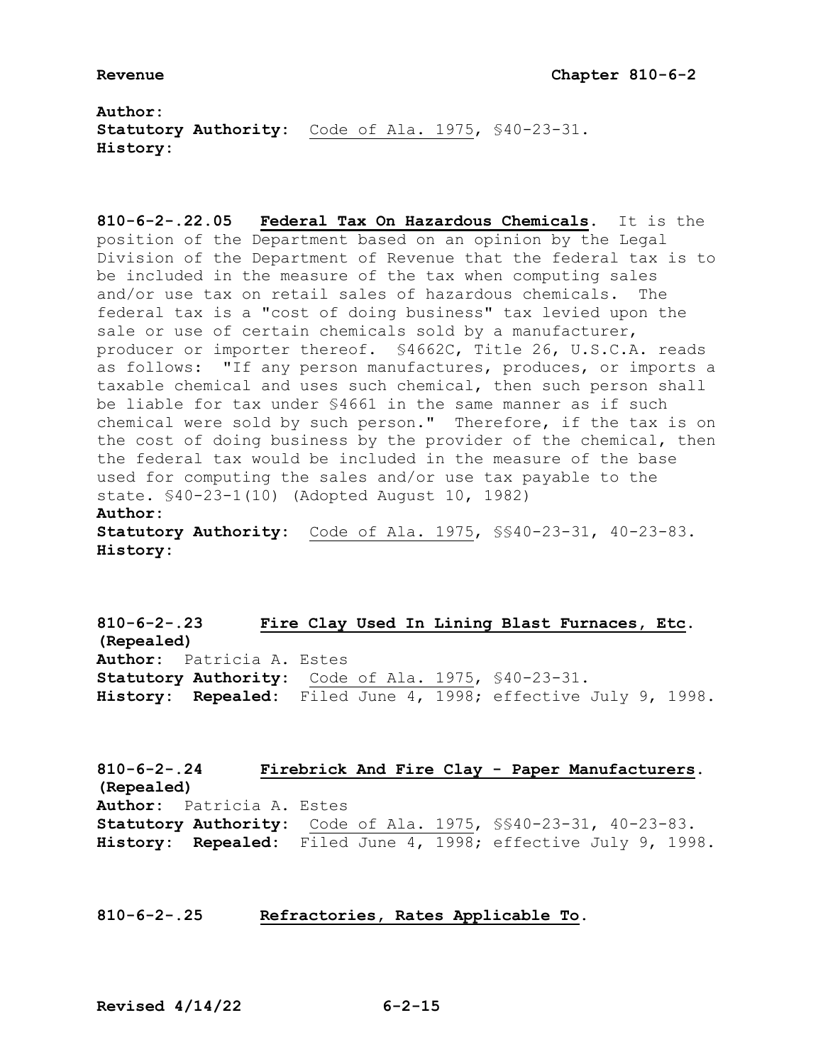**Author:**
**Statutory Authority:** Code of Ala. 1975, §40-23-31.
**History:**

**810-6-2-.22.05 Federal Tax On Hazardous Chemicals.** It is the position of the Department based on an opinion by the Legal Division of the Department of Revenue that the federal tax is to be included in the measure of the tax when computing sales and/or use tax on retail sales of hazardous chemicals. The federal tax is a "cost of doing business" tax levied upon the sale or use of certain chemicals sold by a manufacturer, producer or importer thereof. §4662C, Title 26, U.S.C.A. reads as follows: "If any person manufactures, produces, or imports a taxable chemical and uses such chemical, then such person shall be liable for tax under §4661 in the same manner as if such chemical were sold by such person." Therefore, if the tax is on the cost of doing business by the provider of the chemical, then the federal tax would be included in the measure of the base used for computing the sales and/or use tax payable to the state. §40-23-1(10) (Adopted August 10, 1982)
**Author:**
**Statutory Authority:** Code of Ala. 1975, §§40-23-31, 40-23-83.
**History:**

**810-6-2-.23 Fire Clay Used In Lining Blast Furnaces, Etc. (Repealed)**
**Author:** Patricia A. Estes
**Statutory Authority:** Code of Ala. 1975, §40-23-31.
**History: Repealed:** Filed June 4, 1998; effective July 9, 1998.

**810-6-2-.24 Firebrick And Fire Clay - Paper Manufacturers. (Repealed)**
**Author:** Patricia A. Estes
**Statutory Authority:** Code of Ala. 1975, §§40-23-31, 40-23-83.
**History: Repealed:** Filed June 4, 1998; effective July 9, 1998.

**810-6-2-.25 Refractories, Rates Applicable To.**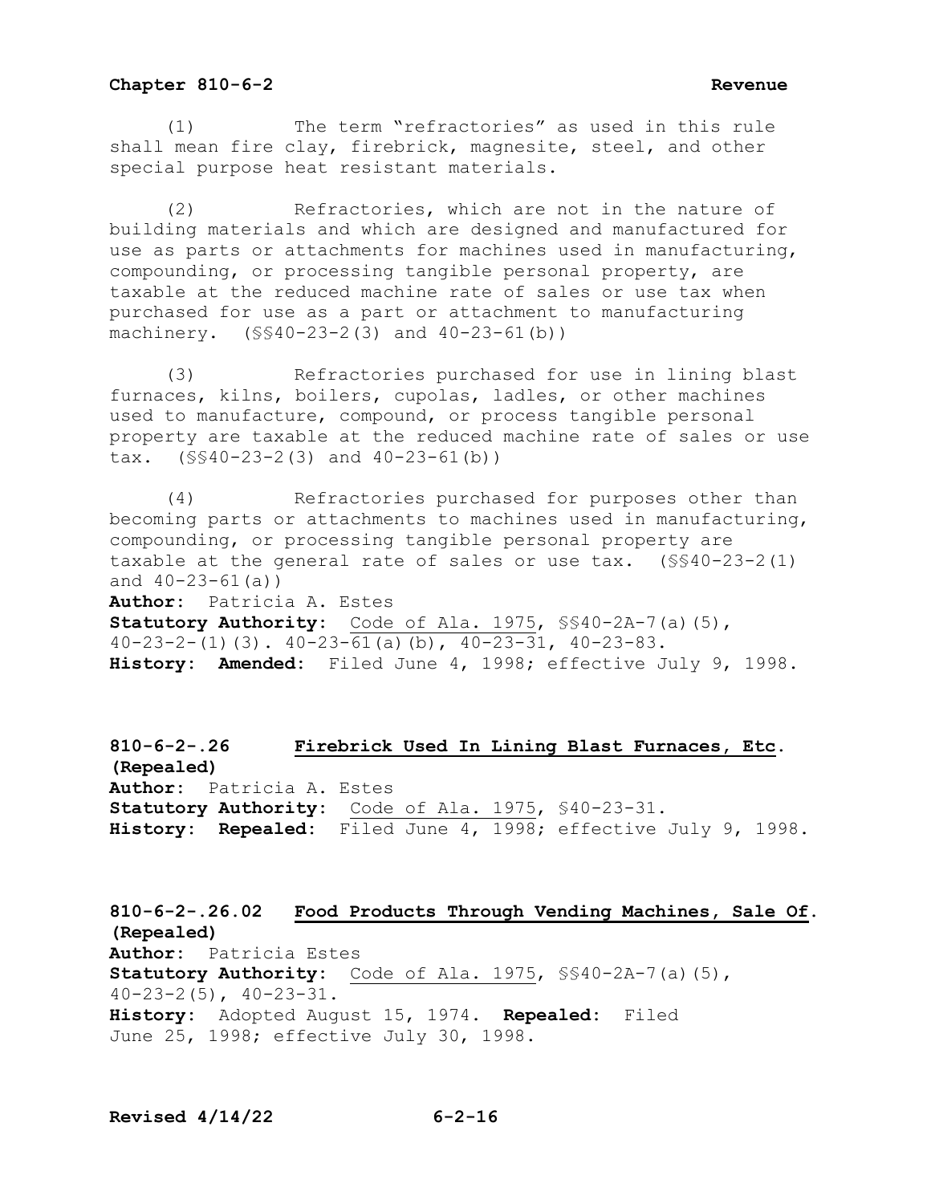(1) The term "refractories" as used in this rule shall mean fire clay, firebrick, magnesite, steel, and other special purpose heat resistant materials.

(2) Refractories, which are not in the nature of building materials and which are designed and manufactured for use as parts or attachments for machines used in manufacturing, compounding, or processing tangible personal property, are taxable at the reduced machine rate of sales or use tax when purchased for use as a part or attachment to manufacturing machinery. (§§40-23-2(3) and 40-23-61(b))

(3) Refractories purchased for use in lining blast furnaces, kilns, boilers, cupolas, ladles, or other machines used to manufacture, compound, or process tangible personal property are taxable at the reduced machine rate of sales or use tax. (§§40-23-2(3) and 40-23-61(b))

(4) Refractories purchased for purposes other than becoming parts or attachments to machines used in manufacturing, compounding, or processing tangible personal property are taxable at the general rate of sales or use tax. (§§40-23-2(1) and 40-23-61(a))

**Author:** Patricia A. Estes
**Statutory Authority:** Code of Ala. 1975, §§40-2A-7(a)(5), 40-23-2-(1)(3). 40-23-61(a)(b), 40-23-31, 40-23-83.
**History: Amended:** Filed June 4, 1998; effective July 9, 1998.

### 810-6-2-.26 Firebrick Used In Lining Blast Furnaces, Etc. (Repealed)

**Author:** Patricia A. Estes
**Statutory Authority:** Code of Ala. 1975, §40-23-31.
**History: Repealed:** Filed June 4, 1998; effective July 9, 1998.

### 810-6-2-.26.02 Food Products Through Vending Machines, Sale Of. (Repealed)

**Author:** Patricia Estes
**Statutory Authority:** Code of Ala. 1975, §§40-2A-7(a)(5), 40-23-2(5), 40-23-31.
**History:** Adopted August 15, 1974. **Repealed:** Filed June 25, 1998; effective July 30, 1998.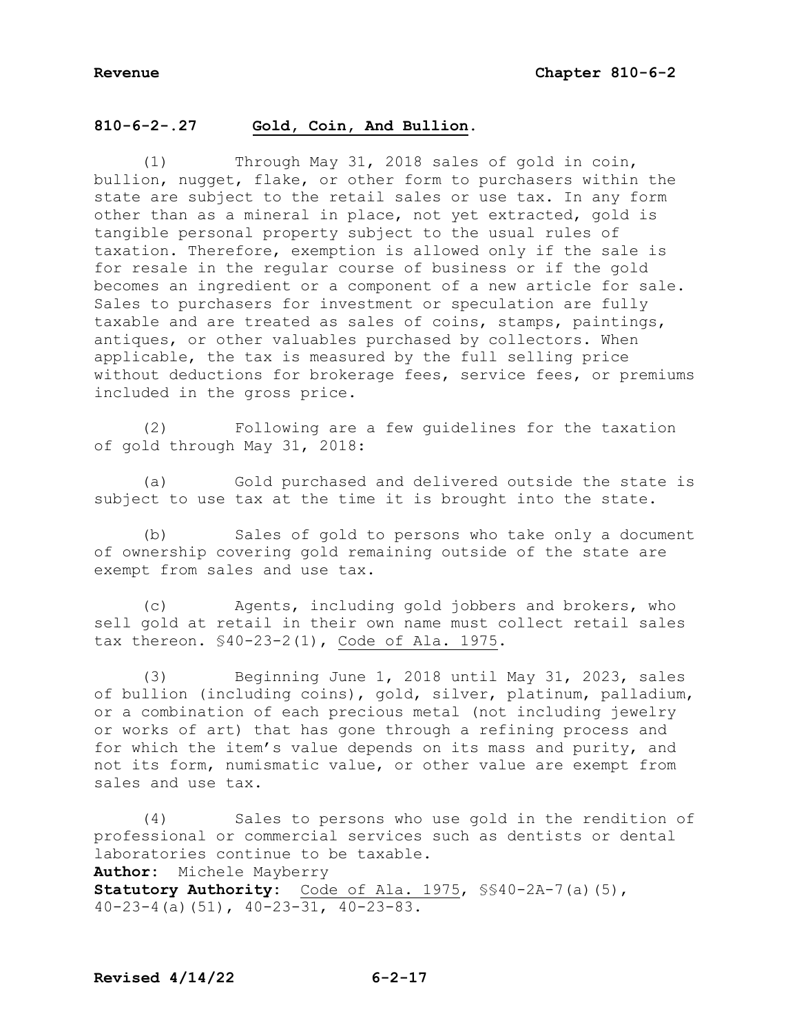## 810-6-2-.27 Gold, Coin, And Bullion.

(1) Through May 31, 2018 sales of gold in coin, bullion, nugget, flake, or other form to purchasers within the state are subject to the retail sales or use tax. In any form other than as a mineral in place, not yet extracted, gold is tangible personal property subject to the usual rules of taxation. Therefore, exemption is allowed only if the sale is for resale in the regular course of business or if the gold becomes an ingredient or a component of a new article for sale. Sales to purchasers for investment or speculation are fully taxable and are treated as sales of coins, stamps, paintings, antiques, or other valuables purchased by collectors. When applicable, the tax is measured by the full selling price without deductions for brokerage fees, service fees, or premiums included in the gross price.

(2) Following are a few guidelines for the taxation of gold through May 31, 2018:

(a) Gold purchased and delivered outside the state is subject to use tax at the time it is brought into the state.

(b) Sales of gold to persons who take only a document of ownership covering gold remaining outside of the state are exempt from sales and use tax.

(c) Agents, including gold jobbers and brokers, who sell gold at retail in their own name must collect retail sales tax thereon. §40-23-2(1), Code of Ala. 1975.

(3) Beginning June 1, 2018 until May 31, 2023, sales of bullion (including coins), gold, silver, platinum, palladium, or a combination of each precious metal (not including jewelry or works of art) that has gone through a refining process and for which the item's value depends on its mass and purity, and not its form, numismatic value, or other value are exempt from sales and use tax.

(4) Sales to persons who use gold in the rendition of professional or commercial services such as dentists or dental laboratories continue to be taxable.

**Author:** Michele Mayberry

**Statutory Authority:** Code of Ala. 1975, §§40-2A-7(a)(5), 40-23-4(a)(51), 40-23-31, 40-23-83.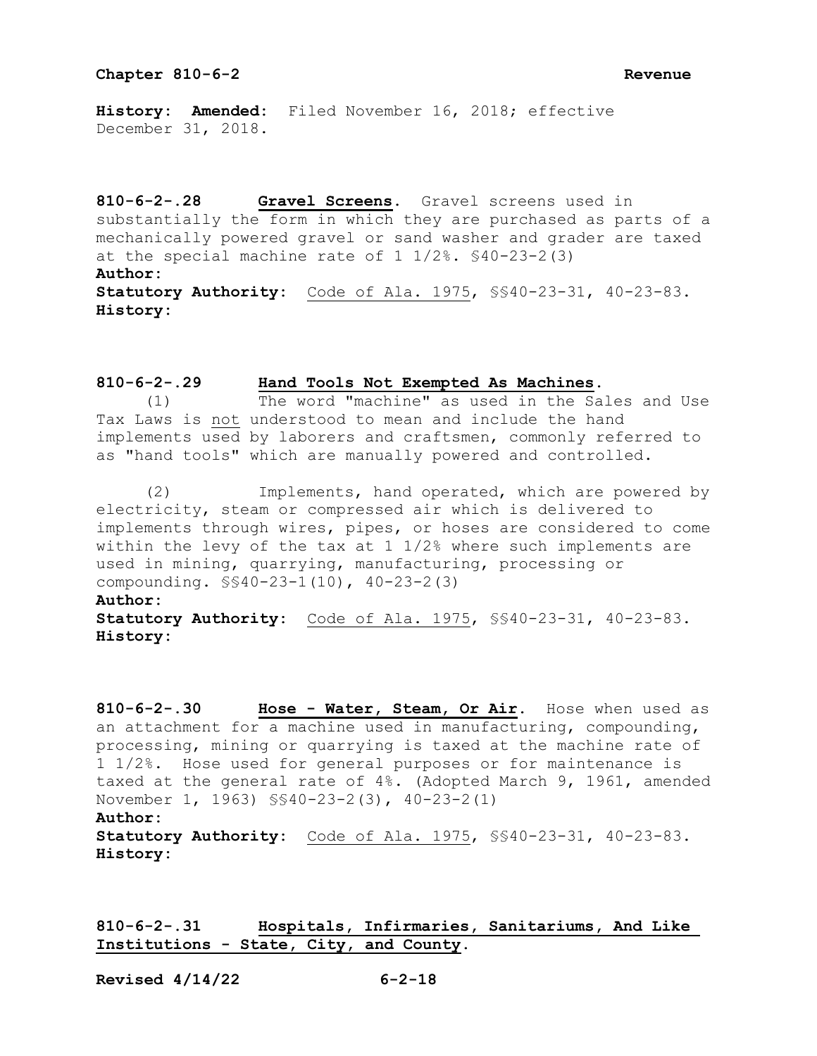**History: Amended:** Filed November 16, 2018; effective December 31, 2018.

**810-6-2-.28 Gravel Screens.** Gravel screens used in substantially the form in which they are purchased as parts of a mechanically powered gravel or sand washer and grader are taxed at the special machine rate of 1 1/2%. §40-23-2(3)

**Author:**

**Statutory Authority:** Code of Ala. 1975, §§40-23-31, 40-23-83.

**History:**

**810-6-2-.29 Hand Tools Not Exempted As Machines.**

(1) The word "machine" as used in the Sales and Use Tax Laws is not understood to mean and include the hand implements used by laborers and craftsmen, commonly referred to as "hand tools" which are manually powered and controlled.

(2) Implements, hand operated, which are powered by electricity, steam or compressed air which is delivered to implements through wires, pipes, or hoses are considered to come within the levy of the tax at 1 1/2% where such implements are used in mining, quarrying, manufacturing, processing or compounding. §§40-23-1(10), 40-23-2(3)

**Author:**

**Statutory Authority:** Code of Ala. 1975, §§40-23-31, 40-23-83.

**History:**

**810-6-2-.30 Hose - Water, Steam, Or Air.** Hose when used as an attachment for a machine used in manufacturing, compounding, processing, mining or quarrying is taxed at the machine rate of 1 1/2%. Hose used for general purposes or for maintenance is taxed at the general rate of 4%. (Adopted March 9, 1961, amended November 1, 1963) §§40-23-2(3), 40-23-2(1)

**Author:**

**Statutory Authority:** Code of Ala. 1975, §§40-23-31, 40-23-83.

**History:**

**810-6-2-.31 Hospitals, Infirmaries, Sanitariums, And Like Institutions - State, City, and County.**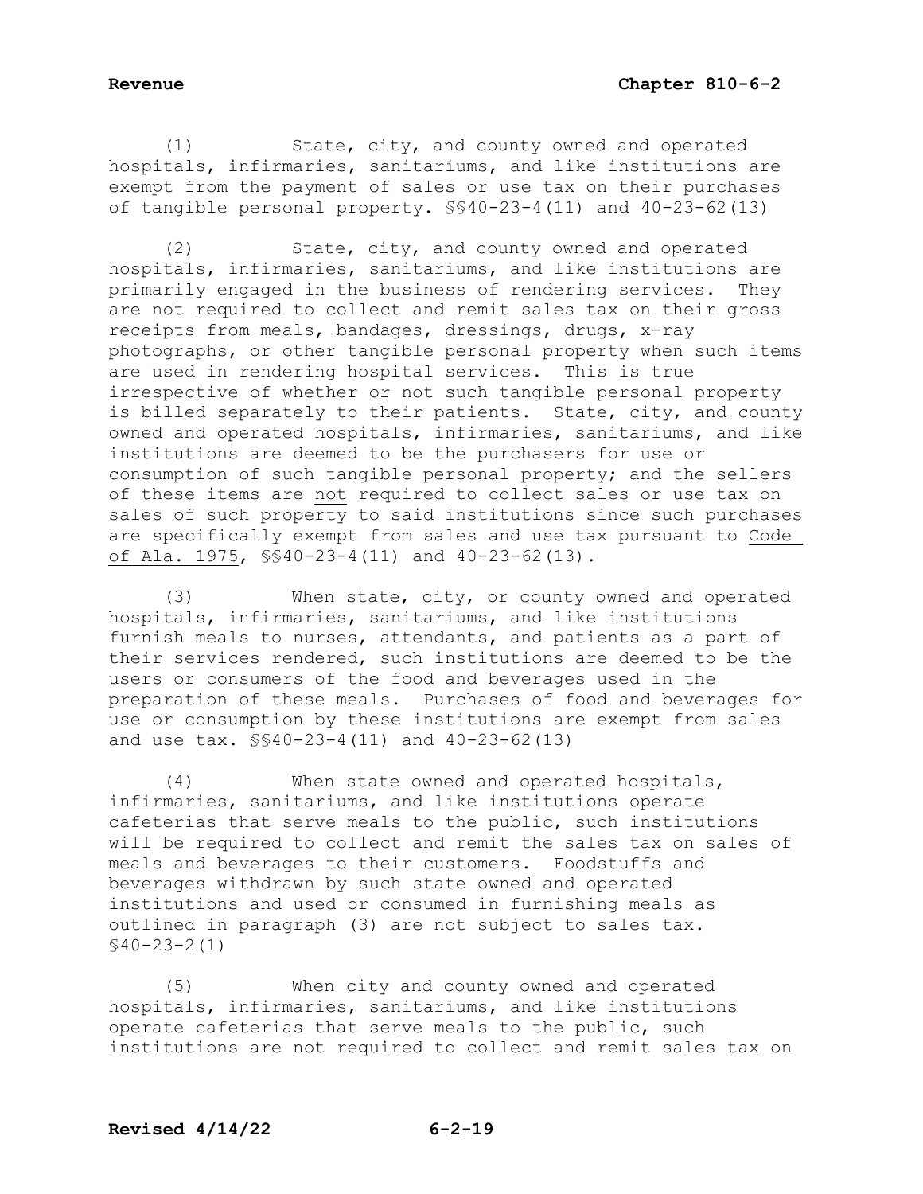(1) State, city, and county owned and operated hospitals, infirmaries, sanitariums, and like institutions are exempt from the payment of sales or use tax on their purchases of tangible personal property. §§40-23-4(11) and 40-23-62(13)

(2) State, city, and county owned and operated hospitals, infirmaries, sanitariums, and like institutions are primarily engaged in the business of rendering services. They are not required to collect and remit sales tax on their gross receipts from meals, bandages, dressings, drugs, x-ray photographs, or other tangible personal property when such items are used in rendering hospital services. This is true irrespective of whether or not such tangible personal property is billed separately to their patients. State, city, and county owned and operated hospitals, infirmaries, sanitariums, and like institutions are deemed to be the purchasers for use or consumption of such tangible personal property; and the sellers of these items are not required to collect sales or use tax on sales of such property to said institutions since such purchases are specifically exempt from sales and use tax pursuant to Code of Ala. 1975, §§40-23-4(11) and 40-23-62(13).

(3) When state, city, or county owned and operated hospitals, infirmaries, sanitariums, and like institutions furnish meals to nurses, attendants, and patients as a part of their services rendered, such institutions are deemed to be the users or consumers of the food and beverages used in the preparation of these meals. Purchases of food and beverages for use or consumption by these institutions are exempt from sales and use tax. §§40-23-4(11) and 40-23-62(13)

(4) When state owned and operated hospitals, infirmaries, sanitariums, and like institutions operate cafeterias that serve meals to the public, such institutions will be required to collect and remit the sales tax on sales of meals and beverages to their customers. Foodstuffs and beverages withdrawn by such state owned and operated institutions and used or consumed in furnishing meals as outlined in paragraph (3) are not subject to sales tax. §40-23-2(1)

(5) When city and county owned and operated hospitals, infirmaries, sanitariums, and like institutions operate cafeterias that serve meals to the public, such institutions are not required to collect and remit sales tax on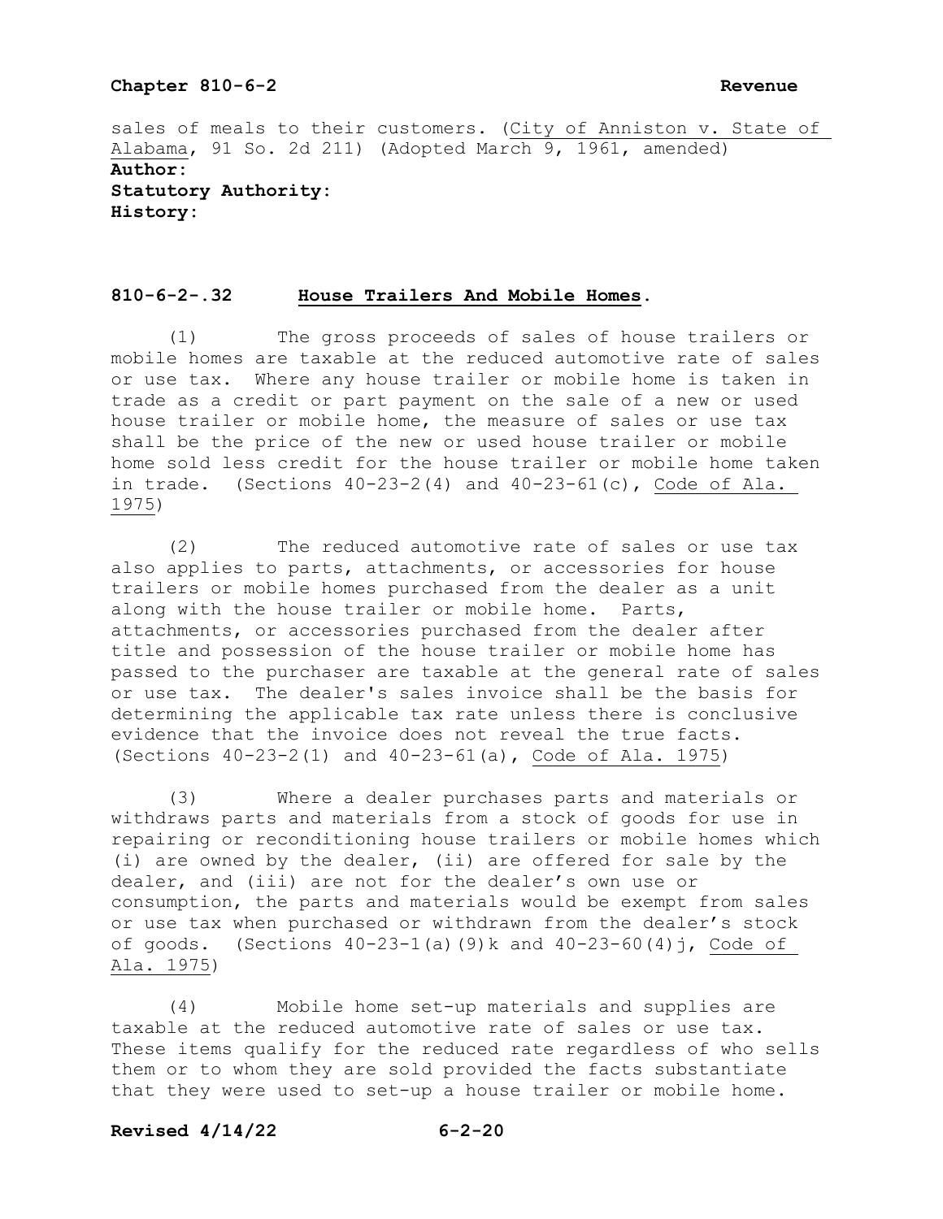sales of meals to their customers. (City of Anniston v. State of Alabama, 91 So. 2d 211) (Adopted March 9, 1961, amended)

**Author:**
**Statutory Authority:**
**History:**

## 810-6-2-.32 House Trailers And Mobile Homes.

(1) The gross proceeds of sales of house trailers or mobile homes are taxable at the reduced automotive rate of sales or use tax. Where any house trailer or mobile home is taken in trade as a credit or part payment on the sale of a new or used house trailer or mobile home, the measure of sales or use tax shall be the price of the new or used house trailer or mobile home sold less credit for the house trailer or mobile home taken in trade. (Sections 40-23-2(4) and 40-23-61(c), Code of Ala. 1975)

(2) The reduced automotive rate of sales or use tax also applies to parts, attachments, or accessories for house trailers or mobile homes purchased from the dealer as a unit along with the house trailer or mobile home. Parts, attachments, or accessories purchased from the dealer after title and possession of the house trailer or mobile home has passed to the purchaser are taxable at the general rate of sales or use tax. The dealer's sales invoice shall be the basis for determining the applicable tax rate unless there is conclusive evidence that the invoice does not reveal the true facts. (Sections 40-23-2(1) and 40-23-61(a), Code of Ala. 1975)

(3) Where a dealer purchases parts and materials or withdraws parts and materials from a stock of goods for use in repairing or reconditioning house trailers or mobile homes which (i) are owned by the dealer, (ii) are offered for sale by the dealer, and (iii) are not for the dealer's own use or consumption, the parts and materials would be exempt from sales or use tax when purchased or withdrawn from the dealer's stock of goods. (Sections 40-23-1(a)(9)k and 40-23-60(4)j, Code of Ala. 1975)

(4) Mobile home set-up materials and supplies are taxable at the reduced automotive rate of sales or use tax. These items qualify for the reduced rate regardless of who sells them or to whom they are sold provided the facts substantiate that they were used to set-up a house trailer or mobile home.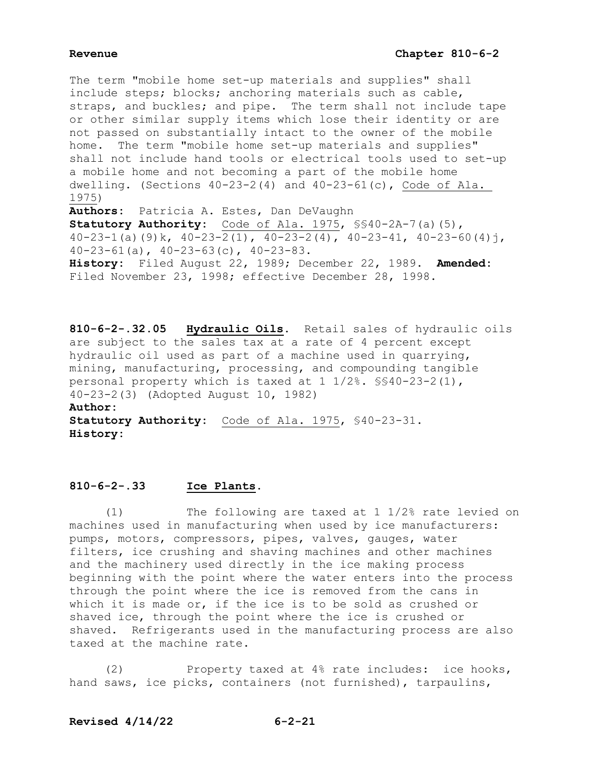The term "mobile home set-up materials and supplies" shall include steps; blocks; anchoring materials such as cable, straps, and buckles; and pipe. The term shall not include tape or other similar supply items which lose their identity or are not passed on substantially intact to the owner of the mobile home. The term "mobile home set-up materials and supplies" shall not include hand tools or electrical tools used to set-up a mobile home and not becoming a part of the mobile home dwelling. (Sections 40-23-2(4) and 40-23-61(c), Code of Ala. 1975)

**Authors:** Patricia A. Estes, Dan DeVaughn
**Statutory Authority:** Code of Ala. 1975, §§40-2A-7(a)(5), 40-23-1(a)(9)k, 40-23-2(1), 40-23-2(4), 40-23-41, 40-23-60(4)j, 40-23-61(a), 40-23-63(c), 40-23-83.
**History:** Filed August 22, 1989; December 22, 1989. **Amended:** Filed November 23, 1998; effective December 28, 1998.

**810-6-2-.32.05 Hydraulic Oils.** Retail sales of hydraulic oils are subject to the sales tax at a rate of 4 percent except hydraulic oil used as part of a machine used in quarrying, mining, manufacturing, processing, and compounding tangible personal property which is taxed at 1 1/2%. §§40-23-2(1), 40-23-2(3) (Adopted August 10, 1982)
**Author:**
**Statutory Authority:** Code of Ala. 1975, §40-23-31.
**History:**

**810-6-2-.33 Ice Plants.**

(1) The following are taxed at 1 1/2% rate levied on machines used in manufacturing when used by ice manufacturers: pumps, motors, compressors, pipes, valves, gauges, water filters, ice crushing and shaving machines and other machines and the machinery used directly in the ice making process beginning with the point where the water enters into the process through the point where the ice is removed from the cans in which it is made or, if the ice is to be sold as crushed or shaved ice, through the point where the ice is crushed or shaved. Refrigerants used in the manufacturing process are also taxed at the machine rate.

(2) Property taxed at 4% rate includes: ice hooks, hand saws, ice picks, containers (not furnished), tarpaulins,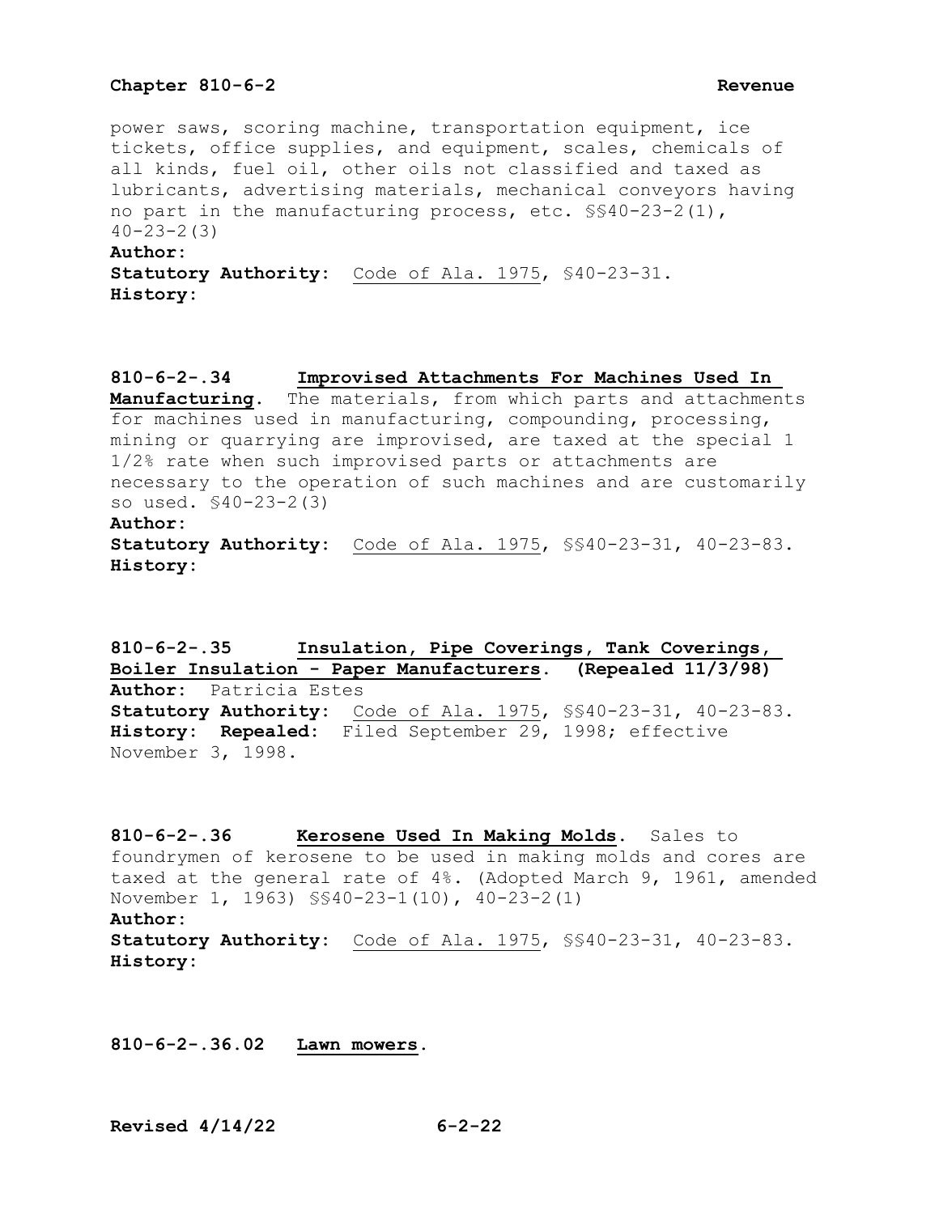power saws, scoring machine, transportation equipment, ice tickets, office supplies, and equipment, scales, chemicals of all kinds, fuel oil, other oils not classified and taxed as lubricants, advertising materials, mechanical conveyors having no part in the manufacturing process, etc. §§40-23-2(1), 40-23-2(3)

**Author:**

**Statutory Authority:** Code of Ala. 1975, §40-23-31.

**History:**

**810-6-2-.34 Improvised Attachments For Machines Used In Manufacturing.** The materials, from which parts and attachments for machines used in manufacturing, compounding, processing, mining or quarrying are improvised, are taxed at the special 1 1/2% rate when such improvised parts or attachments are necessary to the operation of such machines and are customarily so used. §40-23-2(3)

**Author:**

**Statutory Authority:** Code of Ala. 1975, §§40-23-31, 40-23-83.

**History:**

**810-6-2-.35 Insulation, Pipe Coverings, Tank Coverings, Boiler Insulation - Paper Manufacturers. (Repealed 11/3/98)**

**Author:** Patricia Estes

**Statutory Authority:** Code of Ala. 1975, §§40-23-31, 40-23-83.

**History: Repealed:** Filed September 29, 1998; effective November 3, 1998.

**810-6-2-.36 Kerosene Used In Making Molds.** Sales to foundrymen of kerosene to be used in making molds and cores are taxed at the general rate of 4%. (Adopted March 9, 1961, amended November 1, 1963) §§40-23-1(10), 40-23-2(1)

**Author:**

**Statutory Authority:** Code of Ala. 1975, §§40-23-31, 40-23-83.

**History:**

**810-6-2-.36.02 Lawn mowers.**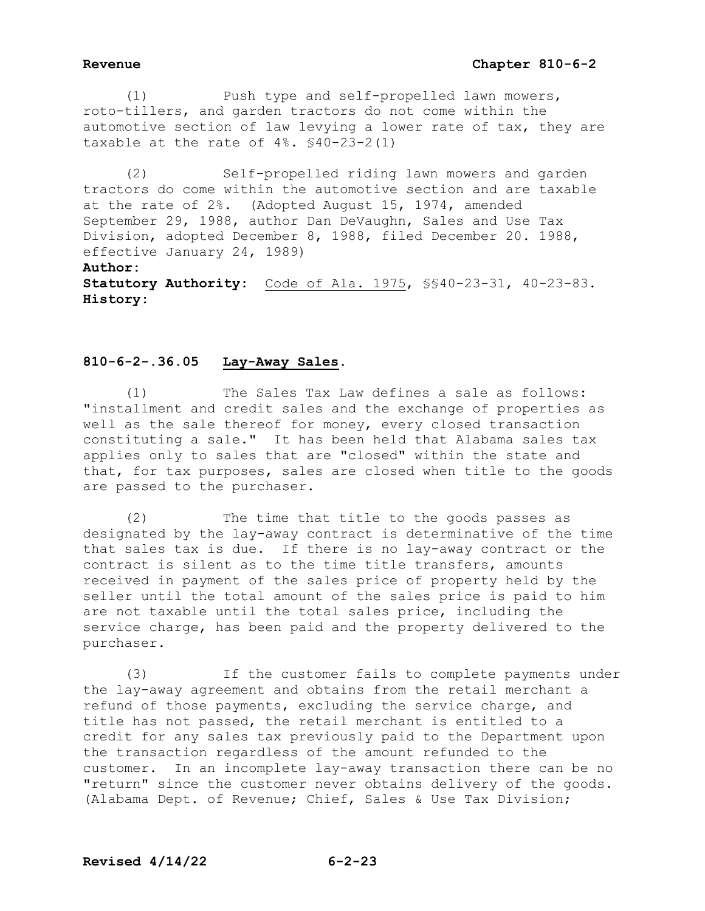(1) Push type and self-propelled lawn mowers, roto-tillers, and garden tractors do not come within the automotive section of law levying a lower rate of tax, they are taxable at the rate of 4%. §40-23-2(1)

(2) Self-propelled riding lawn mowers and garden tractors do come within the automotive section and are taxable at the rate of 2%. (Adopted August 15, 1974, amended September 29, 1988, author Dan DeVaughn, Sales and Use Tax Division, adopted December 8, 1988, filed December 20. 1988, effective January 24, 1989)

**Author:**
**Statutory Authority:** Code of Ala. 1975, §§40-23-31, 40-23-83.
**History:**

### 810-6-2-.36.05 Lay-Away Sales.

(1) The Sales Tax Law defines a sale as follows: "installment and credit sales and the exchange of properties as well as the sale thereof for money, every closed transaction constituting a sale." It has been held that Alabama sales tax applies only to sales that are "closed" within the state and that, for tax purposes, sales are closed when title to the goods are passed to the purchaser.

(2) The time that title to the goods passes as designated by the lay-away contract is determinative of the time that sales tax is due. If there is no lay-away contract or the contract is silent as to the time title transfers, amounts received in payment of the sales price of property held by the seller until the total amount of the sales price is paid to him are not taxable until the total sales price, including the service charge, has been paid and the property delivered to the purchaser.

(3) If the customer fails to complete payments under the lay-away agreement and obtains from the retail merchant a refund of those payments, excluding the service charge, and title has not passed, the retail merchant is entitled to a credit for any sales tax previously paid to the Department upon the transaction regardless of the amount refunded to the customer. In an incomplete lay-away transaction there can be no "return" since the customer never obtains delivery of the goods. (Alabama Dept. of Revenue; Chief, Sales & Use Tax Division;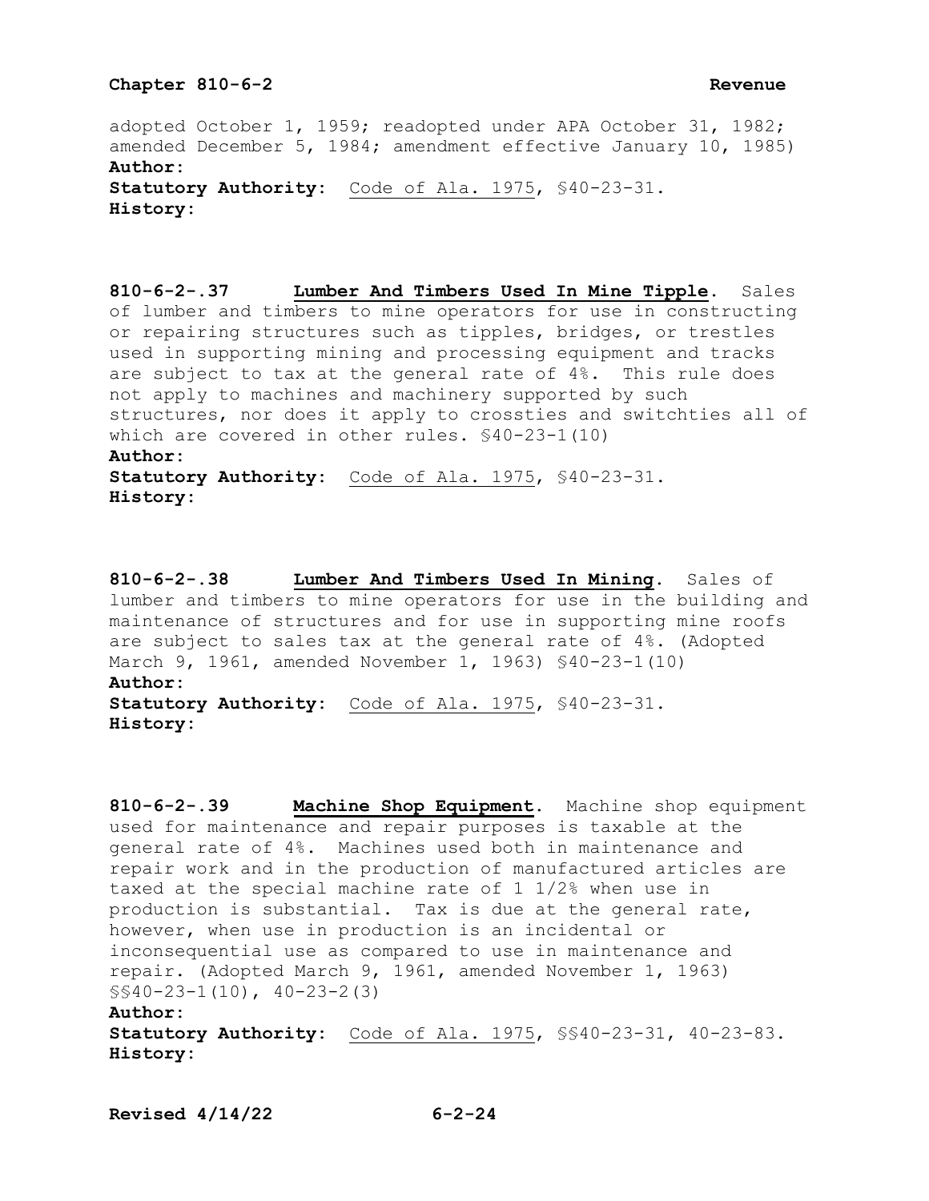adopted October 1, 1959; readopted under APA October 31, 1982; amended December 5, 1984; amendment effective January 10, 1985)

**Author:**

**Statutory Authority:** Code of Ala. 1975, §40-23-31.

**History:**

**810-6-2-.37 Lumber And Timbers Used In Mine Tipple.** Sales of lumber and timbers to mine operators for use in constructing or repairing structures such as tipples, bridges, or trestles used in supporting mining and processing equipment and tracks are subject to tax at the general rate of 4%. This rule does not apply to machines and machinery supported by such structures, nor does it apply to crossties and switchties all of which are covered in other rules. §40-23-1(10)

**Author:**

**Statutory Authority:** Code of Ala. 1975, §40-23-31.

**History:**

**810-6-2-.38 Lumber And Timbers Used In Mining.** Sales of lumber and timbers to mine operators for use in the building and maintenance of structures and for use in supporting mine roofs are subject to sales tax at the general rate of 4%. (Adopted March 9, 1961, amended November 1, 1963) §40-23-1(10)

**Author:**

**Statutory Authority:** Code of Ala. 1975, §40-23-31.

**History:**

**810-6-2-.39 Machine Shop Equipment.** Machine shop equipment used for maintenance and repair purposes is taxable at the general rate of 4%. Machines used both in maintenance and repair work and in the production of manufactured articles are taxed at the special machine rate of 1 1/2% when use in production is substantial. Tax is due at the general rate, however, when use in production is an incidental or inconsequential use as compared to use in maintenance and repair. (Adopted March 9, 1961, amended November 1, 1963) §§40-23-1(10), 40-23-2(3)

**Author:**

**Statutory Authority:** Code of Ala. 1975, §§40-23-31, 40-23-83.

**History:**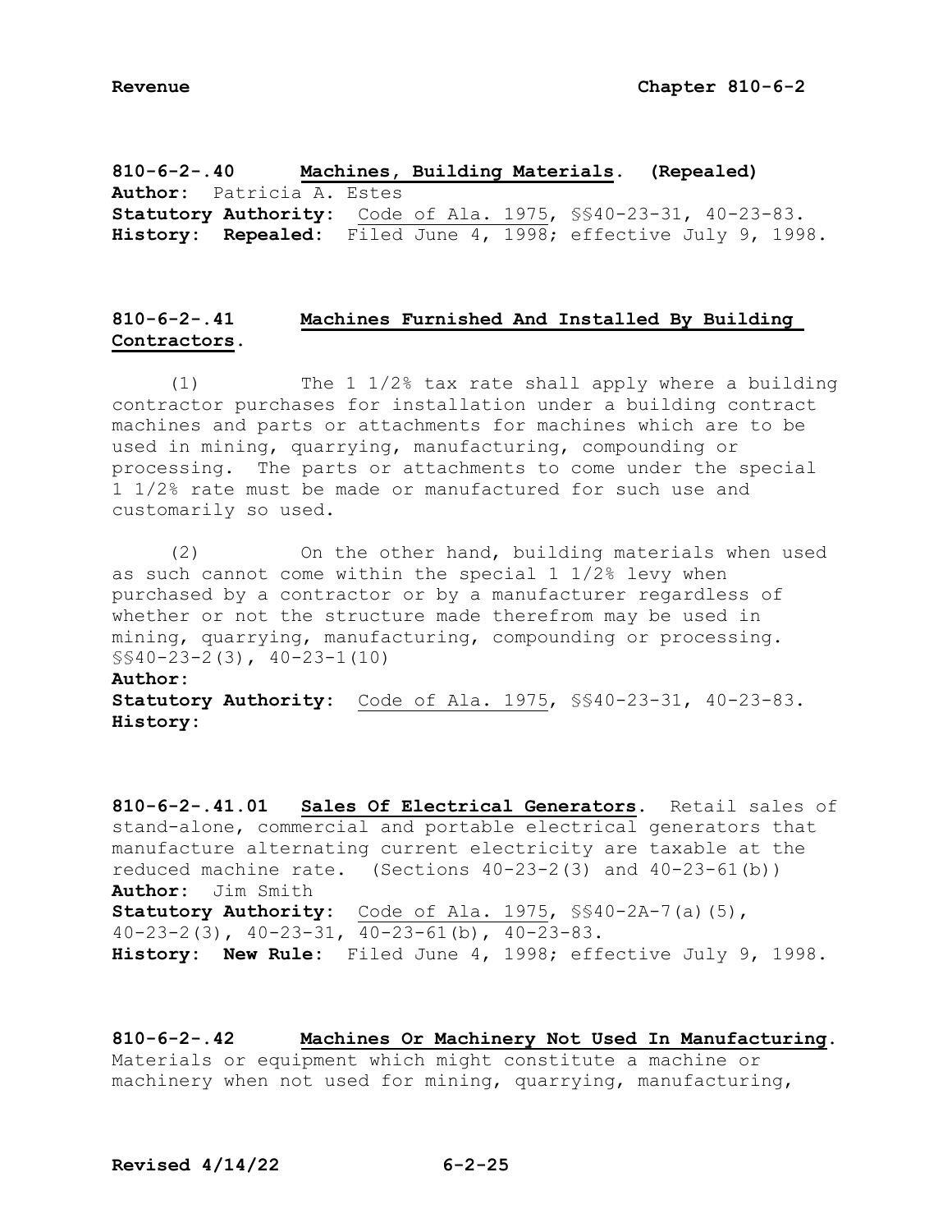**810-6-2-.40 Machines, Building Materials. (Repealed)**
**Author:** Patricia A. Estes
**Statutory Authority:** Code of Ala. 1975, §§40-23-31, 40-23-83.
**History: Repealed:** Filed June 4, 1998; effective July 9, 1998.

**810-6-2-.41 Machines Furnished And Installed By Building Contractors.**

(1) The 1 1/2% tax rate shall apply where a building contractor purchases for installation under a building contract machines and parts or attachments for machines which are to be used in mining, quarrying, manufacturing, compounding or processing. The parts or attachments to come under the special 1 1/2% rate must be made or manufactured for such use and customarily so used.

(2) On the other hand, building materials when used as such cannot come within the special 1 1/2% levy when purchased by a contractor or by a manufacturer regardless of whether or not the structure made therefrom may be used in mining, quarrying, manufacturing, compounding or processing. §§40-23-2(3), 40-23-1(10)

**Author:**
**Statutory Authority:** Code of Ala. 1975, §§40-23-31, 40-23-83.
**History:**

**810-6-2-.41.01 Sales Of Electrical Generators.** Retail sales of stand-alone, commercial and portable electrical generators that manufacture alternating current electricity are taxable at the reduced machine rate. (Sections 40-23-2(3) and 40-23-61(b))
**Author:** Jim Smith
**Statutory Authority:** Code of Ala. 1975, §§40-2A-7(a)(5), 40-23-2(3), 40-23-31, 40-23-61(b), 40-23-83.
**History: New Rule:** Filed June 4, 1998; effective July 9, 1998.

**810-6-2-.42 Machines Or Machinery Not Used In Manufacturing.** Materials or equipment which might constitute a machine or machinery when not used for mining, quarrying, manufacturing,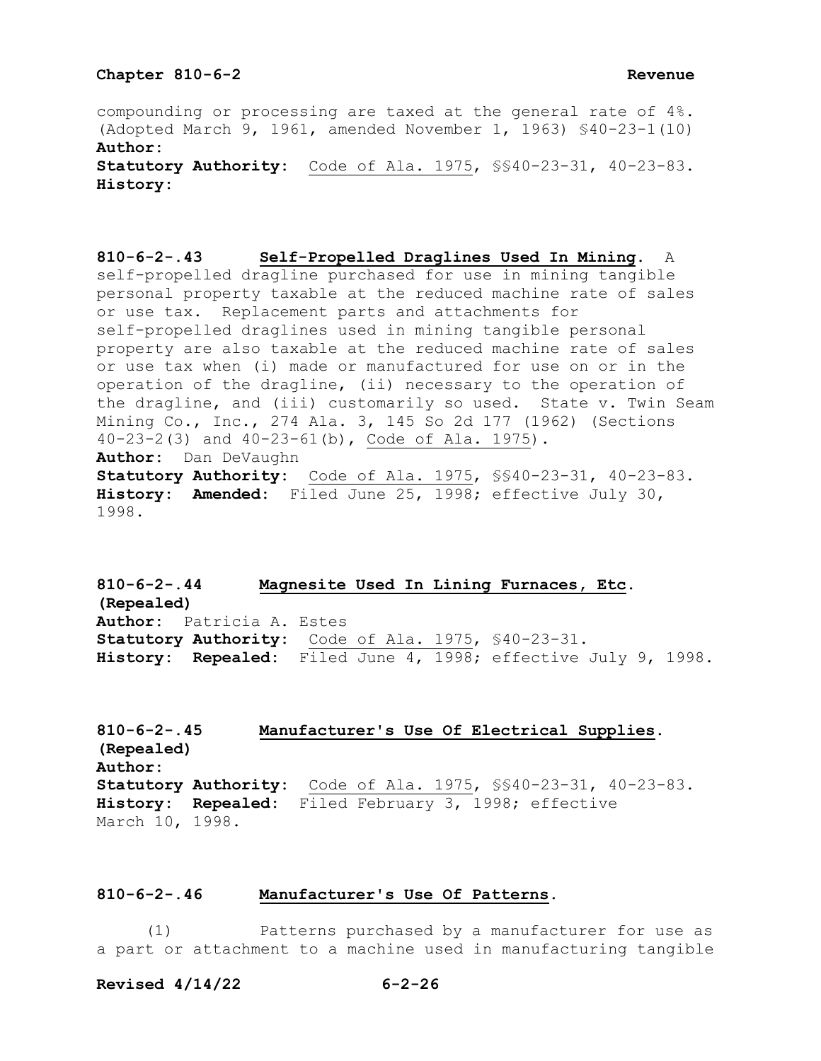compounding or processing are taxed at the general rate of 4%. (Adopted March 9, 1961, amended November 1, 1963) §40-23-1(10)
**Author:**
**Statutory Authority:** Code of Ala. 1975, §§40-23-31, 40-23-83.
**History:**

**810-6-2-.43 Self-Propelled Draglines Used In Mining.** A self-propelled dragline purchased for use in mining tangible personal property taxable at the reduced machine rate of sales or use tax. Replacement parts and attachments for self-propelled draglines used in mining tangible personal property are also taxable at the reduced machine rate of sales or use tax when (i) made or manufactured for use on or in the operation of the dragline, (ii) necessary to the operation of the dragline, and (iii) customarily so used. State v. Twin Seam Mining Co., Inc., 274 Ala. 3, 145 So 2d 177 (1962) (Sections 40-23-2(3) and 40-23-61(b), Code of Ala. 1975).
**Author:** Dan DeVaughn
**Statutory Authority:** Code of Ala. 1975, §§40-23-31, 40-23-83.
**History: Amended:** Filed June 25, 1998; effective July 30, 1998.

**810-6-2-.44 Magnesite Used In Lining Furnaces, Etc. (Repealed)**
**Author:** Patricia A. Estes
**Statutory Authority:** Code of Ala. 1975, §40-23-31.
**History: Repealed:** Filed June 4, 1998; effective July 9, 1998.

**810-6-2-.45 Manufacturer's Use Of Electrical Supplies. (Repealed)**
**Author:**
**Statutory Authority:** Code of Ala. 1975, §§40-23-31, 40-23-83.
**History: Repealed:** Filed February 3, 1998; effective March 10, 1998.

**810-6-2-.46 Manufacturer's Use Of Patterns.**

(1) Patterns purchased by a manufacturer for use as a part or attachment to a machine used in manufacturing tangible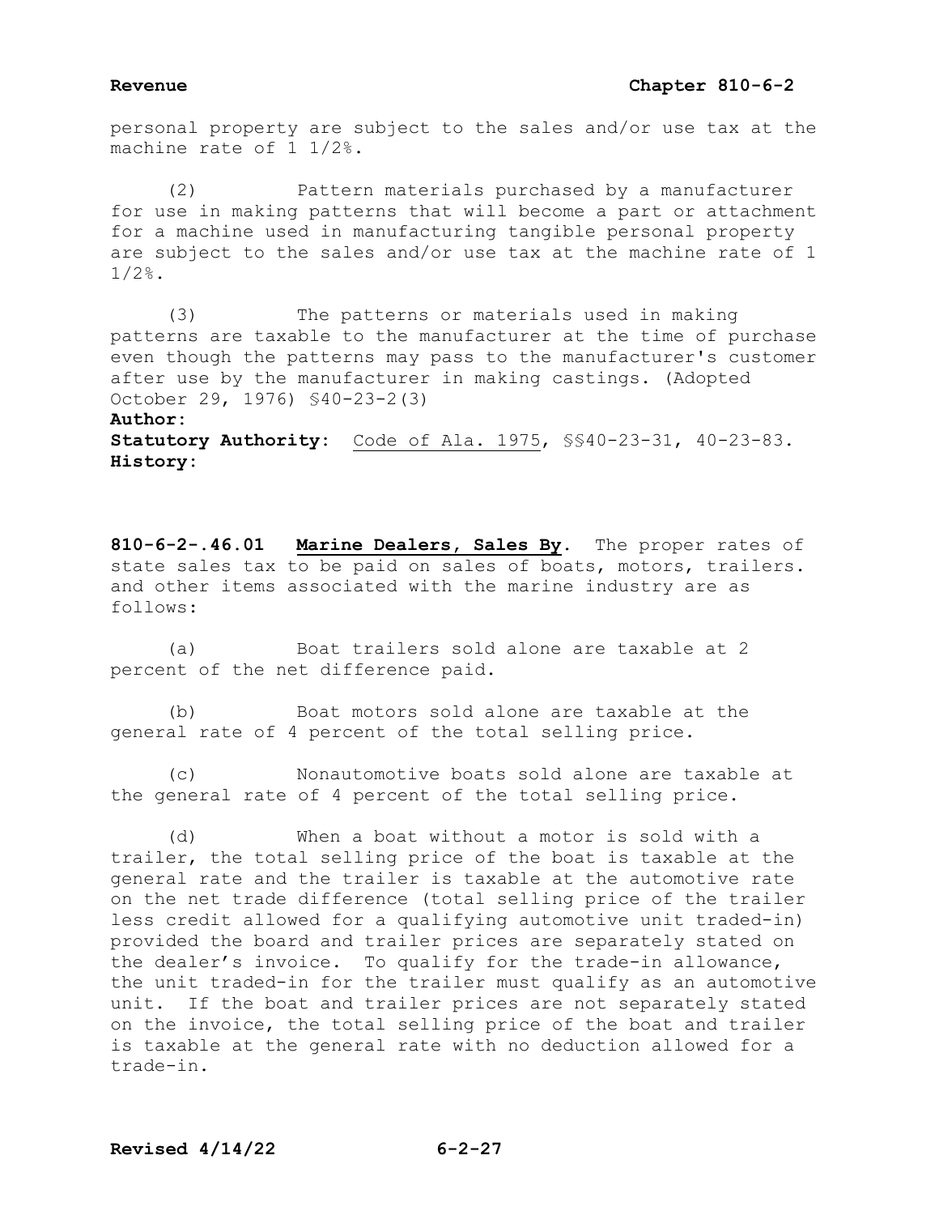personal property are subject to the sales and/or use tax at the machine rate of 1 1/2%.

(2) Pattern materials purchased by a manufacturer for use in making patterns that will become a part or attachment for a machine used in manufacturing tangible personal property are subject to the sales and/or use tax at the machine rate of 1 1/2%.

(3) The patterns or materials used in making patterns are taxable to the manufacturer at the time of purchase even though the patterns may pass to the manufacturer's customer after use by the manufacturer in making castings. (Adopted October 29, 1976) §40-23-2(3)

**Author:**

**Statutory Authority:** Code of Ala. 1975, §§40-23-31, 40-23-83.

**History:**

**810-6-2-.46.01 Marine Dealers, Sales By.** The proper rates of state sales tax to be paid on sales of boats, motors, trailers. and other items associated with the marine industry are as follows:

(a) Boat trailers sold alone are taxable at 2 percent of the net difference paid.

(b) Boat motors sold alone are taxable at the general rate of 4 percent of the total selling price.

(c) Nonautomotive boats sold alone are taxable at the general rate of 4 percent of the total selling price.

(d) When a boat without a motor is sold with a trailer, the total selling price of the boat is taxable at the general rate and the trailer is taxable at the automotive rate on the net trade difference (total selling price of the trailer less credit allowed for a qualifying automotive unit traded-in) provided the board and trailer prices are separately stated on the dealer's invoice. To qualify for the trade-in allowance, the unit traded-in for the trailer must qualify as an automotive unit. If the boat and trailer prices are not separately stated on the invoice, the total selling price of the boat and trailer is taxable at the general rate with no deduction allowed for a trade-in.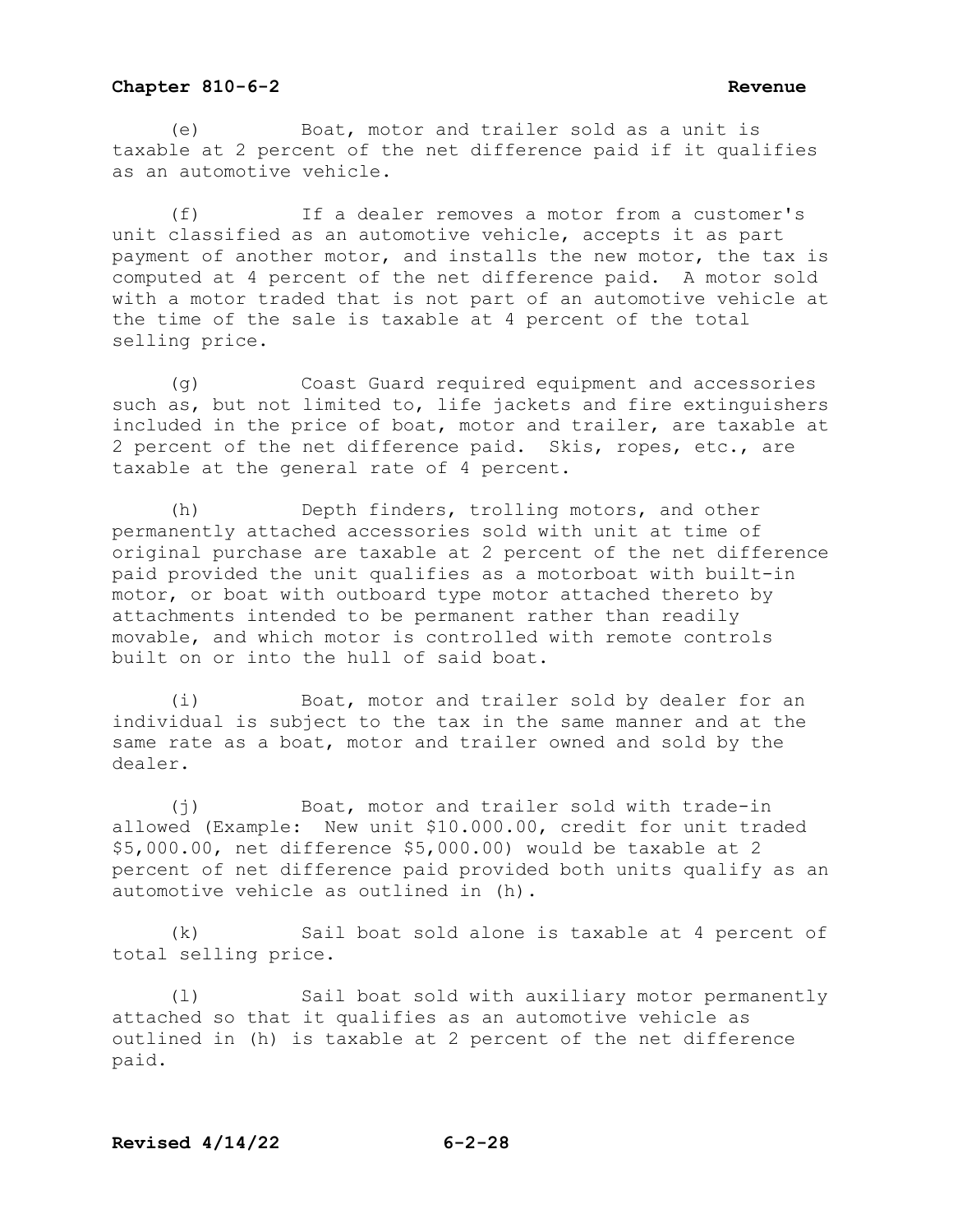(e) Boat, motor and trailer sold as a unit is taxable at 2 percent of the net difference paid if it qualifies as an automotive vehicle.

(f) If a dealer removes a motor from a customer's unit classified as an automotive vehicle, accepts it as part payment of another motor, and installs the new motor, the tax is computed at 4 percent of the net difference paid. A motor sold with a motor traded that is not part of an automotive vehicle at the time of the sale is taxable at 4 percent of the total selling price.

(g) Coast Guard required equipment and accessories such as, but not limited to, life jackets and fire extinguishers included in the price of boat, motor and trailer, are taxable at 2 percent of the net difference paid. Skis, ropes, etc., are taxable at the general rate of 4 percent.

(h) Depth finders, trolling motors, and other permanently attached accessories sold with unit at time of original purchase are taxable at 2 percent of the net difference paid provided the unit qualifies as a motorboat with built-in motor, or boat with outboard type motor attached thereto by attachments intended to be permanent rather than readily movable, and which motor is controlled with remote controls built on or into the hull of said boat.

(i) Boat, motor and trailer sold by dealer for an individual is subject to the tax in the same manner and at the same rate as a boat, motor and trailer owned and sold by the dealer.

(j) Boat, motor and trailer sold with trade-in allowed (Example: New unit $10.000.00, credit for unit traded $5,000.00, net difference $5,000.00) would be taxable at 2 percent of net difference paid provided both units qualify as an automotive vehicle as outlined in (h).

(k) Sail boat sold alone is taxable at 4 percent of total selling price.

(l) Sail boat sold with auxiliary motor permanently attached so that it qualifies as an automotive vehicle as outlined in (h) is taxable at 2 percent of the net difference paid.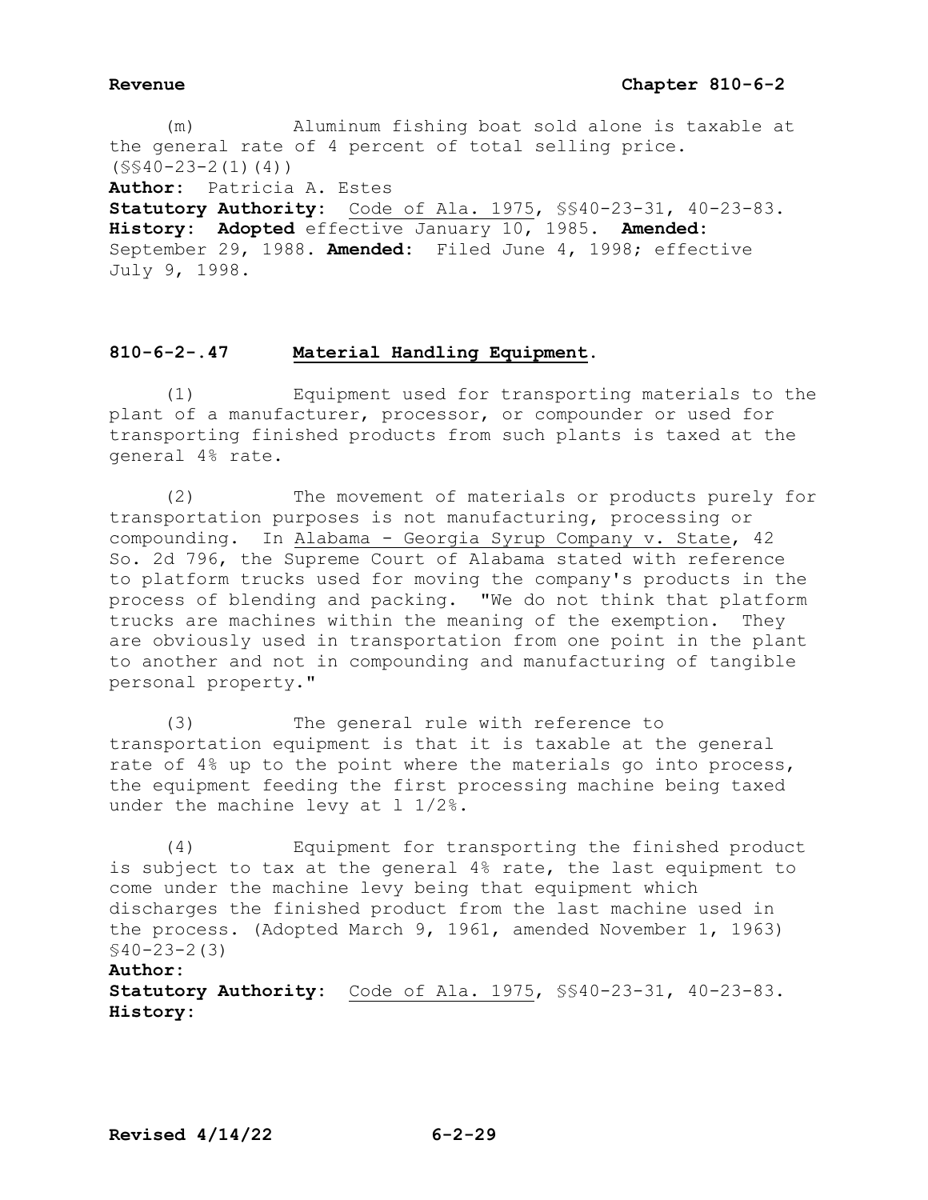(m) Aluminum fishing boat sold alone is taxable at the general rate of 4 percent of total selling price. (§§40-23-2(1)(4))

**Author:** Patricia A. Estes
**Statutory Authority:** Code of Ala. 1975, §§40-23-31, 40-23-83.
**History:** **Adopted** effective January 10, 1985. **Amended:** September 29, 1988. **Amended:** Filed June 4, 1998; effective July 9, 1998.

## 810-6-2-.47 Material Handling Equipment.

(1) Equipment used for transporting materials to the plant of a manufacturer, processor, or compounder or used for transporting finished products from such plants is taxed at the general 4% rate.

(2) The movement of materials or products purely for transportation purposes is not manufacturing, processing or compounding. In Alabama - Georgia Syrup Company v. State, 42 So. 2d 796, the Supreme Court of Alabama stated with reference to platform trucks used for moving the company's products in the process of blending and packing. "We do not think that platform trucks are machines within the meaning of the exemption. They are obviously used in transportation from one point in the plant to another and not in compounding and manufacturing of tangible personal property."

(3) The general rule with reference to transportation equipment is that it is taxable at the general rate of 4% up to the point where the materials go into process, the equipment feeding the first processing machine being taxed under the machine levy at l 1/2%.

(4) Equipment for transporting the finished product is subject to tax at the general 4% rate, the last equipment to come under the machine levy being that equipment which discharges the finished product from the last machine used in the process. (Adopted March 9, 1961, amended November 1, 1963) §40-23-2(3)

**Author:**
**Statutory Authority:** Code of Ala. 1975, §§40-23-31, 40-23-83.
**History:**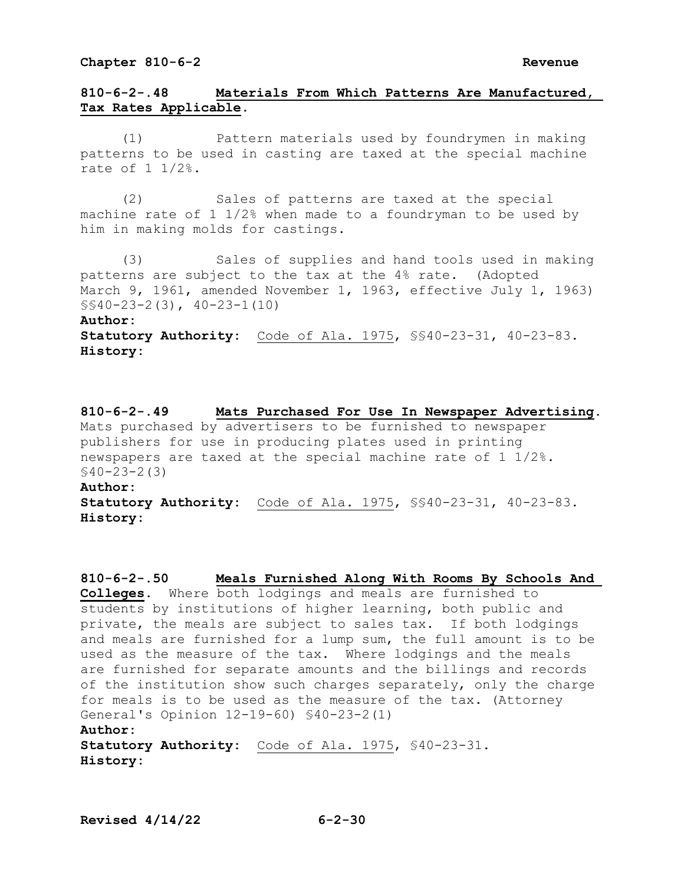**810-6-2-.48 Materials From Which Patterns Are Manufactured, Tax Rates Applicable.**

(1) Pattern materials used by foundrymen in making patterns to be used in casting are taxed at the special machine rate of 1 1/2%.

(2) Sales of patterns are taxed at the special machine rate of 1 1/2% when made to a foundryman to be used by him in making molds for castings.

(3) Sales of supplies and hand tools used in making patterns are subject to the tax at the 4% rate. (Adopted March 9, 1961, amended November 1, 1963, effective July 1, 1963) §§40-23-2(3), 40-23-1(10)

**Author:**
**Statutory Authority:** Code of Ala. 1975, §§40-23-31, 40-23-83.
**History:**

**810-6-2-.49 Mats Purchased For Use In Newspaper Advertising.** Mats purchased by advertisers to be furnished to newspaper publishers for use in producing plates used in printing newspapers are taxed at the special machine rate of 1 1/2%. §40-23-2(3)

**Author:**
**Statutory Authority:** Code of Ala. 1975, §§40-23-31, 40-23-83.
**History:**

**810-6-2-.50 Meals Furnished Along With Rooms By Schools And Colleges.** Where both lodgings and meals are furnished to students by institutions of higher learning, both public and private, the meals are subject to sales tax. If both lodgings and meals are furnished for a lump sum, the full amount is to be used as the measure of the tax. Where lodgings and the meals are furnished for separate amounts and the billings and records of the institution show such charges separately, only the charge for meals is to be used as the measure of the tax. (Attorney General's Opinion 12-19-60) §40-23-2(1)

**Author:**
**Statutory Authority:** Code of Ala. 1975, §40-23-31.
**History:**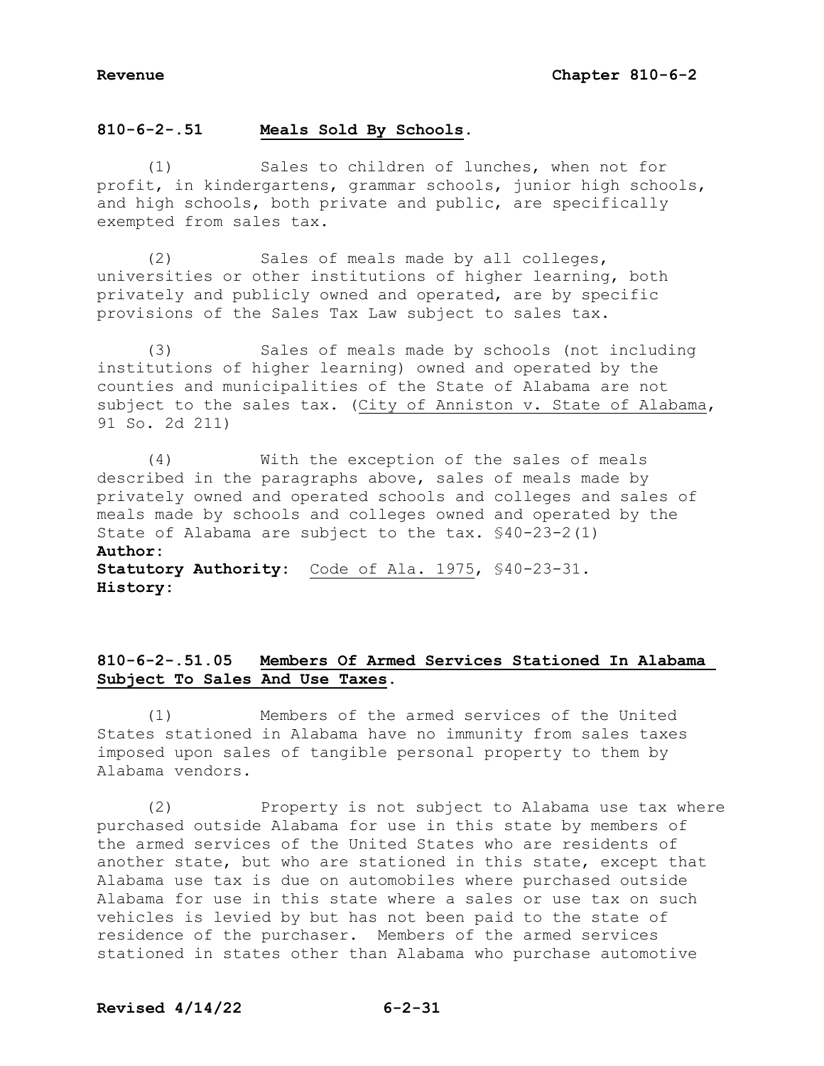## 810-6-2-.51 Meals Sold By Schools.

(1) Sales to children of lunches, when not for profit, in kindergartens, grammar schools, junior high schools, and high schools, both private and public, are specifically exempted from sales tax.

(2) Sales of meals made by all colleges, universities or other institutions of higher learning, both privately and publicly owned and operated, are by specific provisions of the Sales Tax Law subject to sales tax.

(3) Sales of meals made by schools (not including institutions of higher learning) owned and operated by the counties and municipalities of the State of Alabama are not subject to the sales tax. (City of Anniston v. State of Alabama, 91 So. 2d 211)

(4) With the exception of the sales of meals described in the paragraphs above, sales of meals made by privately owned and operated schools and colleges and sales of meals made by schools and colleges owned and operated by the State of Alabama are subject to the tax. §40-23-2(1)

**Author:**
**Statutory Authority:** Code of Ala. 1975, §40-23-31.
**History:**

## 810-6-2-.51.05 Members Of Armed Services Stationed In Alabama Subject To Sales And Use Taxes.

(1) Members of the armed services of the United States stationed in Alabama have no immunity from sales taxes imposed upon sales of tangible personal property to them by Alabama vendors.

(2) Property is not subject to Alabama use tax where purchased outside Alabama for use in this state by members of the armed services of the United States who are residents of another state, but who are stationed in this state, except that Alabama use tax is due on automobiles where purchased outside Alabama for use in this state where a sales or use tax on such vehicles is levied by but has not been paid to the state of residence of the purchaser. Members of the armed services stationed in states other than Alabama who purchase automotive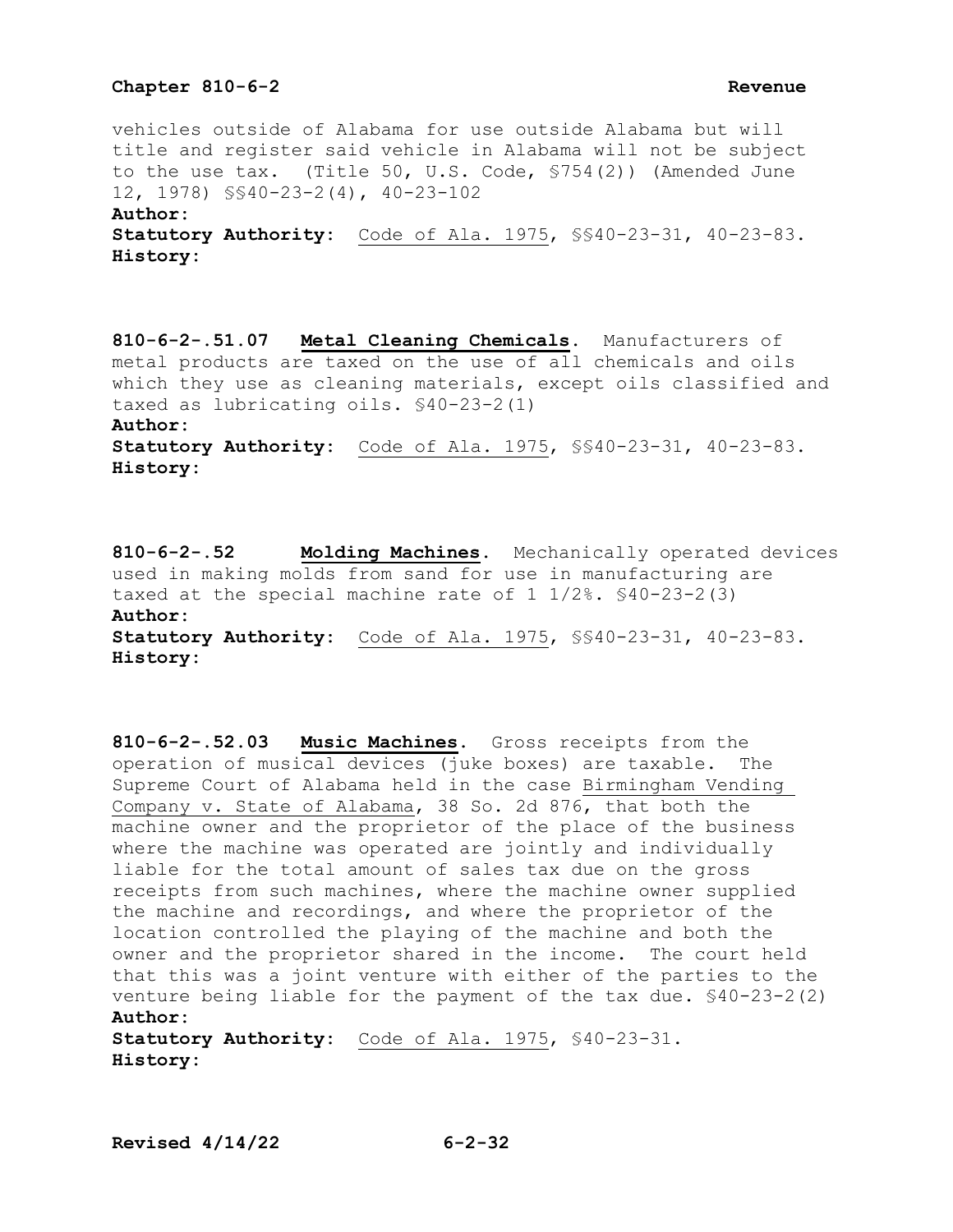vehicles outside of Alabama for use outside Alabama but will title and register said vehicle in Alabama will not be subject to the use tax. (Title 50, U.S. Code, §754(2)) (Amended June 12, 1978) §§40-23-2(4), 40-23-102

**Author:**

**Statutory Authority:** Code of Ala. 1975, §§40-23-31, 40-23-83.

**History:**

**810-6-2-.51.07 Metal Cleaning Chemicals.** Manufacturers of metal products are taxed on the use of all chemicals and oils which they use as cleaning materials, except oils classified and taxed as lubricating oils. §40-23-2(1)

**Author:**

**Statutory Authority:** Code of Ala. 1975, §§40-23-31, 40-23-83.

**History:**

**810-6-2-.52 Molding Machines.** Mechanically operated devices used in making molds from sand for use in manufacturing are taxed at the special machine rate of 1 1/2%. §40-23-2(3)

**Author:**

**Statutory Authority:** Code of Ala. 1975, §§40-23-31, 40-23-83.

**History:**

**810-6-2-.52.03 Music Machines.** Gross receipts from the operation of musical devices (juke boxes) are taxable. The Supreme Court of Alabama held in the case Birmingham Vending Company v. State of Alabama, 38 So. 2d 876, that both the machine owner and the proprietor of the place of the business where the machine was operated are jointly and individually liable for the total amount of sales tax due on the gross receipts from such machines, where the machine owner supplied the machine and recordings, and where the proprietor of the location controlled the playing of the machine and both the owner and the proprietor shared in the income. The court held that this was a joint venture with either of the parties to the venture being liable for the payment of the tax due. §40-23-2(2)

**Author:**

**Statutory Authority:** Code of Ala. 1975, §40-23-31.

**History:**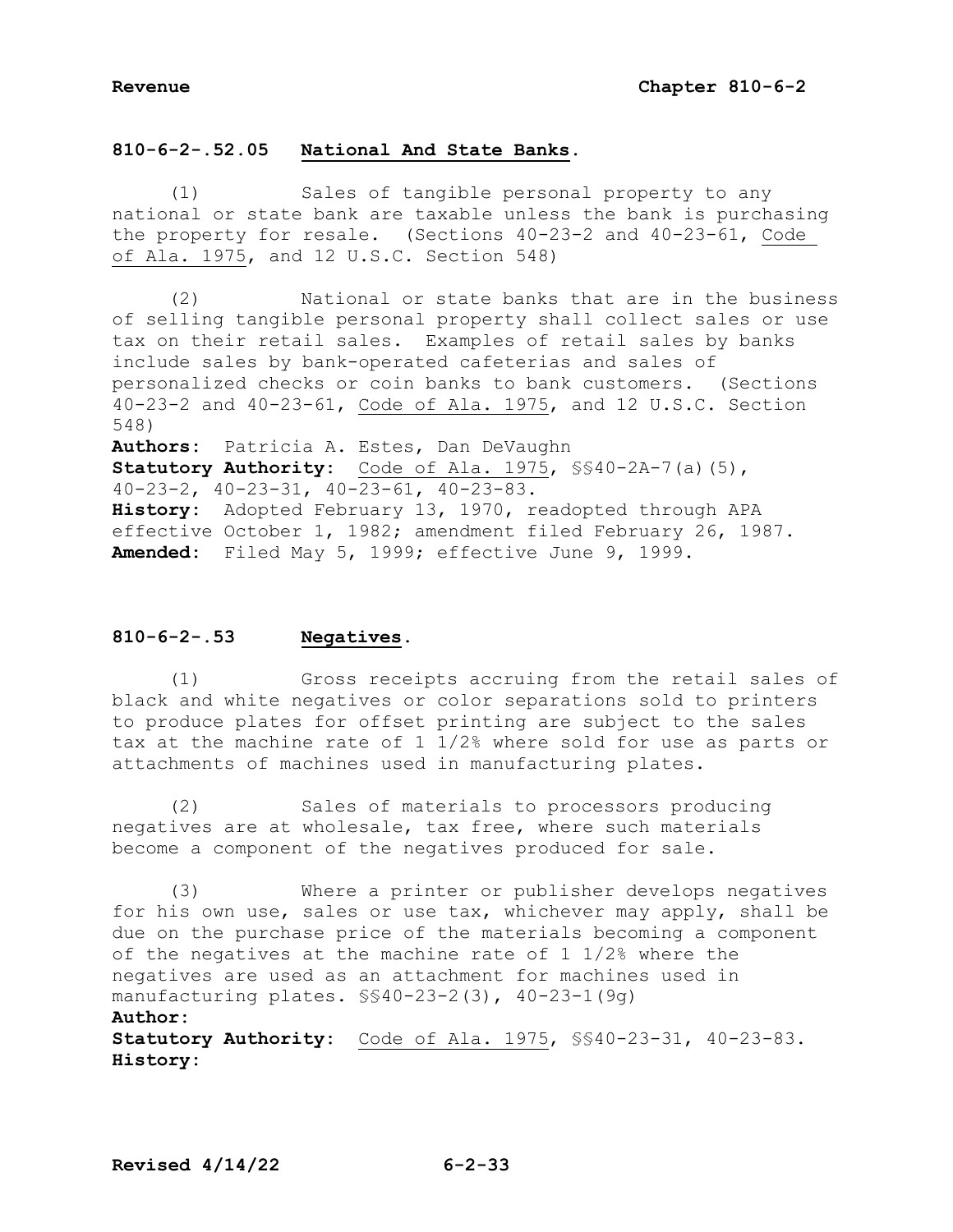### 810-6-2-.52.05 National And State Banks.

(1) Sales of tangible personal property to any national or state bank are taxable unless the bank is purchasing the property for resale. (Sections 40-23-2 and 40-23-61, Code of Ala. 1975, and 12 U.S.C. Section 548)

(2) National or state banks that are in the business of selling tangible personal property shall collect sales or use tax on their retail sales. Examples of retail sales by banks include sales by bank-operated cafeterias and sales of personalized checks or coin banks to bank customers. (Sections 40-23-2 and 40-23-61, Code of Ala. 1975, and 12 U.S.C. Section 548)

**Authors:** Patricia A. Estes, Dan DeVaughn
**Statutory Authority:** Code of Ala. 1975, §§40-2A-7(a)(5), 40-23-2, 40-23-31, 40-23-61, 40-23-83.
**History:** Adopted February 13, 1970, readopted through APA effective October 1, 1982; amendment filed February 26, 1987.
**Amended:** Filed May 5, 1999; effective June 9, 1999.

### 810-6-2-.53 Negatives.

(1) Gross receipts accruing from the retail sales of black and white negatives or color separations sold to printers to produce plates for offset printing are subject to the sales tax at the machine rate of 1 1/2% where sold for use as parts or attachments of machines used in manufacturing plates.

(2) Sales of materials to processors producing negatives are at wholesale, tax free, where such materials become a component of the negatives produced for sale.

(3) Where a printer or publisher develops negatives for his own use, sales or use tax, whichever may apply, shall be due on the purchase price of the materials becoming a component of the negatives at the machine rate of 1 1/2% where the negatives are used as an attachment for machines used in manufacturing plates. §§40-23-2(3), 40-23-1(9g)

**Author:**
**Statutory Authority:** Code of Ala. 1975, §§40-23-31, 40-23-83.
**History:**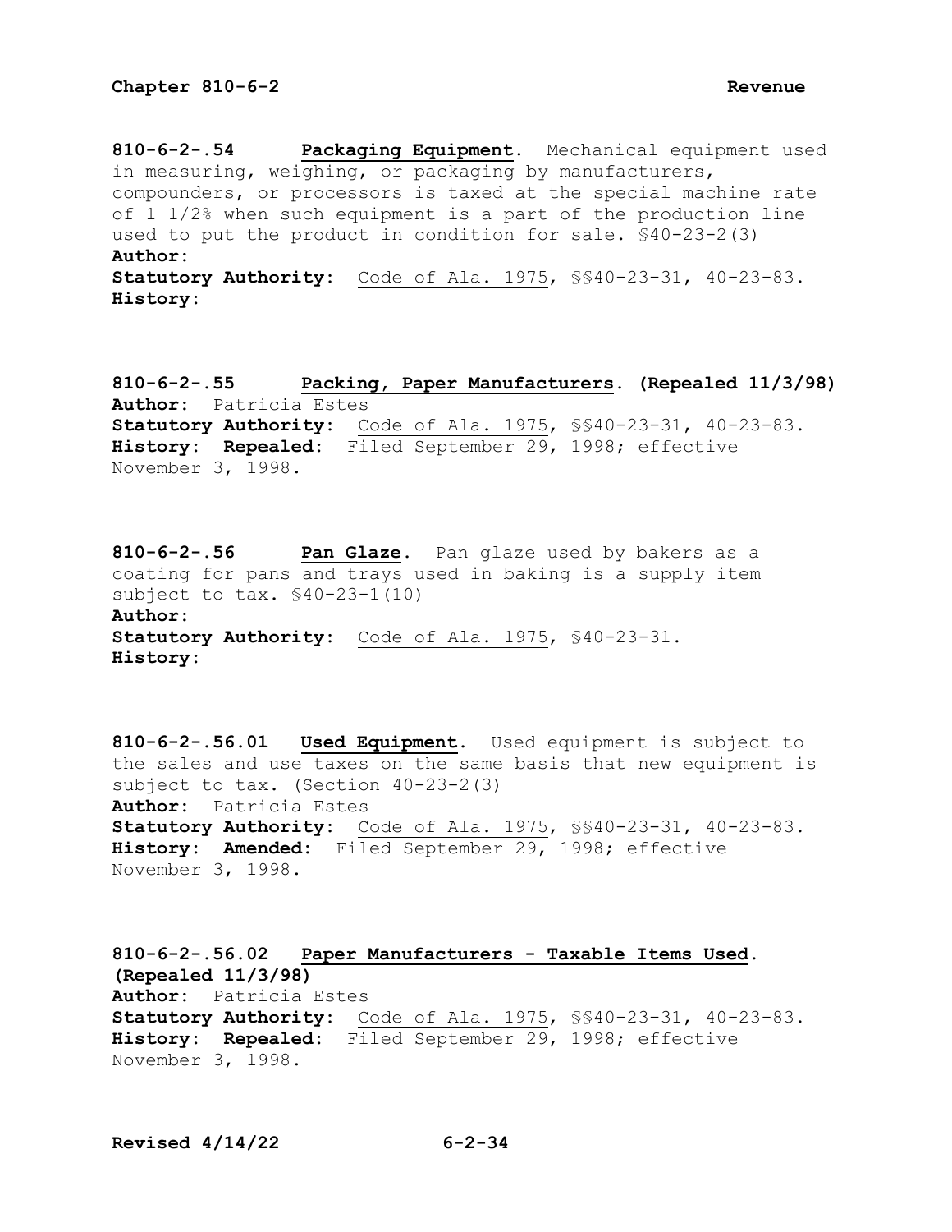**810-6-2-.54 Packaging Equipment.** Mechanical equipment used in measuring, weighing, or packaging by manufacturers, compounders, or processors is taxed at the special machine rate of 1 1/2% when such equipment is a part of the production line used to put the product in condition for sale. §40-23-2(3)

**Author:**

**Statutory Authority:** Code of Ala. 1975, §§40-23-31, 40-23-83.

**History:**

**810-6-2-.55 Packing, Paper Manufacturers. (Repealed 11/3/98)**

**Author:** Patricia Estes

**Statutory Authority:** Code of Ala. 1975, §§40-23-31, 40-23-83.

**History: Repealed:** Filed September 29, 1998; effective November 3, 1998.

**810-6-2-.56 Pan Glaze.** Pan glaze used by bakers as a coating for pans and trays used in baking is a supply item subject to tax. §40-23-1(10)

**Author:**

**Statutory Authority:** Code of Ala. 1975, §40-23-31.

**History:**

**810-6-2-.56.01 Used Equipment.** Used equipment is subject to the sales and use taxes on the same basis that new equipment is subject to tax. (Section 40-23-2(3)

**Author:** Patricia Estes

**Statutory Authority:** Code of Ala. 1975, §§40-23-31, 40-23-83.

**History: Amended:** Filed September 29, 1998; effective November 3, 1998.

**810-6-2-.56.02 Paper Manufacturers - Taxable Items Used. (Repealed 11/3/98)**

**Author:** Patricia Estes

**Statutory Authority:** Code of Ala. 1975, §§40-23-31, 40-23-83.

**History: Repealed:** Filed September 29, 1998; effective November 3, 1998.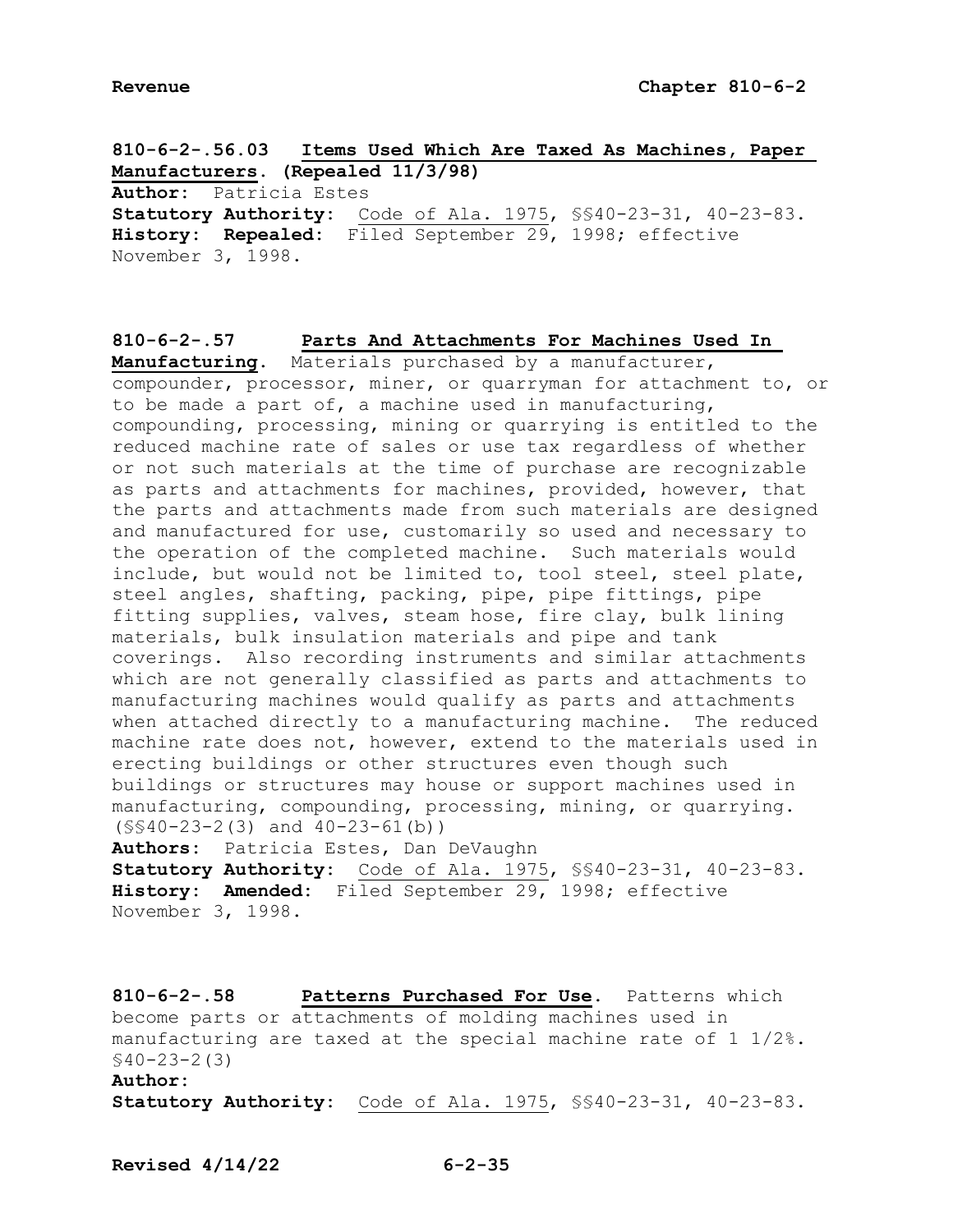**810-6-2-.56.03 Items Used Which Are Taxed As Machines, Paper Manufacturers. (Repealed 11/3/98)**

**Author:** Patricia Estes

**Statutory Authority:** Code of Ala. 1975, §§40-23-31, 40-23-83.

**History: Repealed:** Filed September 29, 1998; effective November 3, 1998.

**810-6-2-.57 Parts And Attachments For Machines Used In Manufacturing.** Materials purchased by a manufacturer, compounder, processor, miner, or quarryman for attachment to, or to be made a part of, a machine used in manufacturing, compounding, processing, mining or quarrying is entitled to the reduced machine rate of sales or use tax regardless of whether or not such materials at the time of purchase are recognizable as parts and attachments for machines, provided, however, that the parts and attachments made from such materials are designed and manufactured for use, customarily so used and necessary to the operation of the completed machine. Such materials would include, but would not be limited to, tool steel, steel plate, steel angles, shafting, packing, pipe, pipe fittings, pipe fitting supplies, valves, steam hose, fire clay, bulk lining materials, bulk insulation materials and pipe and tank coverings. Also recording instruments and similar attachments which are not generally classified as parts and attachments to manufacturing machines would qualify as parts and attachments when attached directly to a manufacturing machine. The reduced machine rate does not, however, extend to the materials used in erecting buildings or other structures even though such buildings or structures may house or support machines used in manufacturing, compounding, processing, mining, or quarrying. (§§40-23-2(3) and 40-23-61(b))

**Authors:** Patricia Estes, Dan DeVaughn

**Statutory Authority:** Code of Ala. 1975, §§40-23-31, 40-23-83.

**History: Amended:** Filed September 29, 1998; effective November 3, 1998.

**810-6-2-.58 Patterns Purchased For Use.** Patterns which become parts or attachments of molding machines used in manufacturing are taxed at the special machine rate of 1 1/2%. §40-23-2(3)

**Author:**

**Statutory Authority:** Code of Ala. 1975, §§40-23-31, 40-23-83.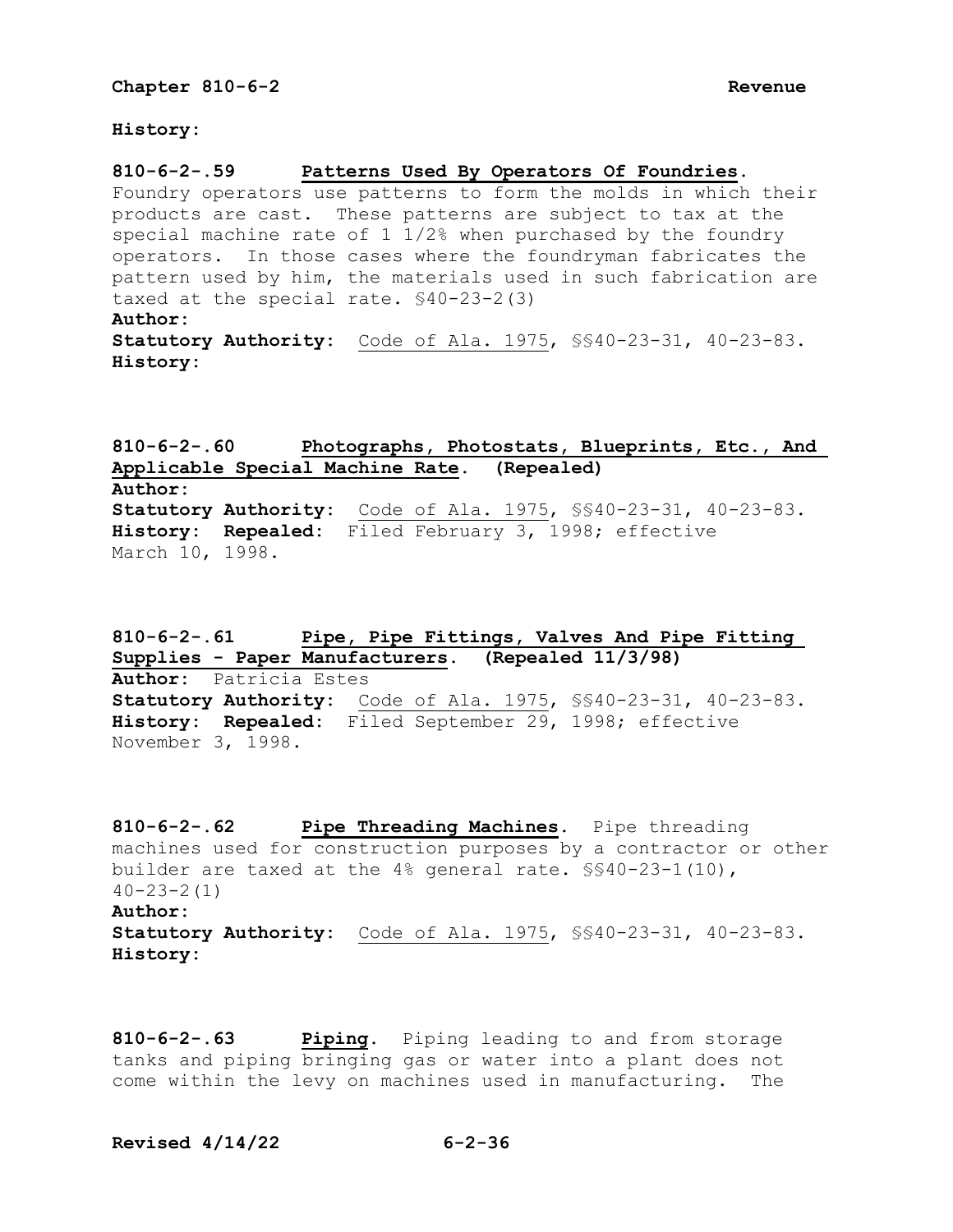**History:**

**810-6-2-.59 Patterns Used By Operators Of Foundries.** Foundry operators use patterns to form the molds in which their products are cast. These patterns are subject to tax at the special machine rate of 1 1/2% when purchased by the foundry operators. In those cases where the foundryman fabricates the pattern used by him, the materials used in such fabrication are taxed at the special rate. §40-23-2(3)

**Author:**

**Statutory Authority:** Code of Ala. 1975, §§40-23-31, 40-23-83.

**History:**

**810-6-2-.60 Photographs, Photostats, Blueprints, Etc., And Applicable Special Machine Rate. (Repealed)**

**Author:**

**Statutory Authority:** Code of Ala. 1975, §§40-23-31, 40-23-83.

**History: Repealed:** Filed February 3, 1998; effective March 10, 1998.

**810-6-2-.61 Pipe, Pipe Fittings, Valves And Pipe Fitting Supplies - Paper Manufacturers. (Repealed 11/3/98)**

**Author:** Patricia Estes

**Statutory Authority:** Code of Ala. 1975, §§40-23-31, 40-23-83.

**History: Repealed:** Filed September 29, 1998; effective November 3, 1998.

**810-6-2-.62 Pipe Threading Machines.** Pipe threading machines used for construction purposes by a contractor or other builder are taxed at the 4% general rate. §§40-23-1(10), 40-23-2(1)

**Author:**

**Statutory Authority:** Code of Ala. 1975, §§40-23-31, 40-23-83.

**History:**

**810-6-2-.63 Piping.** Piping leading to and from storage tanks and piping bringing gas or water into a plant does not come within the levy on machines used in manufacturing. The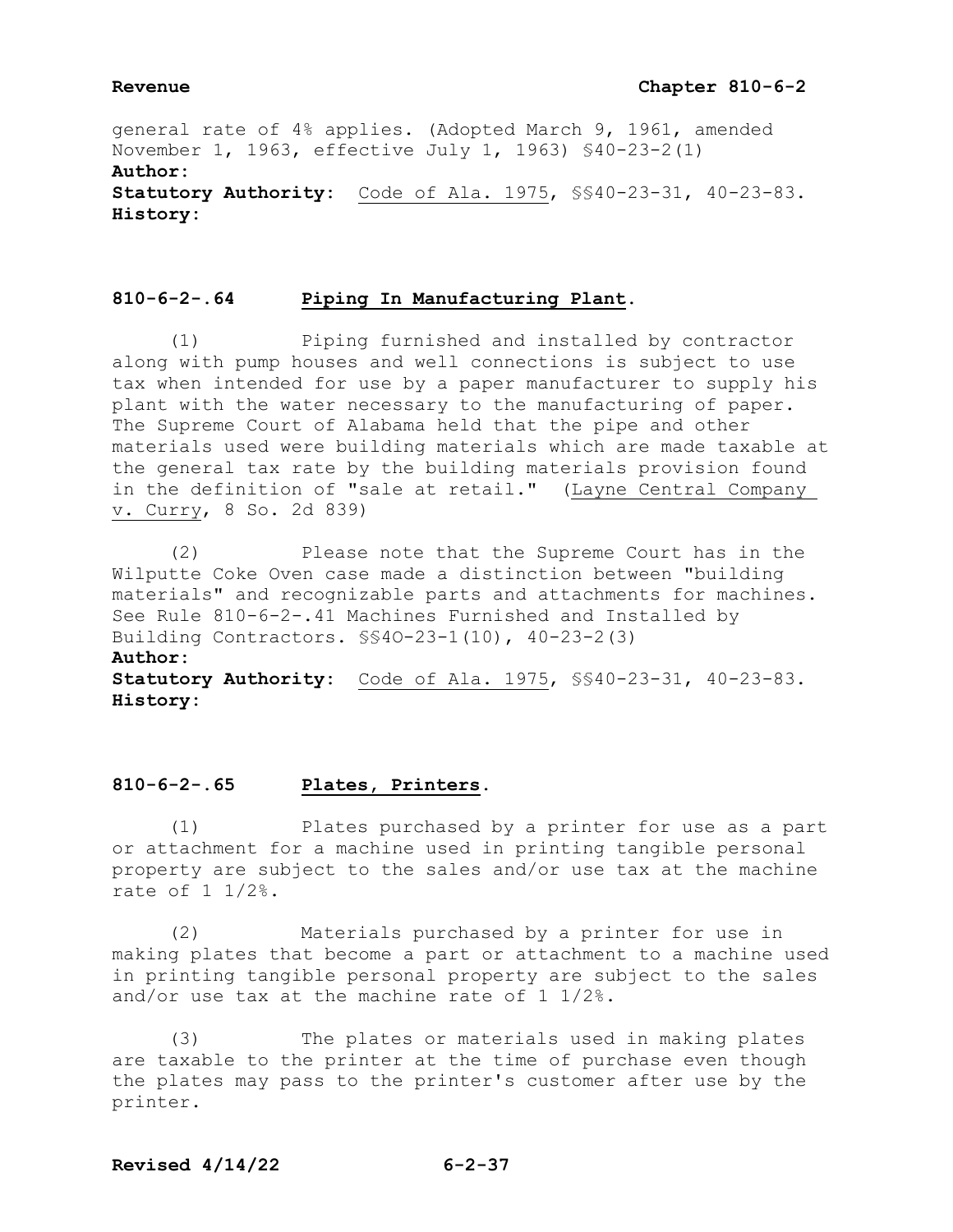general rate of 4% applies. (Adopted March 9, 1961, amended November 1, 1963, effective July 1, 1963) §40-23-2(1)

**Author:**

**Statutory Authority:** Code of Ala. 1975, §§40-23-31, 40-23-83.

**History:**

## 810-6-2-.64 Piping In Manufacturing Plant.

(1) Piping furnished and installed by contractor along with pump houses and well connections is subject to use tax when intended for use by a paper manufacturer to supply his plant with the water necessary to the manufacturing of paper. The Supreme Court of Alabama held that the pipe and other materials used were building materials which are made taxable at the general tax rate by the building materials provision found in the definition of "sale at retail." (Layne Central Company v. Curry, 8 So. 2d 839)

(2) Please note that the Supreme Court has in the Wilputte Coke Oven case made a distinction between "building materials" and recognizable parts and attachments for machines. See Rule 810-6-2-.41 Machines Furnished and Installed by Building Contractors. §§40-23-1(10), 40-23-2(3)

**Author:**

**Statutory Authority:** Code of Ala. 1975, §§40-23-31, 40-23-83.

**History:**

## 810-6-2-.65 Plates, Printers.

(1) Plates purchased by a printer for use as a part or attachment for a machine used in printing tangible personal property are subject to the sales and/or use tax at the machine rate of 1 1/2%.

(2) Materials purchased by a printer for use in making plates that become a part or attachment to a machine used in printing tangible personal property are subject to the sales and/or use tax at the machine rate of 1 1/2%.

(3) The plates or materials used in making plates are taxable to the printer at the time of purchase even though the plates may pass to the printer's customer after use by the printer.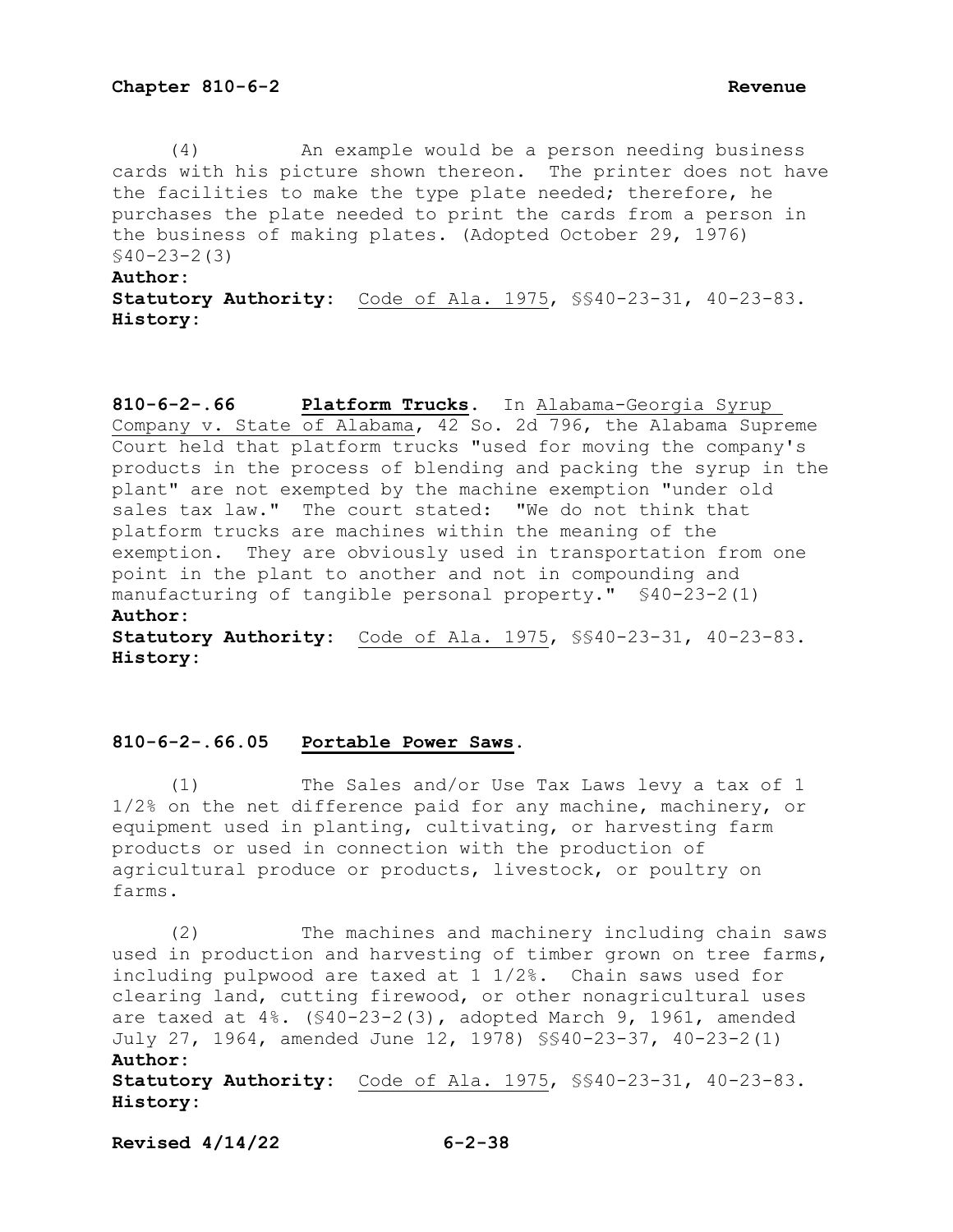(4) An example would be a person needing business cards with his picture shown thereon. The printer does not have the facilities to make the type plate needed; therefore, he purchases the plate needed to print the cards from a person in the business of making plates. (Adopted October 29, 1976) §40-23-2(3)

**Author:**
**Statutory Authority:** Code of Ala. 1975, §§40-23-31, 40-23-83.
**History:**

**810-6-2-.66 Platform Trucks.** In Alabama-Georgia Syrup Company v. State of Alabama, 42 So. 2d 796, the Alabama Supreme Court held that platform trucks "used for moving the company's products in the process of blending and packing the syrup in the plant" are not exempted by the machine exemption "under old sales tax law." The court stated: "We do not think that platform trucks are machines within the meaning of the exemption. They are obviously used in transportation from one point in the plant to another and not in compounding and manufacturing of tangible personal property." §40-23-2(1)

**Author:**
**Statutory Authority:** Code of Ala. 1975, §§40-23-31, 40-23-83.
**History:**

**810-6-2-.66.05 Portable Power Saws.**

(1) The Sales and/or Use Tax Laws levy a tax of 1 1/2% on the net difference paid for any machine, machinery, or equipment used in planting, cultivating, or harvesting farm products or used in connection with the production of agricultural produce or products, livestock, or poultry on farms.

(2) The machines and machinery including chain saws used in production and harvesting of timber grown on tree farms, including pulpwood are taxed at 1 1/2%. Chain saws used for clearing land, cutting firewood, or other nonagricultural uses are taxed at 4%. (§40-23-2(3), adopted March 9, 1961, amended July 27, 1964, amended June 12, 1978) §§40-23-37, 40-23-2(1)

**Author:**
**Statutory Authority:** Code of Ala. 1975, §§40-23-31, 40-23-83.
**History:**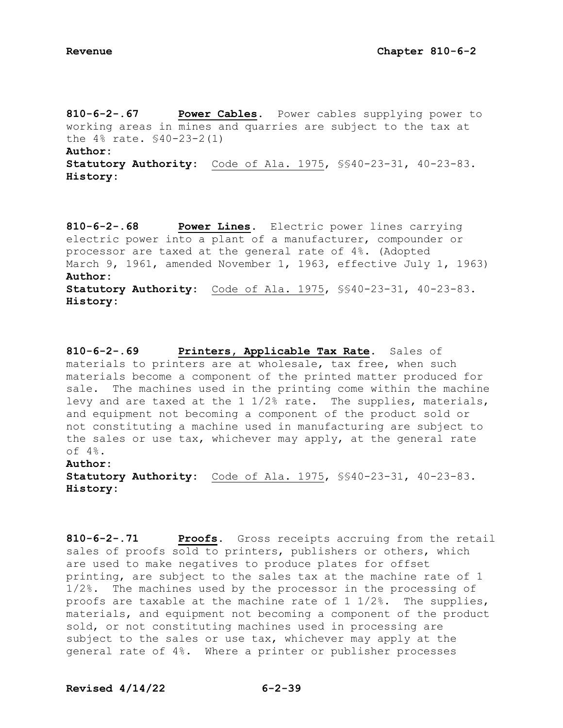**810-6-2-.67 Power Cables.** Power cables supplying power to working areas in mines and quarries are subject to the tax at the 4% rate. §40-23-2(1)

**Author:**

**Statutory Authority:** Code of Ala. 1975, §§40-23-31, 40-23-83.

**History:**

**810-6-2-.68 Power Lines.** Electric power lines carrying electric power into a plant of a manufacturer, compounder or processor are taxed at the general rate of 4%. (Adopted March 9, 1961, amended November 1, 1963, effective July 1, 1963)

**Author:**

**Statutory Authority:** Code of Ala. 1975, §§40-23-31, 40-23-83.

**History:**

**810-6-2-.69 Printers, Applicable Tax Rate.** Sales of materials to printers are at wholesale, tax free, when such materials become a component of the printed matter produced for sale. The machines used in the printing come within the machine levy and are taxed at the 1 1/2% rate. The supplies, materials, and equipment not becoming a component of the product sold or not constituting a machine used in manufacturing are subject to the sales or use tax, whichever may apply, at the general rate of 4%.

**Author:**

**Statutory Authority:** Code of Ala. 1975, §§40-23-31, 40-23-83.

**History:**

**810-6-2-.71 Proofs.** Gross receipts accruing from the retail sales of proofs sold to printers, publishers or others, which are used to make negatives to produce plates for offset printing, are subject to the sales tax at the machine rate of 1 1/2%. The machines used by the processor in the processing of proofs are taxable at the machine rate of 1 1/2%. The supplies, materials, and equipment not becoming a component of the product sold, or not constituting machines used in processing are subject to the sales or use tax, whichever may apply at the general rate of 4%. Where a printer or publisher processes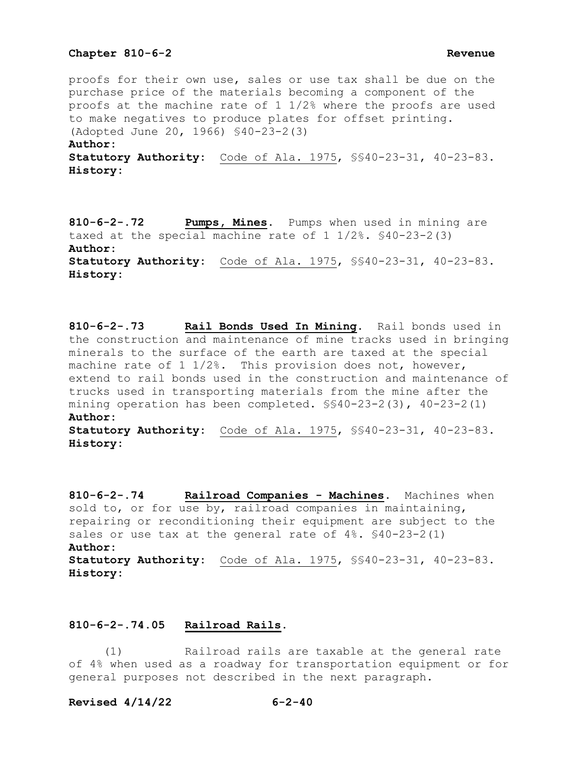proofs for their own use, sales or use tax shall be due on the purchase price of the materials becoming a component of the proofs at the machine rate of 1 1/2% where the proofs are used to make negatives to produce plates for offset printing. (Adopted June 20, 1966) §40-23-2(3)
**Author:**
**Statutory Authority:** Code of Ala. 1975, §§40-23-31, 40-23-83.
**History:**

**810-6-2-.72 Pumps, Mines.** Pumps when used in mining are taxed at the special machine rate of 1 1/2%. §40-23-2(3)
**Author:**
**Statutory Authority:** Code of Ala. 1975, §§40-23-31, 40-23-83.
**History:**

**810-6-2-.73 Rail Bonds Used In Mining.** Rail bonds used in the construction and maintenance of mine tracks used in bringing minerals to the surface of the earth are taxed at the special machine rate of 1 1/2%. This provision does not, however, extend to rail bonds used in the construction and maintenance of trucks used in transporting materials from the mine after the mining operation has been completed. §§40-23-2(3), 40-23-2(1)
**Author:**
**Statutory Authority:** Code of Ala. 1975, §§40-23-31, 40-23-83.
**History:**

**810-6-2-.74 Railroad Companies - Machines.** Machines when sold to, or for use by, railroad companies in maintaining, repairing or reconditioning their equipment are subject to the sales or use tax at the general rate of 4%. §40-23-2(1)
**Author:**
**Statutory Authority:** Code of Ala. 1975, §§40-23-31, 40-23-83.
**History:**

**810-6-2-.74.05 Railroad Rails.**

(1) Railroad rails are taxable at the general rate of 4% when used as a roadway for transportation equipment or for general purposes not described in the next paragraph.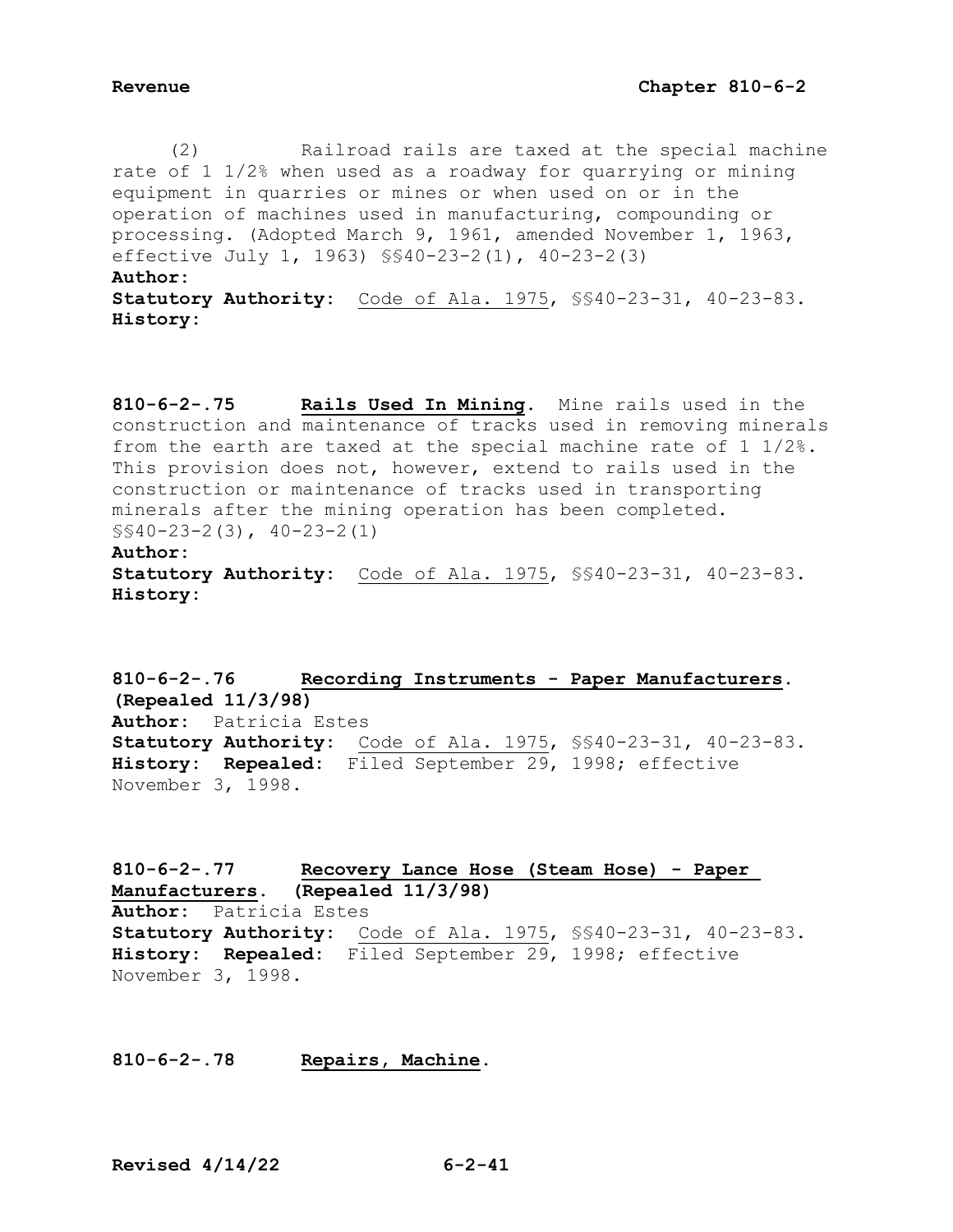(2) Railroad rails are taxed at the special machine rate of 1 1/2% when used as a roadway for quarrying or mining equipment in quarries or mines or when used on or in the operation of machines used in manufacturing, compounding or processing. (Adopted March 9, 1961, amended November 1, 1963, effective July 1, 1963) §§40-23-2(1), 40-23-2(3)

**Author:**

**Statutory Authority:** Code of Ala. 1975, §§40-23-31, 40-23-83.

**History:**

**810-6-2-.75 Rails Used In Mining.** Mine rails used in the construction and maintenance of tracks used in removing minerals from the earth are taxed at the special machine rate of 1 1/2%. This provision does not, however, extend to rails used in the construction or maintenance of tracks used in transporting minerals after the mining operation has been completed. §§40-23-2(3), 40-23-2(1)

**Author:**

**Statutory Authority:** Code of Ala. 1975, §§40-23-31, 40-23-83.

**History:**

**810-6-2-.76 Recording Instruments - Paper Manufacturers. (Repealed 11/3/98)**

**Author:** Patricia Estes

**Statutory Authority:** Code of Ala. 1975, §§40-23-31, 40-23-83.

**History: Repealed:** Filed September 29, 1998; effective November 3, 1998.

**810-6-2-.77 Recovery Lance Hose (Steam Hose) - Paper Manufacturers. (Repealed 11/3/98)**

**Author:** Patricia Estes

**Statutory Authority:** Code of Ala. 1975, §§40-23-31, 40-23-83.

**History: Repealed:** Filed September 29, 1998; effective November 3, 1998.

**810-6-2-.78 Repairs, Machine.**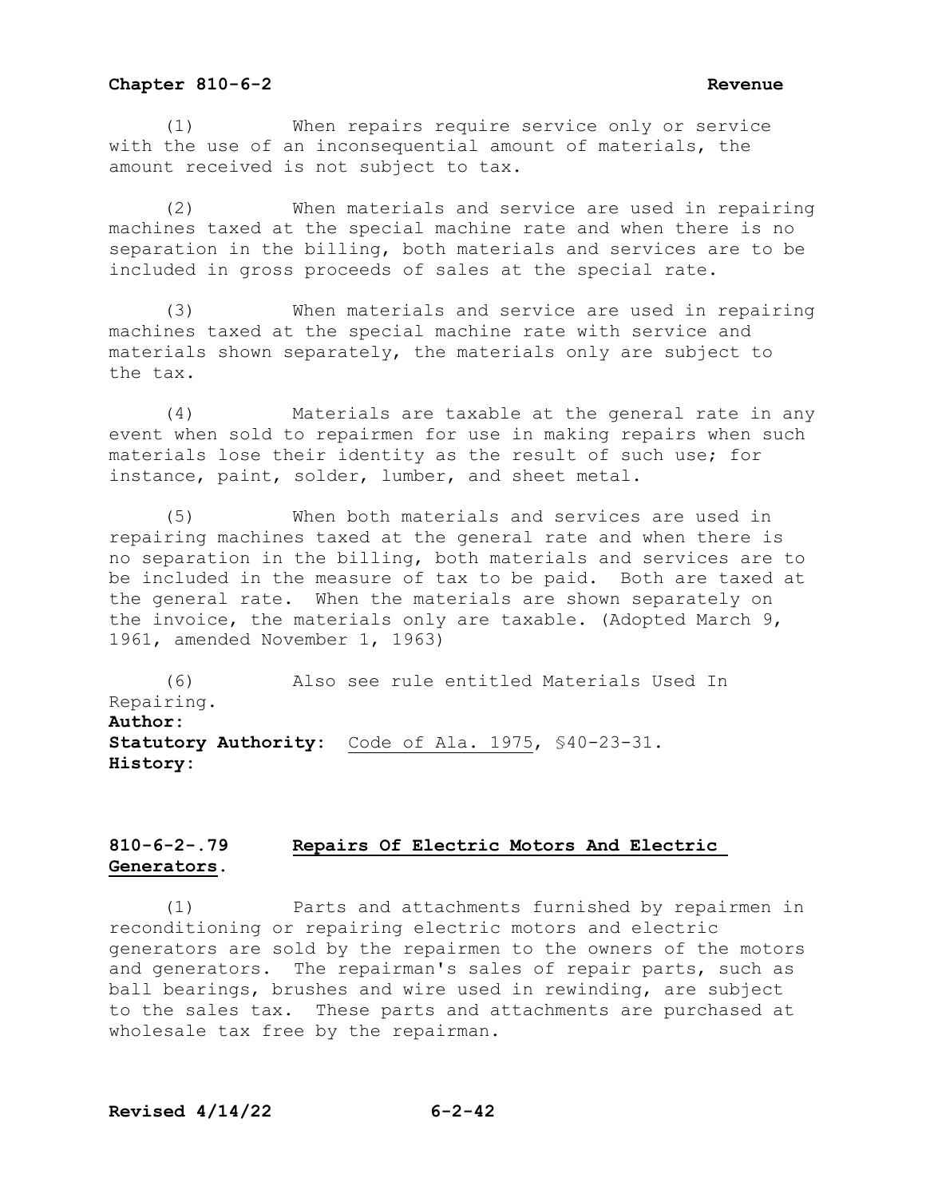(1) When repairs require service only or service with the use of an inconsequential amount of materials, the amount received is not subject to tax.

(2) When materials and service are used in repairing machines taxed at the special machine rate and when there is no separation in the billing, both materials and services are to be included in gross proceeds of sales at the special rate.

(3) When materials and service are used in repairing machines taxed at the special machine rate with service and materials shown separately, the materials only are subject to the tax.

(4) Materials are taxable at the general rate in any event when sold to repairmen for use in making repairs when such materials lose their identity as the result of such use; for instance, paint, solder, lumber, and sheet metal.

(5) When both materials and services are used in repairing machines taxed at the general rate and when there is no separation in the billing, both materials and services are to be included in the measure of tax to be paid. Both are taxed at the general rate. When the materials are shown separately on the invoice, the materials only are taxable. (Adopted March 9, 1961, amended November 1, 1963)

(6) Also see rule entitled Materials Used In Repairing.

**Author:**
**Statutory Authority:** Code of Ala. 1975, §40-23-31.
**History:**

## 810-6-2-.79 Repairs Of Electric Motors And Electric Generators.

(1) Parts and attachments furnished by repairmen in reconditioning or repairing electric motors and electric generators are sold by the repairmen to the owners of the motors and generators. The repairman's sales of repair parts, such as ball bearings, brushes and wire used in rewinding, are subject to the sales tax. These parts and attachments are purchased at wholesale tax free by the repairman.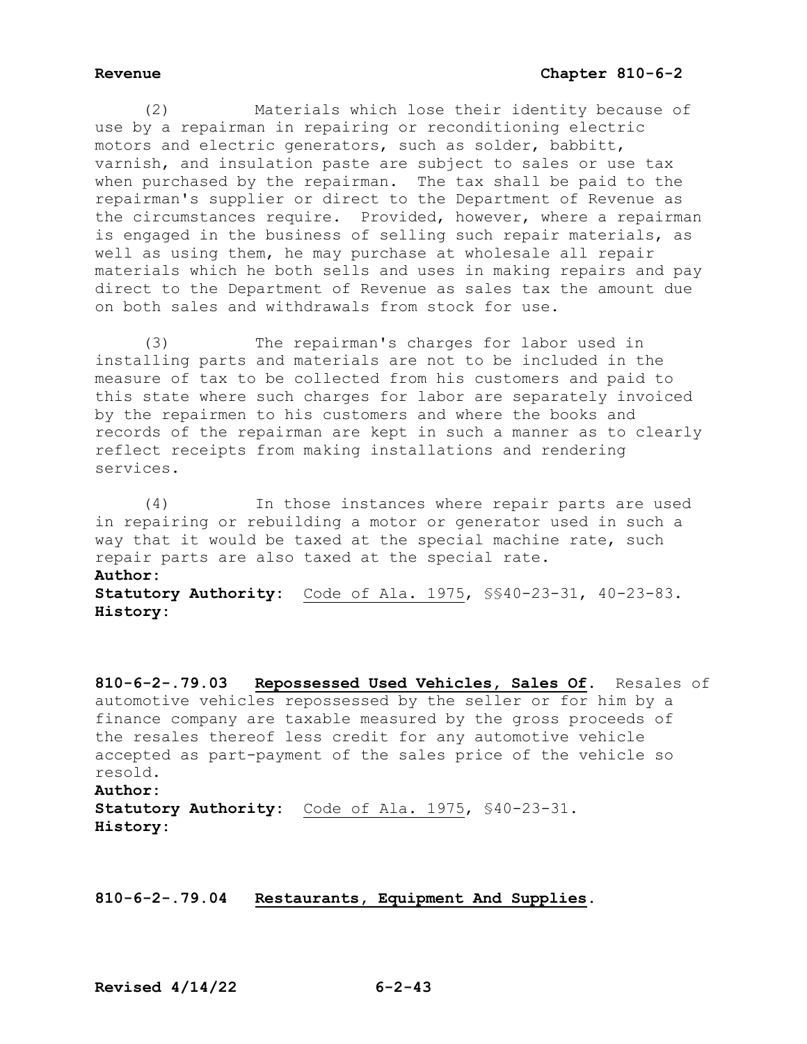(2) Materials which lose their identity because of use by a repairman in repairing or reconditioning electric motors and electric generators, such as solder, babbitt, varnish, and insulation paste are subject to sales or use tax when purchased by the repairman. The tax shall be paid to the repairman's supplier or direct to the Department of Revenue as the circumstances require. Provided, however, where a repairman is engaged in the business of selling such repair materials, as well as using them, he may purchase at wholesale all repair materials which he both sells and uses in making repairs and pay direct to the Department of Revenue as sales tax the amount due on both sales and withdrawals from stock for use.

(3) The repairman's charges for labor used in installing parts and materials are not to be included in the measure of tax to be collected from his customers and paid to this state where such charges for labor are separately invoiced by the repairmen to his customers and where the books and records of the repairman are kept in such a manner as to clearly reflect receipts from making installations and rendering services.

(4) In those instances where repair parts are used in repairing or rebuilding a motor or generator used in such a way that it would be taxed at the special machine rate, such repair parts are also taxed at the special rate.

**Author:**
**Statutory Authority:** Code of Ala. 1975, §§40-23-31, 40-23-83.
**History:**

**810-6-2-.79.03 Repossessed Used Vehicles, Sales Of.** Resales of automotive vehicles repossessed by the seller or for him by a finance company are taxable measured by the gross proceeds of the resales thereof less credit for any automotive vehicle accepted as part-payment of the sales price of the vehicle so resold.

**Author:**
**Statutory Authority:** Code of Ala. 1975, §40-23-31.
**History:**

**810-6-2-.79.04 Restaurants, Equipment And Supplies.**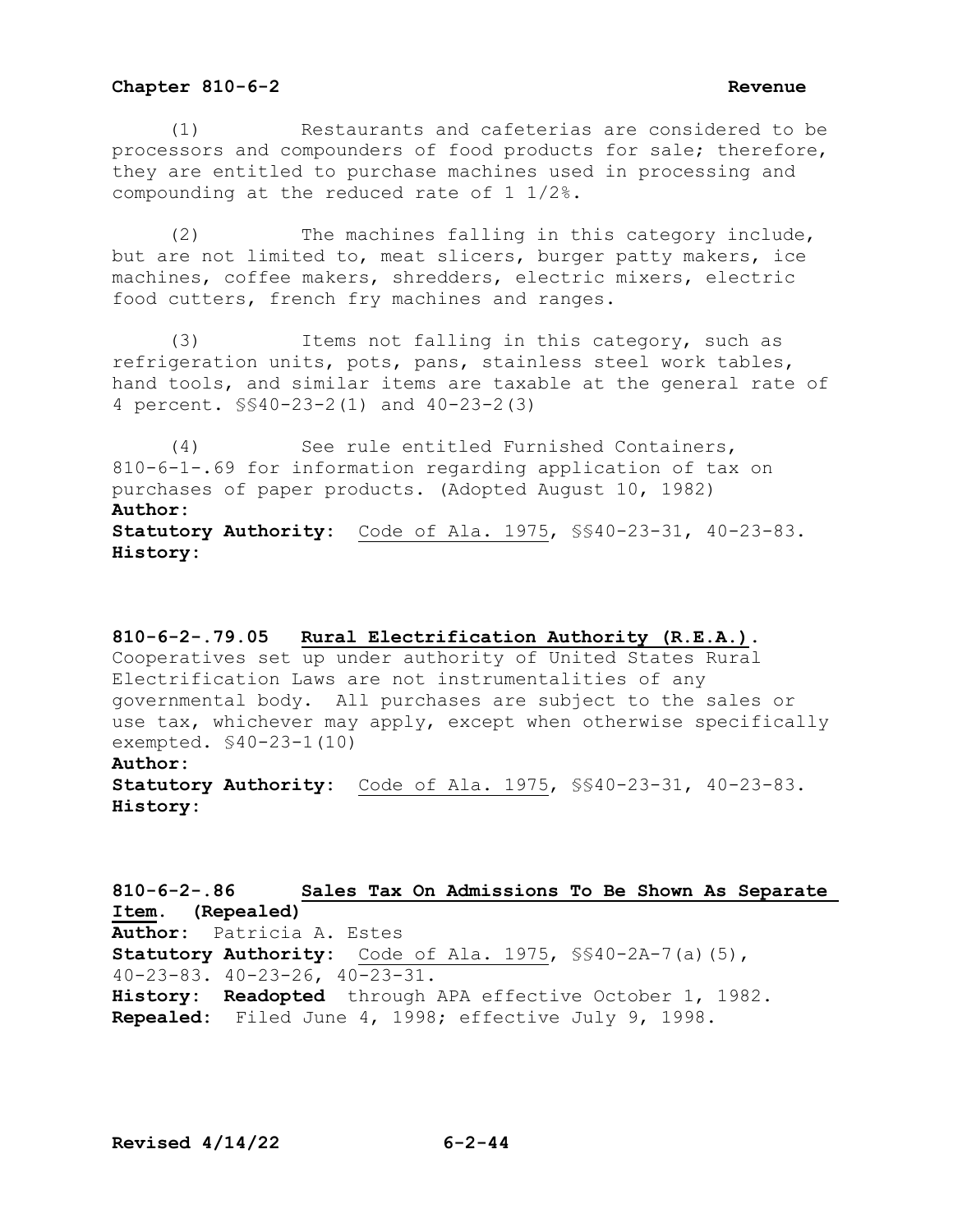(1) Restaurants and cafeterias are considered to be processors and compounders of food products for sale; therefore, they are entitled to purchase machines used in processing and compounding at the reduced rate of 1 1/2%.

(2) The machines falling in this category include, but are not limited to, meat slicers, burger patty makers, ice machines, coffee makers, shredders, electric mixers, electric food cutters, french fry machines and ranges.

(3) Items not falling in this category, such as refrigeration units, pots, pans, stainless steel work tables, hand tools, and similar items are taxable at the general rate of 4 percent. §§40-23-2(1) and 40-23-2(3)

(4) See rule entitled Furnished Containers, 810-6-1-.69 for information regarding application of tax on purchases of paper products. (Adopted August 10, 1982)

**Author:**

**Statutory Authority:** Code of Ala. 1975, §§40-23-31, 40-23-83.

**History:**

### 810-6-2-.79.05 Rural Electrification Authority (R.E.A.).

Cooperatives set up under authority of United States Rural Electrification Laws are not instrumentalities of any governmental body. All purchases are subject to the sales or use tax, whichever may apply, except when otherwise specifically exempted. §40-23-1(10)

**Author:**

**Statutory Authority:** Code of Ala. 1975, §§40-23-31, 40-23-83.

**History:**

### 810-6-2-.86 Sales Tax On Admissions To Be Shown As Separate Item. (Repealed)

**Author:** Patricia A. Estes

**Statutory Authority:** Code of Ala. 1975, §§40-2A-7(a)(5), 40-23-83. 40-23-26, 40-23-31.

**History:** **Readopted** through APA effective October 1, 1982.

**Repealed:** Filed June 4, 1998; effective July 9, 1998.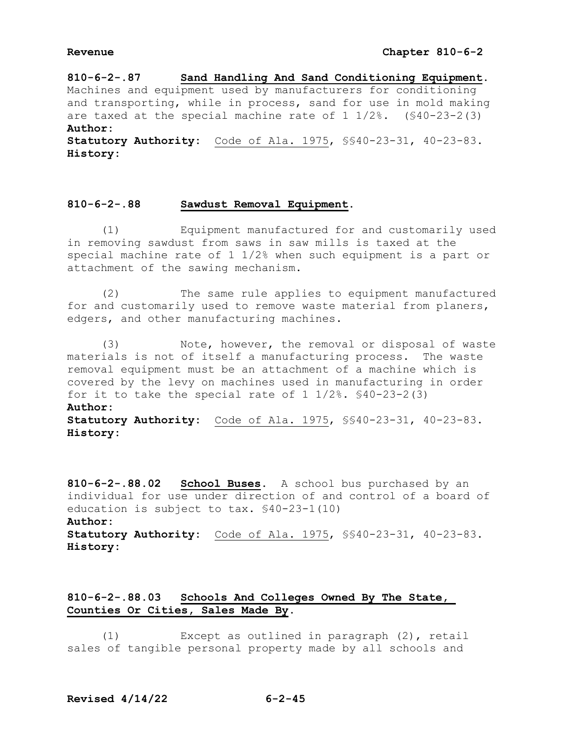**810-6-2-.87 Sand Handling And Sand Conditioning Equipment.** Machines and equipment used by manufacturers for conditioning and transporting, while in process, sand for use in mold making are taxed at the special machine rate of 1 1/2%. (§40-23-2(3)

**Author:**

**Statutory Authority:** Code of Ala. 1975, §§40-23-31, 40-23-83.

**History:**

**810-6-2-.88 Sawdust Removal Equipment.**

(1) Equipment manufactured for and customarily used in removing sawdust from saws in saw mills is taxed at the special machine rate of 1 1/2% when such equipment is a part or attachment of the sawing mechanism.

(2) The same rule applies to equipment manufactured for and customarily used to remove waste material from planers, edgers, and other manufacturing machines.

(3) Note, however, the removal or disposal of waste materials is not of itself a manufacturing process. The waste removal equipment must be an attachment of a machine which is covered by the levy on machines used in manufacturing in order for it to take the special rate of 1 1/2%. §40-23-2(3)

**Author:**

**Statutory Authority:** Code of Ala. 1975, §§40-23-31, 40-23-83.

**History:**

**810-6-2-.88.02 School Buses.** A school bus purchased by an individual for use under direction of and control of a board of education is subject to tax. §40-23-1(10)

**Author:**

**Statutory Authority:** Code of Ala. 1975, §§40-23-31, 40-23-83.

**History:**

**810-6-2-.88.03 Schools And Colleges Owned By The State, Counties Or Cities, Sales Made By.**

(1) Except as outlined in paragraph (2), retail sales of tangible personal property made by all schools and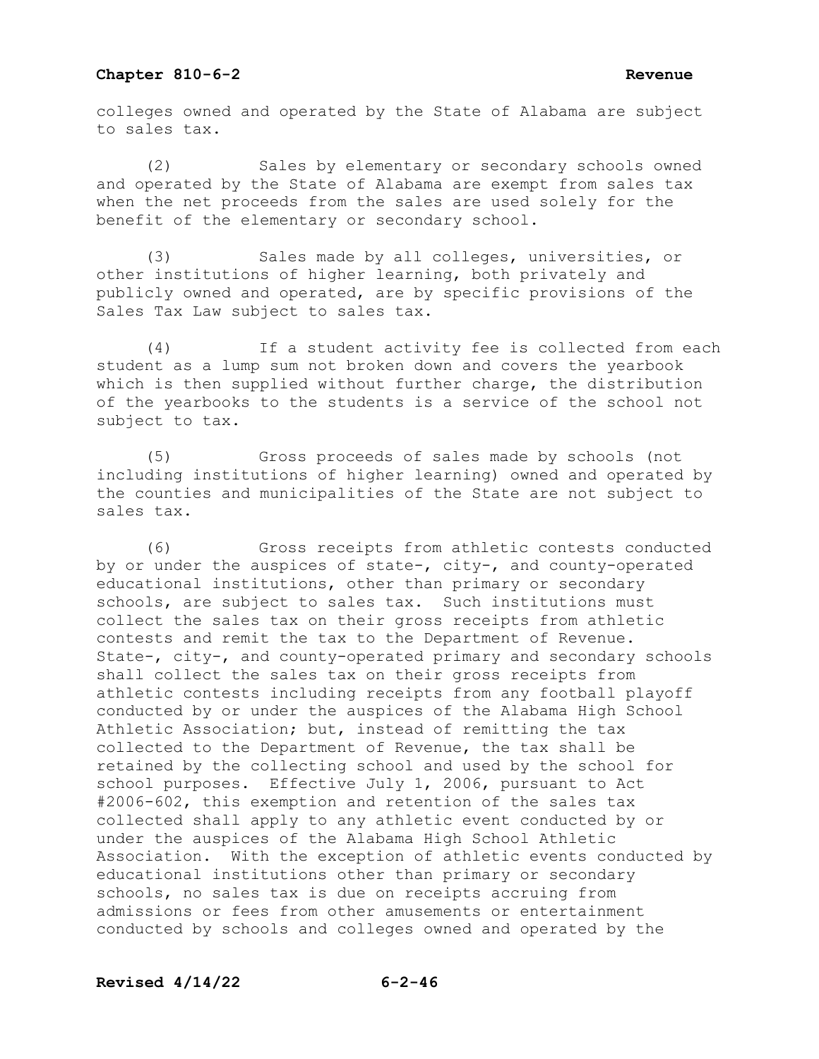colleges owned and operated by the State of Alabama are subject to sales tax.

(2) Sales by elementary or secondary schools owned and operated by the State of Alabama are exempt from sales tax when the net proceeds from the sales are used solely for the benefit of the elementary or secondary school.

(3) Sales made by all colleges, universities, or other institutions of higher learning, both privately and publicly owned and operated, are by specific provisions of the Sales Tax Law subject to sales tax.

(4) If a student activity fee is collected from each student as a lump sum not broken down and covers the yearbook which is then supplied without further charge, the distribution of the yearbooks to the students is a service of the school not subject to tax.

(5) Gross proceeds of sales made by schools (not including institutions of higher learning) owned and operated by the counties and municipalities of the State are not subject to sales tax.

(6) Gross receipts from athletic contests conducted by or under the auspices of state-, city-, and county-operated educational institutions, other than primary or secondary schools, are subject to sales tax. Such institutions must collect the sales tax on their gross receipts from athletic contests and remit the tax to the Department of Revenue. State-, city-, and county-operated primary and secondary schools shall collect the sales tax on their gross receipts from athletic contests including receipts from any football playoff conducted by or under the auspices of the Alabama High School Athletic Association; but, instead of remitting the tax collected to the Department of Revenue, the tax shall be retained by the collecting school and used by the school for school purposes. Effective July 1, 2006, pursuant to Act #2006-602, this exemption and retention of the sales tax collected shall apply to any athletic event conducted by or under the auspices of the Alabama High School Athletic Association. With the exception of athletic events conducted by educational institutions other than primary or secondary schools, no sales tax is due on receipts accruing from admissions or fees from other amusements or entertainment conducted by schools and colleges owned and operated by the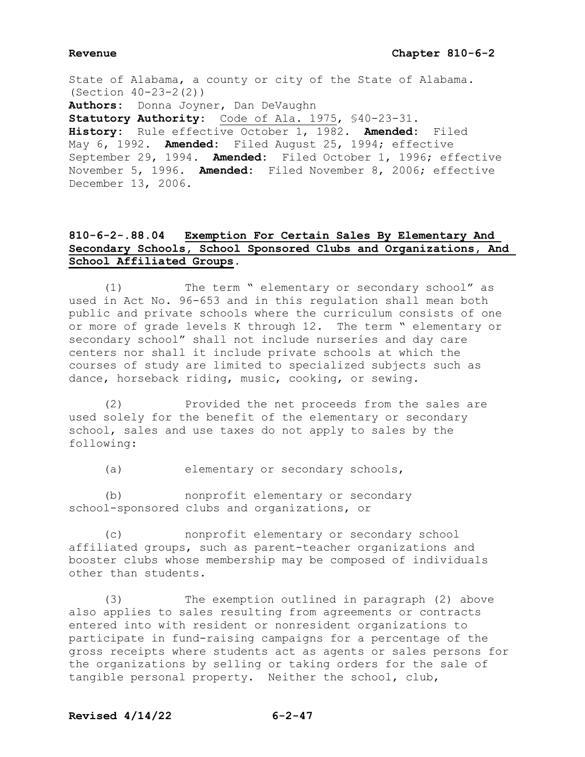State of Alabama, a county or city of the State of Alabama. (Section 40-23-2(2))

**Authors:** Donna Joyner, Dan DeVaughn

**Statutory Authority:** Code of Ala. 1975, §40-23-31.

**History:** Rule effective October 1, 1982. **Amended:** Filed May 6, 1992. **Amended:** Filed August 25, 1994; effective September 29, 1994. **Amended:** Filed October 1, 1996; effective November 5, 1996. **Amended:** Filed November 8, 2006; effective December 13, 2006.

## 810-6-2-.88.04 Exemption For Certain Sales By Elementary And Secondary Schools, School Sponsored Clubs and Organizations, And School Affiliated Groups.

(1) The term " elementary or secondary school" as used in Act No. 96-653 and in this regulation shall mean both public and private schools where the curriculum consists of one or more of grade levels K through 12. The term " elementary or secondary school" shall not include nurseries and day care centers nor shall it include private schools at which the courses of study are limited to specialized subjects such as dance, horseback riding, music, cooking, or sewing.

(2) Provided the net proceeds from the sales are used solely for the benefit of the elementary or secondary school, sales and use taxes do not apply to sales by the following:

(a) elementary or secondary schools,

(b) nonprofit elementary or secondary school-sponsored clubs and organizations, or

(c) nonprofit elementary or secondary school affiliated groups, such as parent-teacher organizations and booster clubs whose membership may be composed of individuals other than students.

(3) The exemption outlined in paragraph (2) above also applies to sales resulting from agreements or contracts entered into with resident or nonresident organizations to participate in fund-raising campaigns for a percentage of the gross receipts where students act as agents or sales persons for the organizations by selling or taking orders for the sale of tangible personal property. Neither the school, club,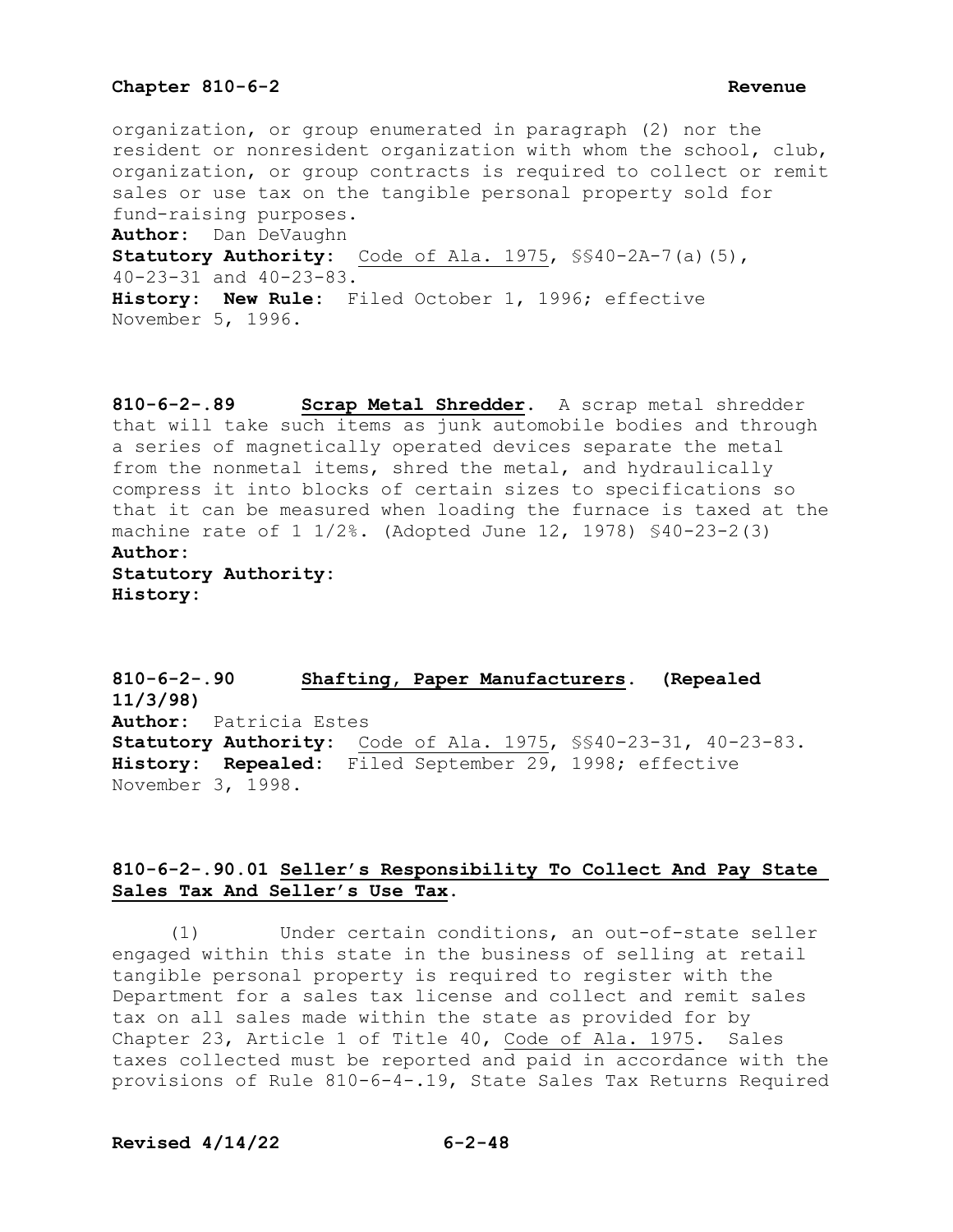organization, or group enumerated in paragraph (2) nor the resident or nonresident organization with whom the school, club, organization, or group contracts is required to collect or remit sales or use tax on the tangible personal property sold for fund-raising purposes.

**Author:** Dan DeVaughn
**Statutory Authority:** Code of Ala. 1975, §§40-2A-7(a)(5), 40-23-31 and 40-23-83.
**History: New Rule:** Filed October 1, 1996; effective November 5, 1996.

**810-6-2-.89 Scrap Metal Shredder.** A scrap metal shredder that will take such items as junk automobile bodies and through a series of magnetically operated devices separate the metal from the nonmetal items, shred the metal, and hydraulically compress it into blocks of certain sizes to specifications so that it can be measured when loading the furnace is taxed at the machine rate of 1 1/2%. (Adopted June 12, 1978) §40-23-2(3)

**Author:**
**Statutory Authority:**
**History:**

**810-6-2-.90 Shafting, Paper Manufacturers. (Repealed 11/3/98)**

**Author:** Patricia Estes
**Statutory Authority:** Code of Ala. 1975, §§40-23-31, 40-23-83.
**History: Repealed:** Filed September 29, 1998; effective November 3, 1998.

**810-6-2-.90.01 Seller's Responsibility To Collect And Pay State Sales Tax And Seller's Use Tax.**

(1) Under certain conditions, an out-of-state seller engaged within this state in the business of selling at retail tangible personal property is required to register with the Department for a sales tax license and collect and remit sales tax on all sales made within the state as provided for by Chapter 23, Article 1 of Title 40, Code of Ala. 1975. Sales taxes collected must be reported and paid in accordance with the provisions of Rule 810-6-4-.19, State Sales Tax Returns Required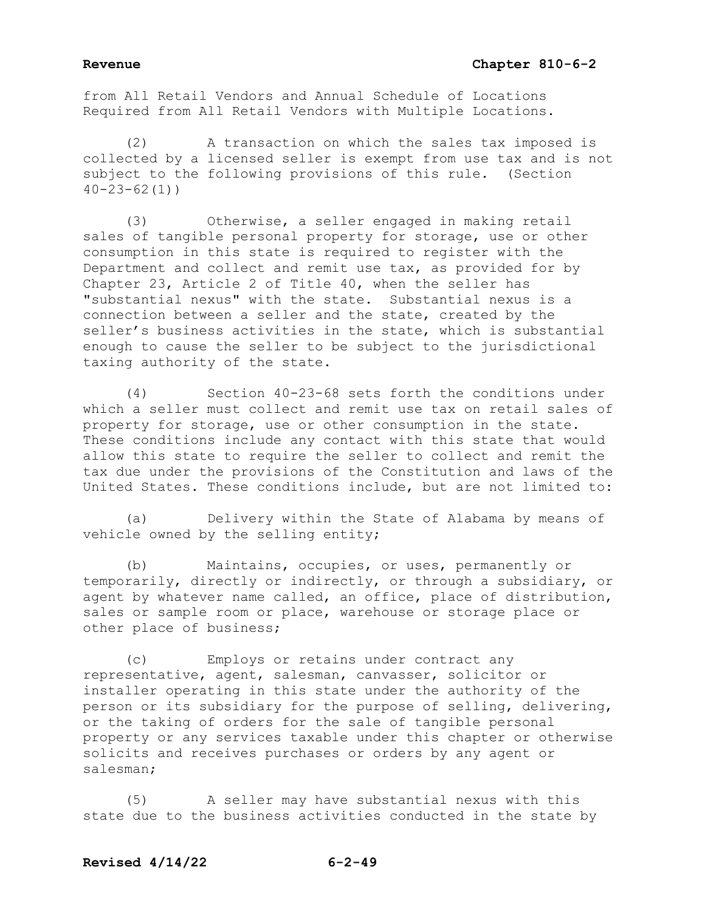from All Retail Vendors and Annual Schedule of Locations Required from All Retail Vendors with Multiple Locations.

(2) A transaction on which the sales tax imposed is collected by a licensed seller is exempt from use tax and is not subject to the following provisions of this rule. (Section 40-23-62(1))

(3) Otherwise, a seller engaged in making retail sales of tangible personal property for storage, use or other consumption in this state is required to register with the Department and collect and remit use tax, as provided for by Chapter 23, Article 2 of Title 40, when the seller has "substantial nexus" with the state. Substantial nexus is a connection between a seller and the state, created by the seller's business activities in the state, which is substantial enough to cause the seller to be subject to the jurisdictional taxing authority of the state.

(4) Section 40-23-68 sets forth the conditions under which a seller must collect and remit use tax on retail sales of property for storage, use or other consumption in the state. These conditions include any contact with this state that would allow this state to require the seller to collect and remit the tax due under the provisions of the Constitution and laws of the United States. These conditions include, but are not limited to:

(a) Delivery within the State of Alabama by means of vehicle owned by the selling entity;

(b) Maintains, occupies, or uses, permanently or temporarily, directly or indirectly, or through a subsidiary, or agent by whatever name called, an office, place of distribution, sales or sample room or place, warehouse or storage place or other place of business;

(c) Employs or retains under contract any representative, agent, salesman, canvasser, solicitor or installer operating in this state under the authority of the person or its subsidiary for the purpose of selling, delivering, or the taking of orders for the sale of tangible personal property or any services taxable under this chapter or otherwise solicits and receives purchases or orders by any agent or salesman;

(5) A seller may have substantial nexus with this state due to the business activities conducted in the state by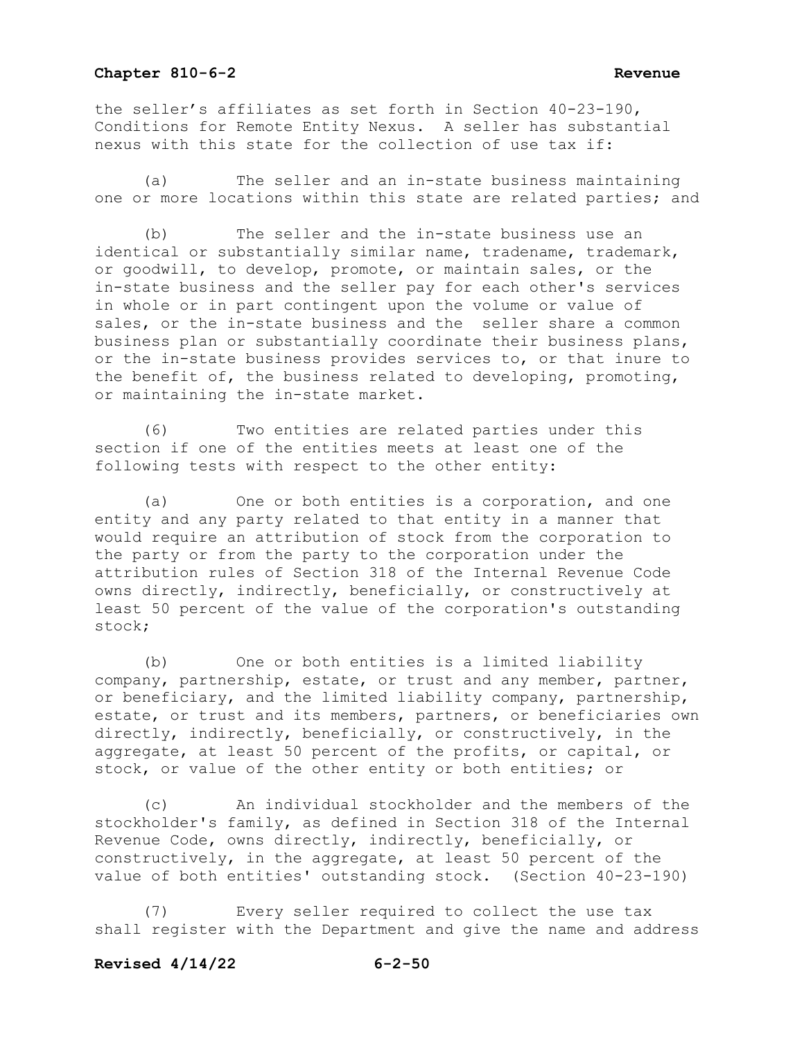the seller's affiliates as set forth in Section 40-23-190, Conditions for Remote Entity Nexus. A seller has substantial nexus with this state for the collection of use tax if:

(a) The seller and an in-state business maintaining one or more locations within this state are related parties; and

(b) The seller and the in-state business use an identical or substantially similar name, tradename, trademark, or goodwill, to develop, promote, or maintain sales, or the in-state business and the seller pay for each other's services in whole or in part contingent upon the volume or value of sales, or the in-state business and the seller share a common business plan or substantially coordinate their business plans, or the in-state business provides services to, or that inure to the benefit of, the business related to developing, promoting, or maintaining the in-state market.

(6) Two entities are related parties under this section if one of the entities meets at least one of the following tests with respect to the other entity:

(a) One or both entities is a corporation, and one entity and any party related to that entity in a manner that would require an attribution of stock from the corporation to the party or from the party to the corporation under the attribution rules of Section 318 of the Internal Revenue Code owns directly, indirectly, beneficially, or constructively at least 50 percent of the value of the corporation's outstanding stock;

(b) One or both entities is a limited liability company, partnership, estate, or trust and any member, partner, or beneficiary, and the limited liability company, partnership, estate, or trust and its members, partners, or beneficiaries own directly, indirectly, beneficially, or constructively, in the aggregate, at least 50 percent of the profits, or capital, or stock, or value of the other entity or both entities; or

(c) An individual stockholder and the members of the stockholder's family, as defined in Section 318 of the Internal Revenue Code, owns directly, indirectly, beneficially, or constructively, in the aggregate, at least 50 percent of the value of both entities' outstanding stock. (Section 40-23-190)

(7) Every seller required to collect the use tax shall register with the Department and give the name and address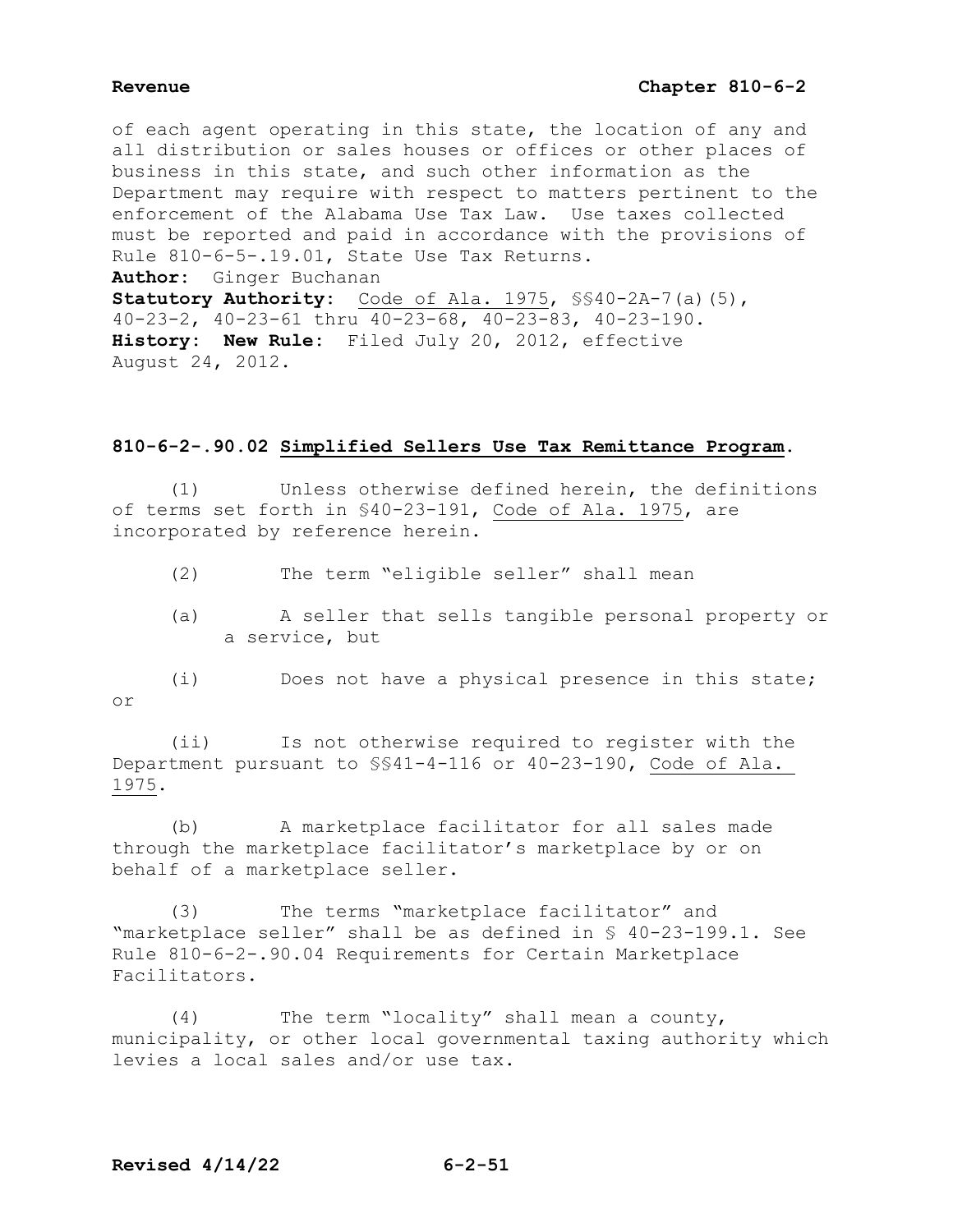of each agent operating in this state, the location of any and all distribution or sales houses or offices or other places of business in this state, and such other information as the Department may require with respect to matters pertinent to the enforcement of the Alabama Use Tax Law. Use taxes collected must be reported and paid in accordance with the provisions of Rule 810-6-5-.19.01, State Use Tax Returns.

**Author:** Ginger Buchanan

**Statutory Authority:** Code of Ala. 1975, §§40-2A-7(a)(5), 40-23-2, 40-23-61 thru 40-23-68, 40-23-83, 40-23-190.

**History:** **New Rule:** Filed July 20, 2012, effective August 24, 2012.

## 810-6-2-.90.02 Simplified Sellers Use Tax Remittance Program.

(1) Unless otherwise defined herein, the definitions of terms set forth in §40-23-191, Code of Ala. 1975, are incorporated by reference herein.

(2) The term "eligible seller" shall mean

(a) A seller that sells tangible personal property or a service, but

(i) Does not have a physical presence in this state; or

(ii) Is not otherwise required to register with the Department pursuant to §§41-4-116 or 40-23-190, Code of Ala. 1975.

(b) A marketplace facilitator for all sales made through the marketplace facilitator's marketplace by or on behalf of a marketplace seller.

(3) The terms "marketplace facilitator" and "marketplace seller" shall be as defined in § 40-23-199.1. See Rule 810-6-2-.90.04 Requirements for Certain Marketplace Facilitators.

(4) The term "locality" shall mean a county, municipality, or other local governmental taxing authority which levies a local sales and/or use tax.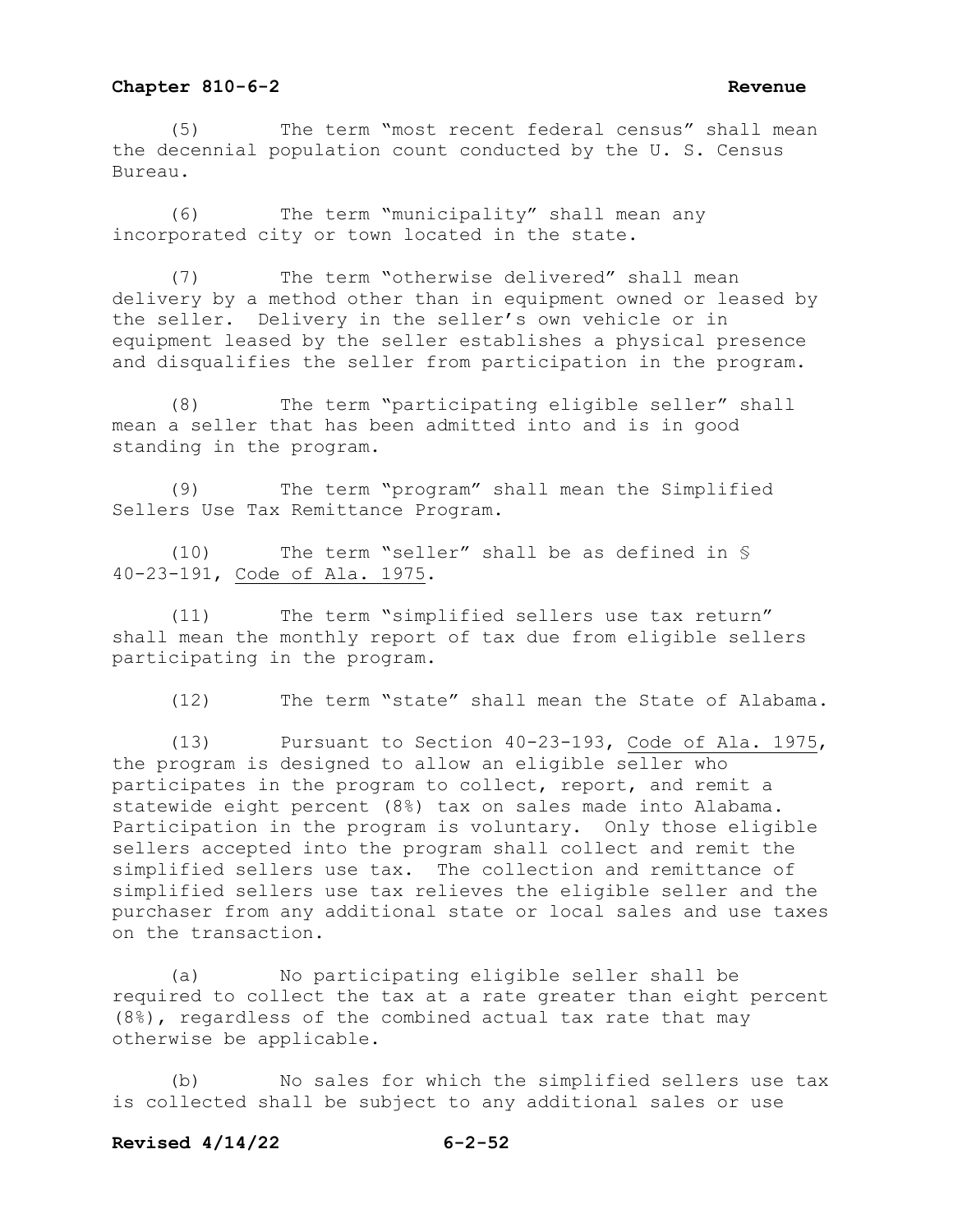(5) The term "most recent federal census" shall mean the decennial population count conducted by the U. S. Census Bureau.

(6) The term "municipality" shall mean any incorporated city or town located in the state.

(7) The term "otherwise delivered" shall mean delivery by a method other than in equipment owned or leased by the seller. Delivery in the seller's own vehicle or in equipment leased by the seller establishes a physical presence and disqualifies the seller from participation in the program.

(8) The term "participating eligible seller" shall mean a seller that has been admitted into and is in good standing in the program.

(9) The term "program" shall mean the Simplified Sellers Use Tax Remittance Program.

(10) The term "seller" shall be as defined in § 40-23-191, Code of Ala. 1975.

(11) The term "simplified sellers use tax return" shall mean the monthly report of tax due from eligible sellers participating in the program.

(12) The term "state" shall mean the State of Alabama.

(13) Pursuant to Section 40-23-193, Code of Ala. 1975, the program is designed to allow an eligible seller who participates in the program to collect, report, and remit a statewide eight percent (8%) tax on sales made into Alabama. Participation in the program is voluntary. Only those eligible sellers accepted into the program shall collect and remit the simplified sellers use tax. The collection and remittance of simplified sellers use tax relieves the eligible seller and the purchaser from any additional state or local sales and use taxes on the transaction.

(a) No participating eligible seller shall be required to collect the tax at a rate greater than eight percent (8%), regardless of the combined actual tax rate that may otherwise be applicable.

(b) No sales for which the simplified sellers use tax is collected shall be subject to any additional sales or use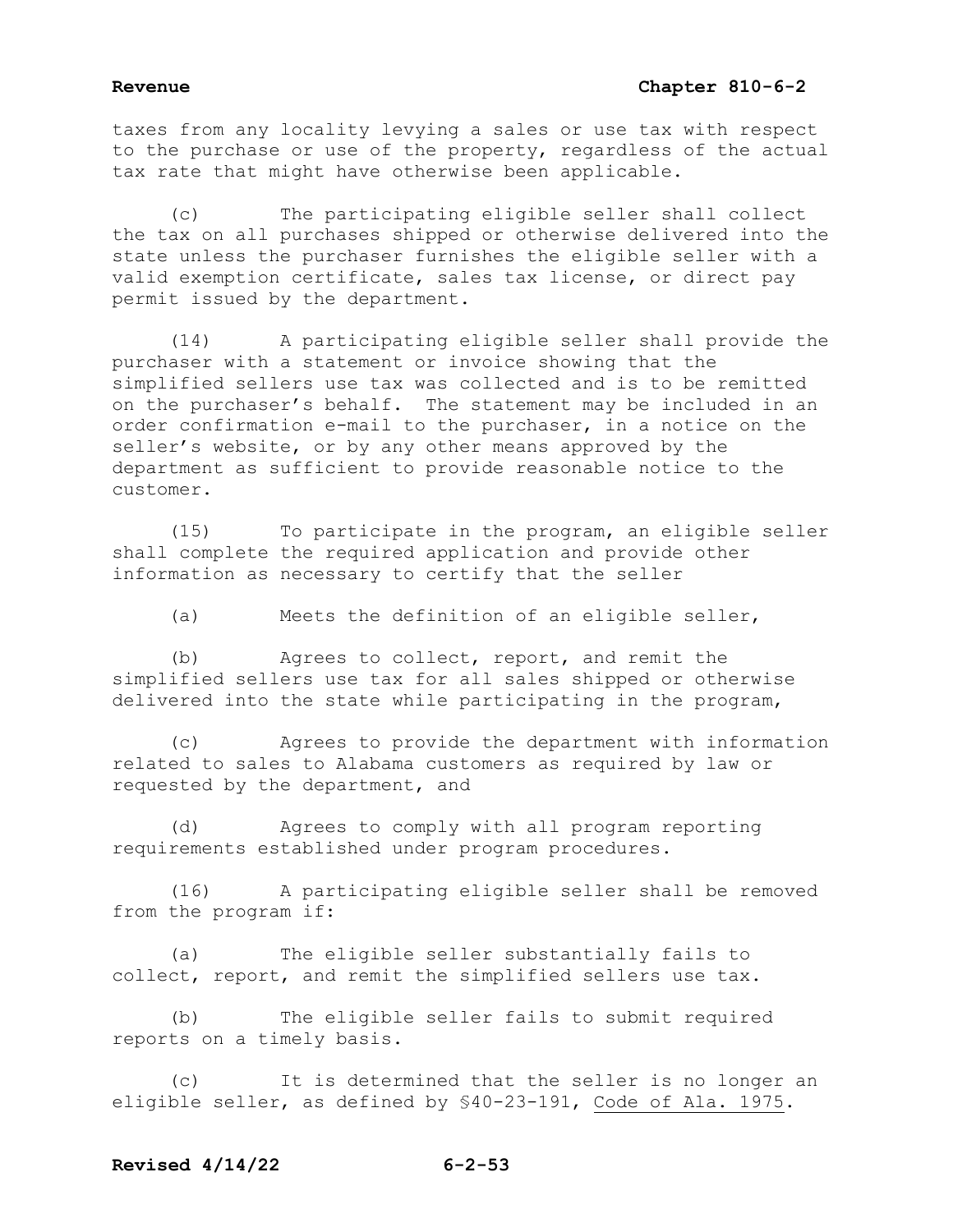taxes from any locality levying a sales or use tax with respect to the purchase or use of the property, regardless of the actual tax rate that might have otherwise been applicable.

(c) The participating eligible seller shall collect the tax on all purchases shipped or otherwise delivered into the state unless the purchaser furnishes the eligible seller with a valid exemption certificate, sales tax license, or direct pay permit issued by the department.

(14) A participating eligible seller shall provide the purchaser with a statement or invoice showing that the simplified sellers use tax was collected and is to be remitted on the purchaser's behalf. The statement may be included in an order confirmation e-mail to the purchaser, in a notice on the seller's website, or by any other means approved by the department as sufficient to provide reasonable notice to the customer.

(15) To participate in the program, an eligible seller shall complete the required application and provide other information as necessary to certify that the seller

(a) Meets the definition of an eligible seller,

(b) Agrees to collect, report, and remit the simplified sellers use tax for all sales shipped or otherwise delivered into the state while participating in the program,

(c) Agrees to provide the department with information related to sales to Alabama customers as required by law or requested by the department, and

(d) Agrees to comply with all program reporting requirements established under program procedures.

(16) A participating eligible seller shall be removed from the program if:

(a) The eligible seller substantially fails to collect, report, and remit the simplified sellers use tax.

(b) The eligible seller fails to submit required reports on a timely basis.

(c) It is determined that the seller is no longer an eligible seller, as defined by §40-23-191, Code of Ala. 1975.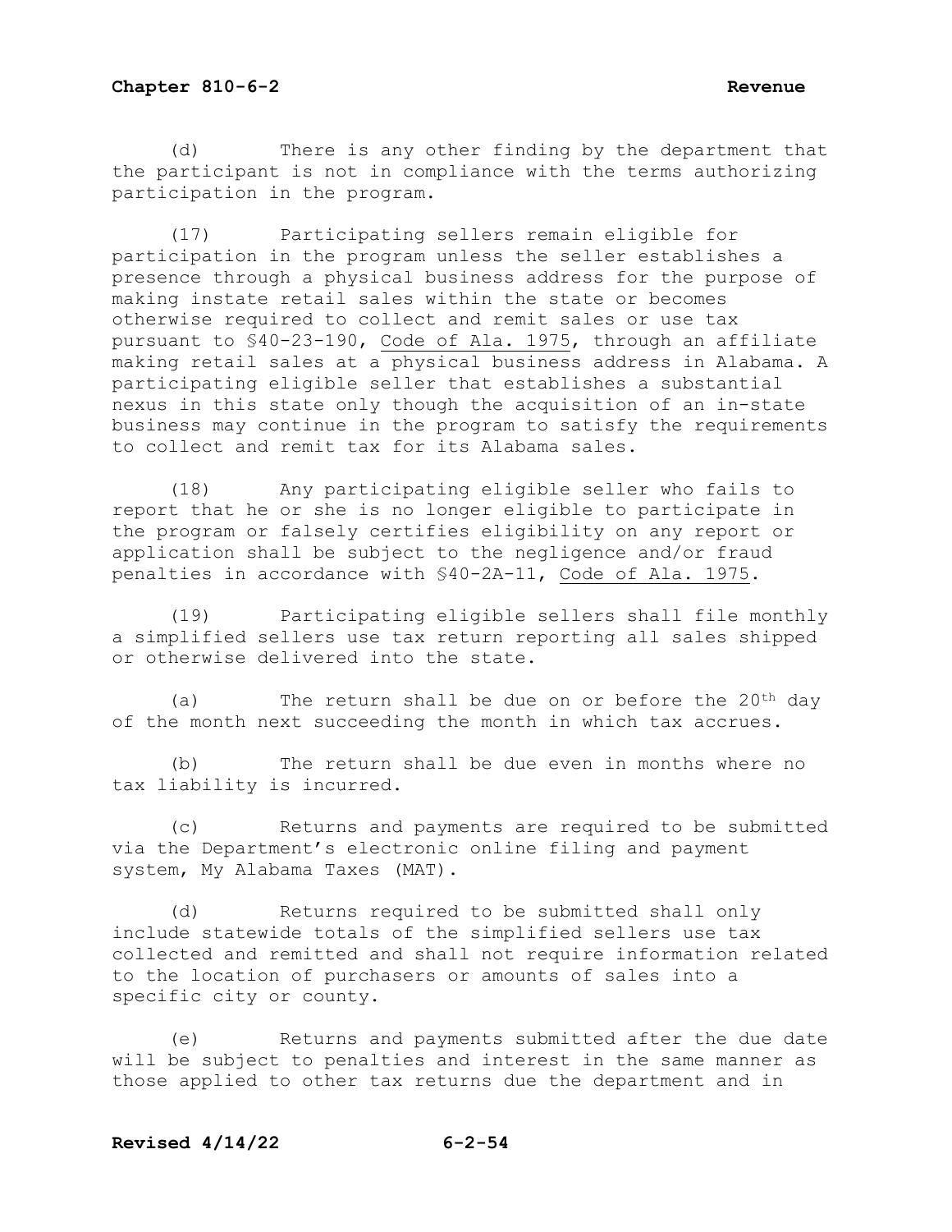(d) There is any other finding by the department that the participant is not in compliance with the terms authorizing participation in the program.

(17) Participating sellers remain eligible for participation in the program unless the seller establishes a presence through a physical business address for the purpose of making instate retail sales within the state or becomes otherwise required to collect and remit sales or use tax pursuant to §40-23-190, Code of Ala. 1975, through an affiliate making retail sales at a physical business address in Alabama. A participating eligible seller that establishes a substantial nexus in this state only though the acquisition of an in-state business may continue in the program to satisfy the requirements to collect and remit tax for its Alabama sales.

(18) Any participating eligible seller who fails to report that he or she is no longer eligible to participate in the program or falsely certifies eligibility on any report or application shall be subject to the negligence and/or fraud penalties in accordance with §40-2A-11, Code of Ala. 1975.

(19) Participating eligible sellers shall file monthly a simplified sellers use tax return reporting all sales shipped or otherwise delivered into the state.

(a) The return shall be due on or before the 20th day of the month next succeeding the month in which tax accrues.

(b) The return shall be due even in months where no tax liability is incurred.

(c) Returns and payments are required to be submitted via the Department's electronic online filing and payment system, My Alabama Taxes (MAT).

(d) Returns required to be submitted shall only include statewide totals of the simplified sellers use tax collected and remitted and shall not require information related to the location of purchasers or amounts of sales into a specific city or county.

(e) Returns and payments submitted after the due date will be subject to penalties and interest in the same manner as those applied to other tax returns due the department and in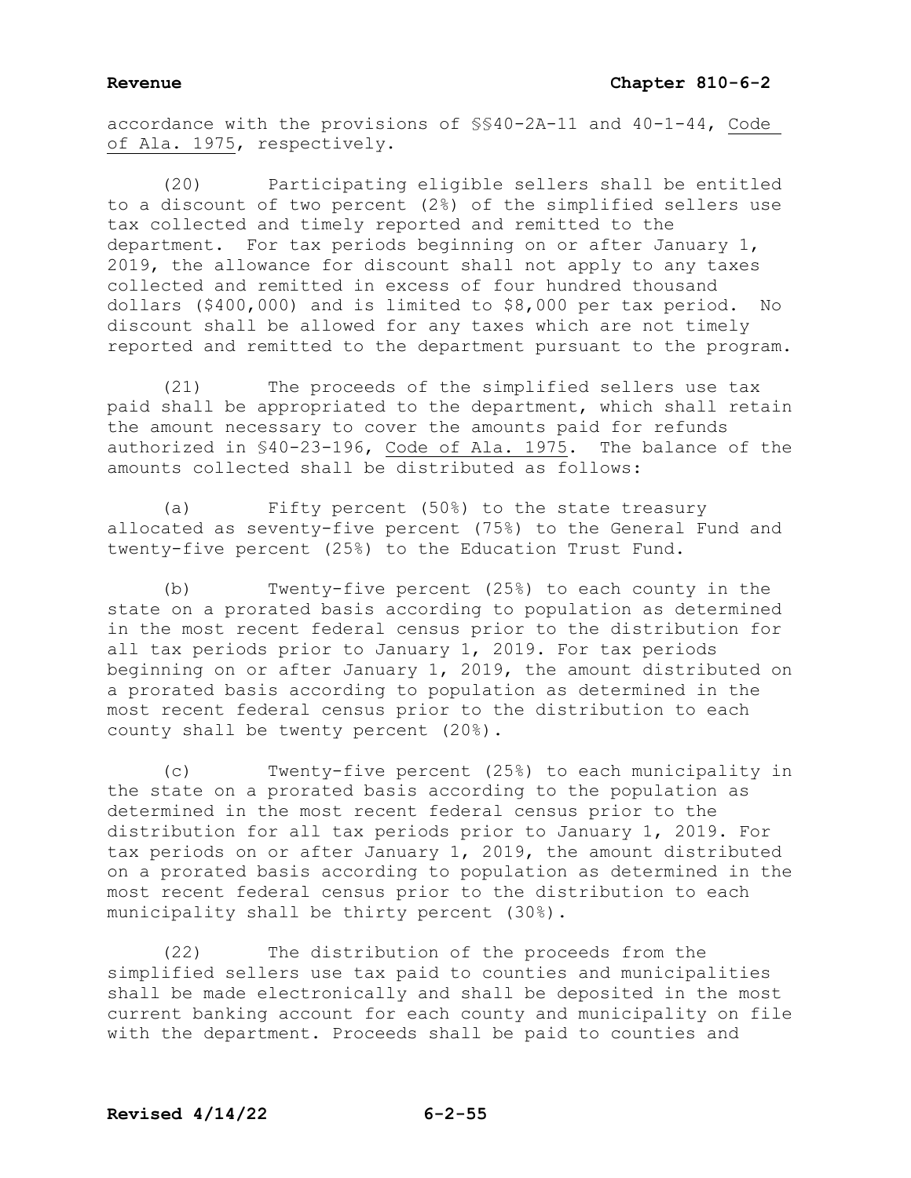accordance with the provisions of §§40-2A-11 and 40-1-44, Code of Ala. 1975, respectively.

(20) Participating eligible sellers shall be entitled to a discount of two percent (2%) of the simplified sellers use tax collected and timely reported and remitted to the department. For tax periods beginning on or after January 1, 2019, the allowance for discount shall not apply to any taxes collected and remitted in excess of four hundred thousand dollars ($400,000) and is limited to $8,000 per tax period. No discount shall be allowed for any taxes which are not timely reported and remitted to the department pursuant to the program.

(21) The proceeds of the simplified sellers use tax paid shall be appropriated to the department, which shall retain the amount necessary to cover the amounts paid for refunds authorized in §40-23-196, Code of Ala. 1975. The balance of the amounts collected shall be distributed as follows:

(a) Fifty percent (50%) to the state treasury allocated as seventy-five percent (75%) to the General Fund and twenty-five percent (25%) to the Education Trust Fund.

(b) Twenty-five percent (25%) to each county in the state on a prorated basis according to population as determined in the most recent federal census prior to the distribution for all tax periods prior to January 1, 2019. For tax periods beginning on or after January 1, 2019, the amount distributed on a prorated basis according to population as determined in the most recent federal census prior to the distribution to each county shall be twenty percent (20%).

(c) Twenty-five percent (25%) to each municipality in the state on a prorated basis according to the population as determined in the most recent federal census prior to the distribution for all tax periods prior to January 1, 2019. For tax periods on or after January 1, 2019, the amount distributed on a prorated basis according to population as determined in the most recent federal census prior to the distribution to each municipality shall be thirty percent (30%).

(22) The distribution of the proceeds from the simplified sellers use tax paid to counties and municipalities shall be made electronically and shall be deposited in the most current banking account for each county and municipality on file with the department. Proceeds shall be paid to counties and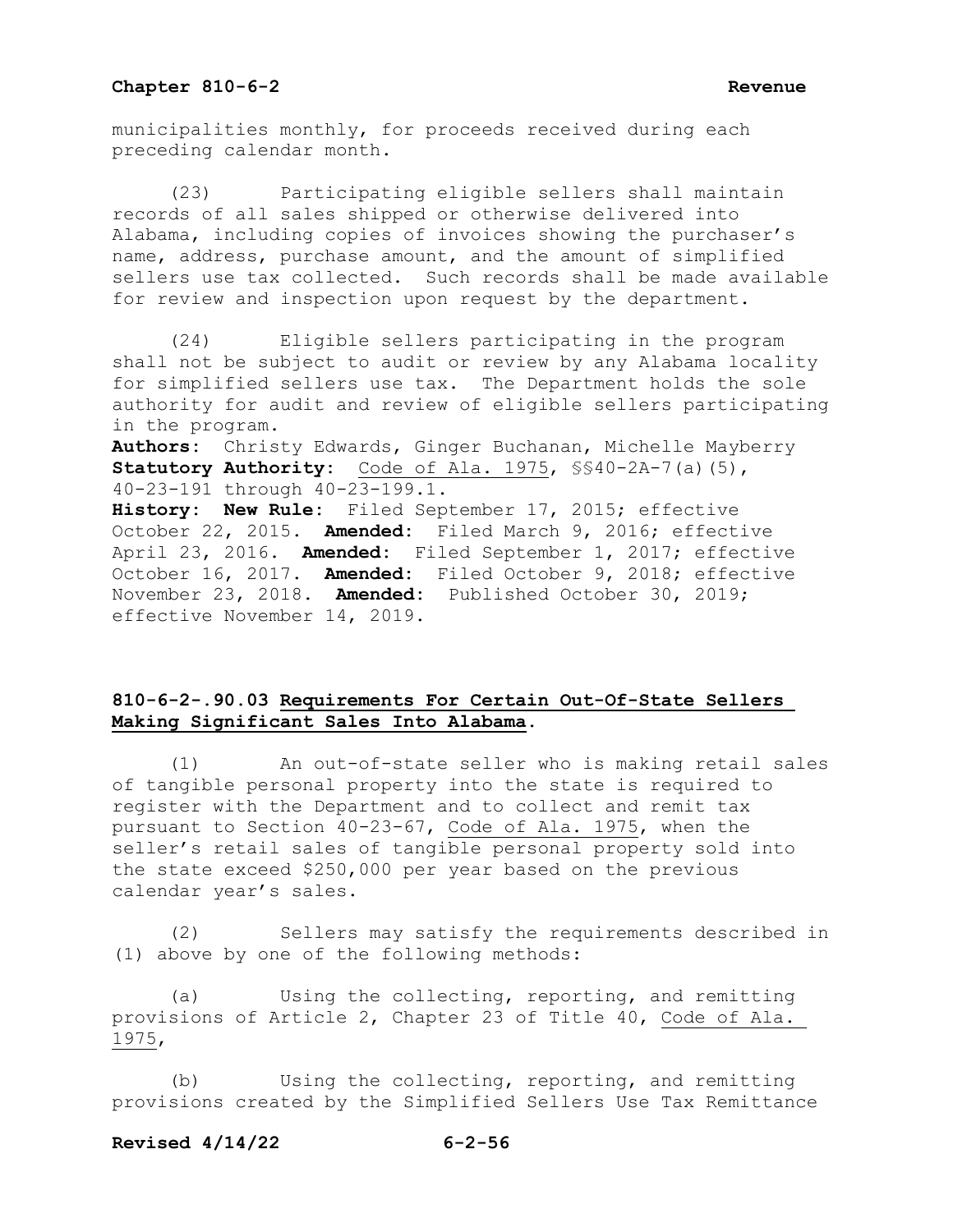municipalities monthly, for proceeds received during each preceding calendar month.

(23) Participating eligible sellers shall maintain records of all sales shipped or otherwise delivered into Alabama, including copies of invoices showing the purchaser's name, address, purchase amount, and the amount of simplified sellers use tax collected. Such records shall be made available for review and inspection upon request by the department.

(24) Eligible sellers participating in the program shall not be subject to audit or review by any Alabama locality for simplified sellers use tax. The Department holds the sole authority for audit and review of eligible sellers participating in the program.

**Authors:** Christy Edwards, Ginger Buchanan, Michelle Mayberry
**Statutory Authority:** Code of Ala. 1975, §§40-2A-7(a)(5), 40-23-191 through 40-23-199.1.
**History:** **New Rule:** Filed September 17, 2015; effective October 22, 2015. **Amended:** Filed March 9, 2016; effective April 23, 2016. **Amended:** Filed September 1, 2017; effective October 16, 2017. **Amended:** Filed October 9, 2018; effective November 23, 2018. **Amended:** Published October 30, 2019; effective November 14, 2019.

### 810-6-2-.90.03 Requirements For Certain Out-Of-State Sellers Making Significant Sales Into Alabama.

(1) An out-of-state seller who is making retail sales of tangible personal property into the state is required to register with the Department and to collect and remit tax pursuant to Section 40-23-67, Code of Ala. 1975, when the seller's retail sales of tangible personal property sold into the state exceed $250,000 per year based on the previous calendar year's sales.

(2) Sellers may satisfy the requirements described in (1) above by one of the following methods:

(a) Using the collecting, reporting, and remitting provisions of Article 2, Chapter 23 of Title 40, Code of Ala. 1975,

(b) Using the collecting, reporting, and remitting provisions created by the Simplified Sellers Use Tax Remittance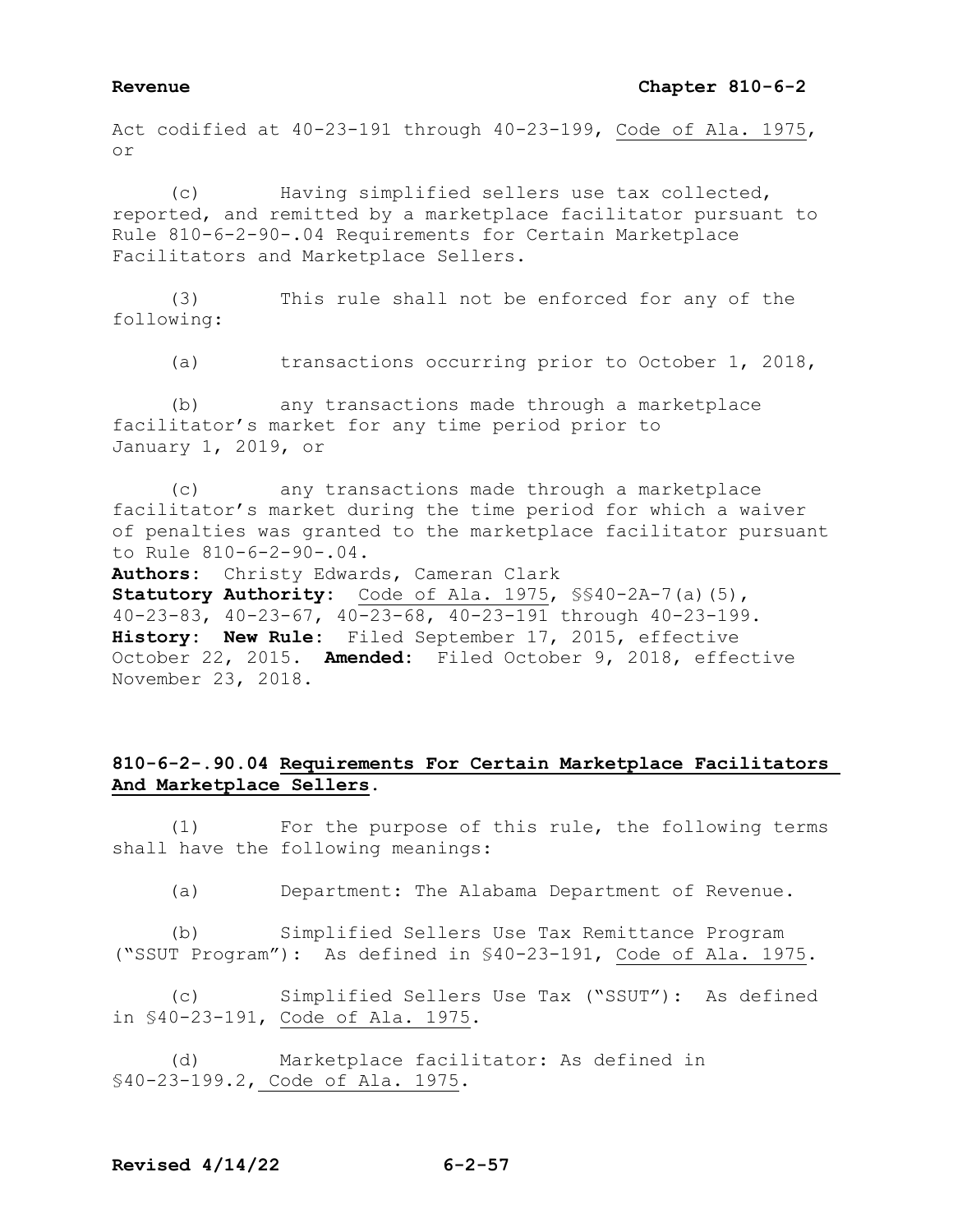Act codified at 40-23-191 through 40-23-199, Code of Ala. 1975, or

(c) Having simplified sellers use tax collected, reported, and remitted by a marketplace facilitator pursuant to Rule 810-6-2-90-.04 Requirements for Certain Marketplace Facilitators and Marketplace Sellers.

(3) This rule shall not be enforced for any of the following:

(a) transactions occurring prior to October 1, 2018,

(b) any transactions made through a marketplace facilitator's market for any time period prior to January 1, 2019, or

(c) any transactions made through a marketplace facilitator's market during the time period for which a waiver of penalties was granted to the marketplace facilitator pursuant to Rule 810-6-2-90-.04.

**Authors:** Christy Edwards, Cameran Clark
**Statutory Authority:** Code of Ala. 1975, §§40-2A-7(a)(5), 40-23-83, 40-23-67, 40-23-68, 40-23-191 through 40-23-199.
**History:** **New Rule:** Filed September 17, 2015, effective October 22, 2015. **Amended:** Filed October 9, 2018, effective November 23, 2018.

## 810-6-2-.90.04 Requirements For Certain Marketplace Facilitators And Marketplace Sellers.

(1) For the purpose of this rule, the following terms shall have the following meanings:

(a) Department: The Alabama Department of Revenue.

(b) Simplified Sellers Use Tax Remittance Program ("SSUT Program"): As defined in §40-23-191, Code of Ala. 1975.

(c) Simplified Sellers Use Tax ("SSUT"): As defined in §40-23-191, Code of Ala. 1975.

(d) Marketplace facilitator: As defined in §40-23-199.2, Code of Ala. 1975.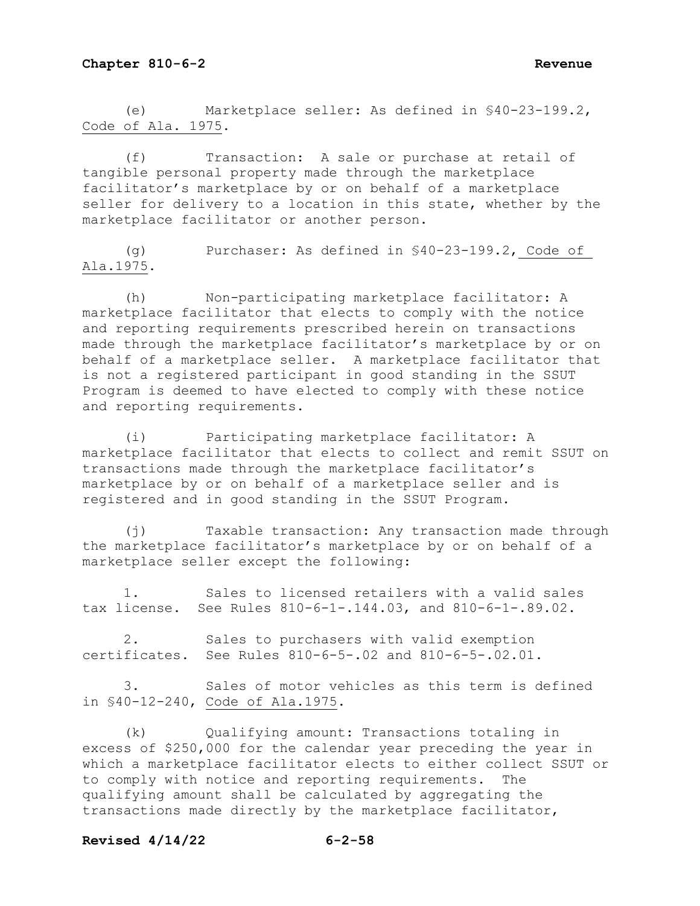(e) Marketplace seller: As defined in §40-23-199.2, Code of Ala. 1975.

(f) Transaction: A sale or purchase at retail of tangible personal property made through the marketplace facilitator's marketplace by or on behalf of a marketplace seller for delivery to a location in this state, whether by the marketplace facilitator or another person.

(g) Purchaser: As defined in §40-23-199.2, Code of Ala.1975.

(h) Non-participating marketplace facilitator: A marketplace facilitator that elects to comply with the notice and reporting requirements prescribed herein on transactions made through the marketplace facilitator's marketplace by or on behalf of a marketplace seller. A marketplace facilitator that is not a registered participant in good standing in the SSUT Program is deemed to have elected to comply with these notice and reporting requirements.

(i) Participating marketplace facilitator: A marketplace facilitator that elects to collect and remit SSUT on transactions made through the marketplace facilitator's marketplace by or on behalf of a marketplace seller and is registered and in good standing in the SSUT Program.

(j) Taxable transaction: Any transaction made through the marketplace facilitator's marketplace by or on behalf of a marketplace seller except the following:

1. Sales to licensed retailers with a valid sales tax license. See Rules 810-6-1-.144.03, and 810-6-1-.89.02.

2. Sales to purchasers with valid exemption certificates. See Rules 810-6-5-.02 and 810-6-5-.02.01.

3. Sales of motor vehicles as this term is defined in §40-12-240, Code of Ala.1975.

(k) Qualifying amount: Transactions totaling in excess of $250,000 for the calendar year preceding the year in which a marketplace facilitator elects to either collect SSUT or to comply with notice and reporting requirements. The qualifying amount shall be calculated by aggregating the transactions made directly by the marketplace facilitator,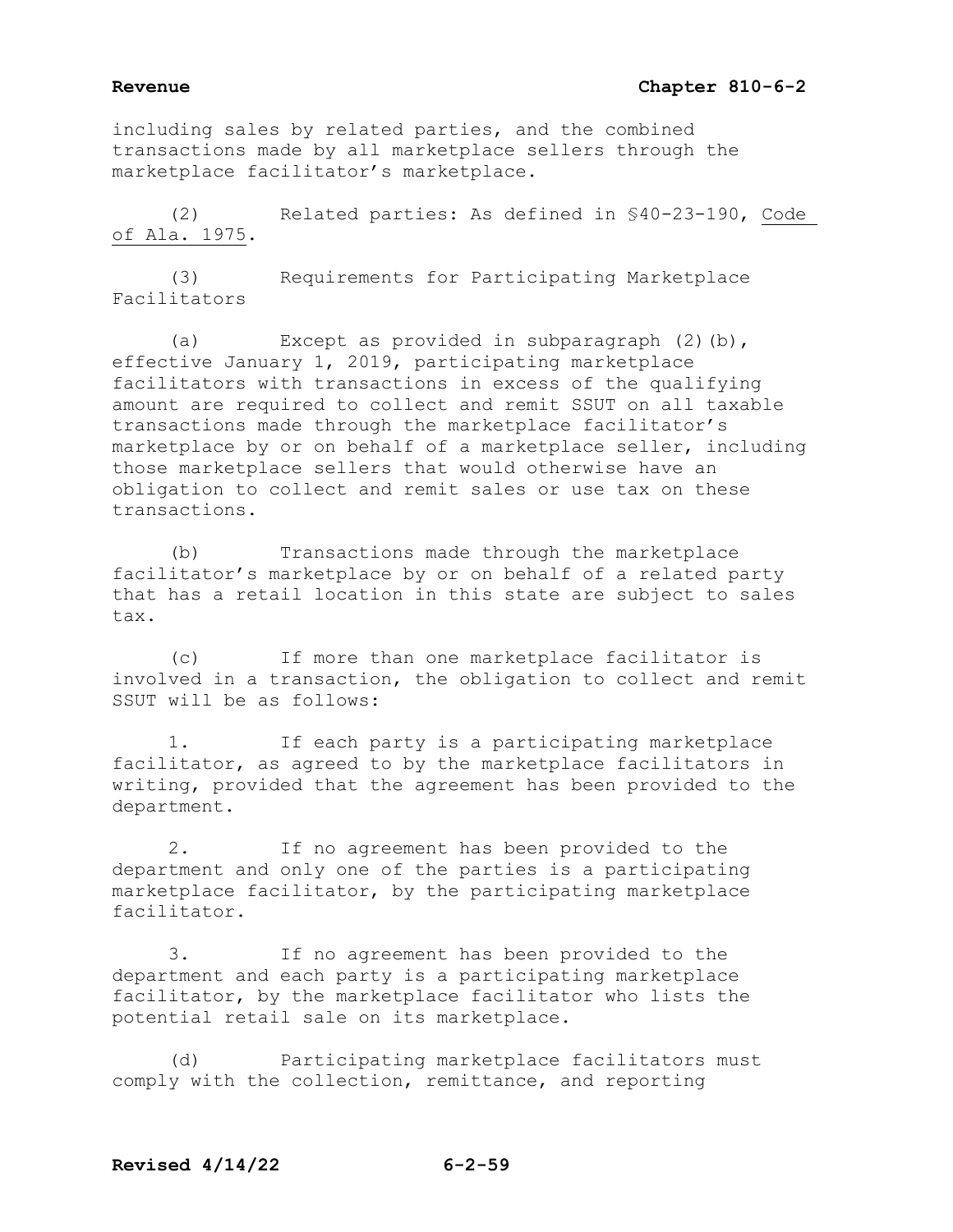including sales by related parties, and the combined transactions made by all marketplace sellers through the marketplace facilitator's marketplace.

(2) Related parties: As defined in §40-23-190, Code of Ala. 1975.

(3) Requirements for Participating Marketplace Facilitators

(a) Except as provided in subparagraph (2)(b), effective January 1, 2019, participating marketplace facilitators with transactions in excess of the qualifying amount are required to collect and remit SSUT on all taxable transactions made through the marketplace facilitator's marketplace by or on behalf of a marketplace seller, including those marketplace sellers that would otherwise have an obligation to collect and remit sales or use tax on these transactions.

(b) Transactions made through the marketplace facilitator's marketplace by or on behalf of a related party that has a retail location in this state are subject to sales tax.

(c) If more than one marketplace facilitator is involved in a transaction, the obligation to collect and remit SSUT will be as follows:

1. If each party is a participating marketplace facilitator, as agreed to by the marketplace facilitators in writing, provided that the agreement has been provided to the department.

2. If no agreement has been provided to the department and only one of the parties is a participating marketplace facilitator, by the participating marketplace facilitator.

3. If no agreement has been provided to the department and each party is a participating marketplace facilitator, by the marketplace facilitator who lists the potential retail sale on its marketplace.

(d) Participating marketplace facilitators must comply with the collection, remittance, and reporting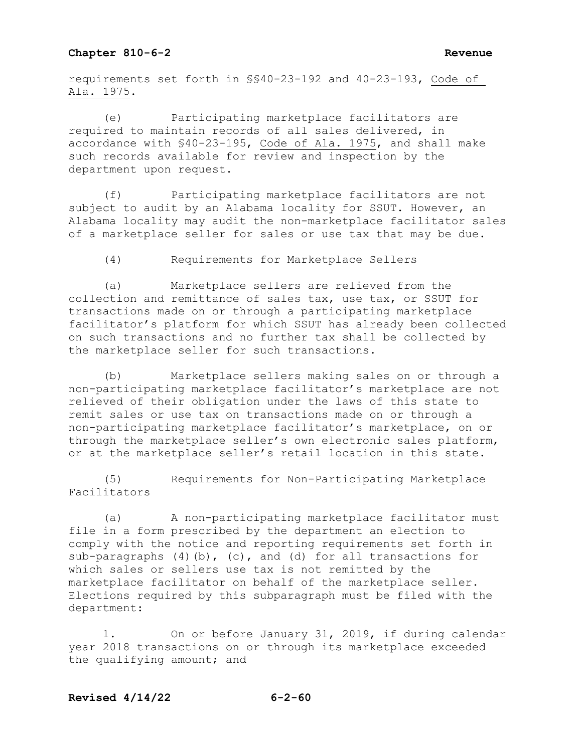requirements set forth in §§40-23-192 and 40-23-193, Code of Ala. 1975.

(e) Participating marketplace facilitators are required to maintain records of all sales delivered, in accordance with §40-23-195, Code of Ala. 1975, and shall make such records available for review and inspection by the department upon request.

(f) Participating marketplace facilitators are not subject to audit by an Alabama locality for SSUT. However, an Alabama locality may audit the non-marketplace facilitator sales of a marketplace seller for sales or use tax that may be due.

(4) Requirements for Marketplace Sellers

(a) Marketplace sellers are relieved from the collection and remittance of sales tax, use tax, or SSUT for transactions made on or through a participating marketplace facilitator's platform for which SSUT has already been collected on such transactions and no further tax shall be collected by the marketplace seller for such transactions.

(b) Marketplace sellers making sales on or through a non-participating marketplace facilitator's marketplace are not relieved of their obligation under the laws of this state to remit sales or use tax on transactions made on or through a non-participating marketplace facilitator's marketplace, on or through the marketplace seller's own electronic sales platform, or at the marketplace seller's retail location in this state.

(5) Requirements for Non-Participating Marketplace Facilitators

(a) A non-participating marketplace facilitator must file in a form prescribed by the department an election to comply with the notice and reporting requirements set forth in sub-paragraphs (4)(b), (c), and (d) for all transactions for which sales or sellers use tax is not remitted by the marketplace facilitator on behalf of the marketplace seller. Elections required by this subparagraph must be filed with the department:

1. On or before January 31, 2019, if during calendar year 2018 transactions on or through its marketplace exceeded the qualifying amount; and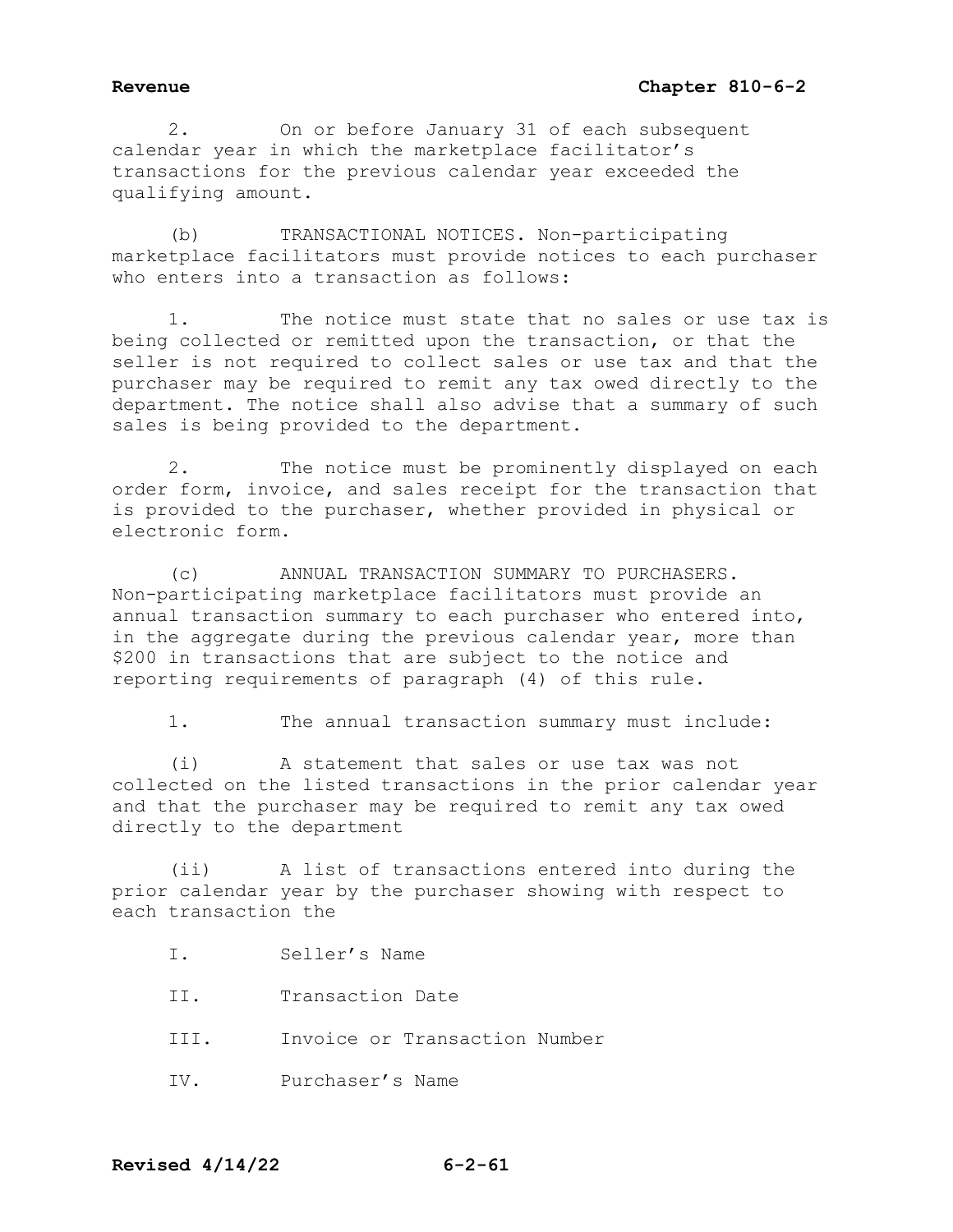2. On or before January 31 of each subsequent calendar year in which the marketplace facilitator's transactions for the previous calendar year exceeded the qualifying amount.

(b) TRANSACTIONAL NOTICES. Non-participating marketplace facilitators must provide notices to each purchaser who enters into a transaction as follows:

1. The notice must state that no sales or use tax is being collected or remitted upon the transaction, or that the seller is not required to collect sales or use tax and that the purchaser may be required to remit any tax owed directly to the department. The notice shall also advise that a summary of such sales is being provided to the department.

2. The notice must be prominently displayed on each order form, invoice, and sales receipt for the transaction that is provided to the purchaser, whether provided in physical or electronic form.

(c) ANNUAL TRANSACTION SUMMARY TO PURCHASERS. Non-participating marketplace facilitators must provide an annual transaction summary to each purchaser who entered into, in the aggregate during the previous calendar year, more than $200 in transactions that are subject to the notice and reporting requirements of paragraph (4) of this rule.

1. The annual transaction summary must include:

(i) A statement that sales or use tax was not collected on the listed transactions in the prior calendar year and that the purchaser may be required to remit any tax owed directly to the department

(ii) A list of transactions entered into during the prior calendar year by the purchaser showing with respect to each transaction the

I. Seller's Name

II. Transaction Date

III. Invoice or Transaction Number

IV. Purchaser's Name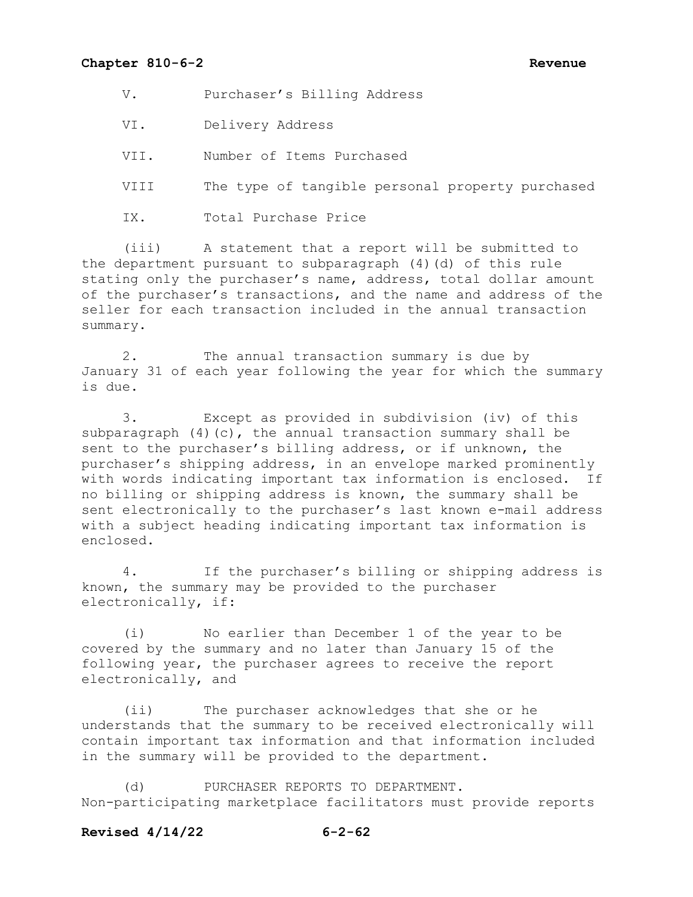V. Purchaser's Billing Address

VI. Delivery Address

VII. Number of Items Purchased

VIII The type of tangible personal property purchased

IX. Total Purchase Price

(iii) A statement that a report will be submitted to the department pursuant to subparagraph (4)(d) of this rule stating only the purchaser's name, address, total dollar amount of the purchaser's transactions, and the name and address of the seller for each transaction included in the annual transaction summary.

2. The annual transaction summary is due by January 31 of each year following the year for which the summary is due.

3. Except as provided in subdivision (iv) of this subparagraph (4)(c), the annual transaction summary shall be sent to the purchaser's billing address, or if unknown, the purchaser's shipping address, in an envelope marked prominently with words indicating important tax information is enclosed. If no billing or shipping address is known, the summary shall be sent electronically to the purchaser's last known e-mail address with a subject heading indicating important tax information is enclosed.

4. If the purchaser's billing or shipping address is known, the summary may be provided to the purchaser electronically, if:

(i) No earlier than December 1 of the year to be covered by the summary and no later than January 15 of the following year, the purchaser agrees to receive the report electronically, and

(ii) The purchaser acknowledges that she or he understands that the summary to be received electronically will contain important tax information and that information included in the summary will be provided to the department.

(d) PURCHASER REPORTS TO DEPARTMENT. Non-participating marketplace facilitators must provide reports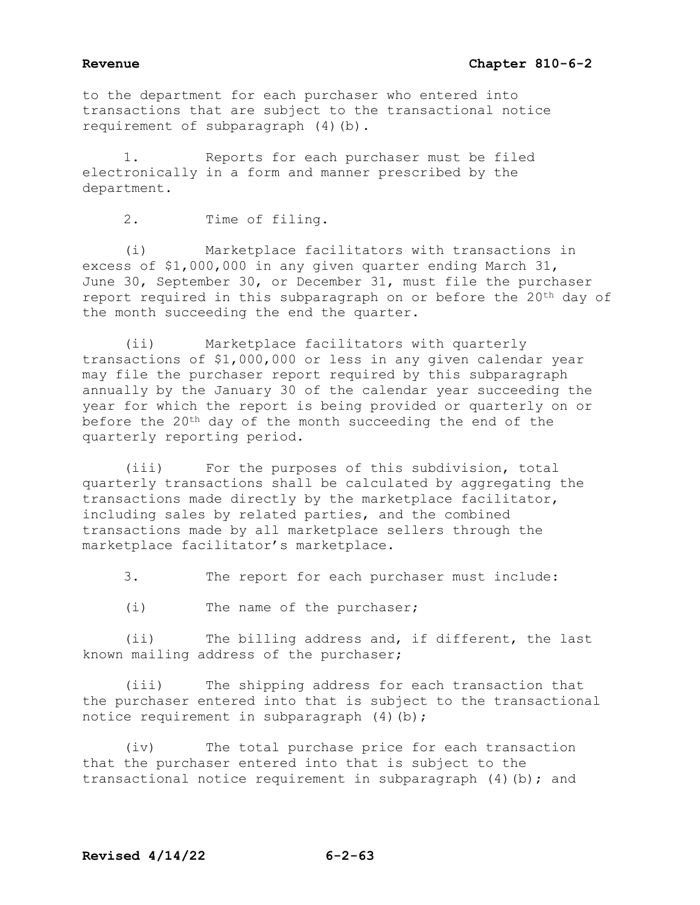to the department for each purchaser who entered into transactions that are subject to the transactional notice requirement of subparagraph (4)(b).

1. Reports for each purchaser must be filed electronically in a form and manner prescribed by the department.

2. Time of filing.

(i) Marketplace facilitators with transactions in excess of $1,000,000 in any given quarter ending March 31, June 30, September 30, or December 31, must file the purchaser report required in this subparagraph on or before the 20th day of the month succeeding the end the quarter.

(ii) Marketplace facilitators with quarterly transactions of $1,000,000 or less in any given calendar year may file the purchaser report required by this subparagraph annually by the January 30 of the calendar year succeeding the year for which the report is being provided or quarterly on or before the 20th day of the month succeeding the end of the quarterly reporting period.

(iii) For the purposes of this subdivision, total quarterly transactions shall be calculated by aggregating the transactions made directly by the marketplace facilitator, including sales by related parties, and the combined transactions made by all marketplace sellers through the marketplace facilitator's marketplace.

3. The report for each purchaser must include:

(i) The name of the purchaser;

(ii) The billing address and, if different, the last known mailing address of the purchaser;

(iii) The shipping address for each transaction that the purchaser entered into that is subject to the transactional notice requirement in subparagraph (4)(b);

(iv) The total purchase price for each transaction that the purchaser entered into that is subject to the transactional notice requirement in subparagraph (4)(b); and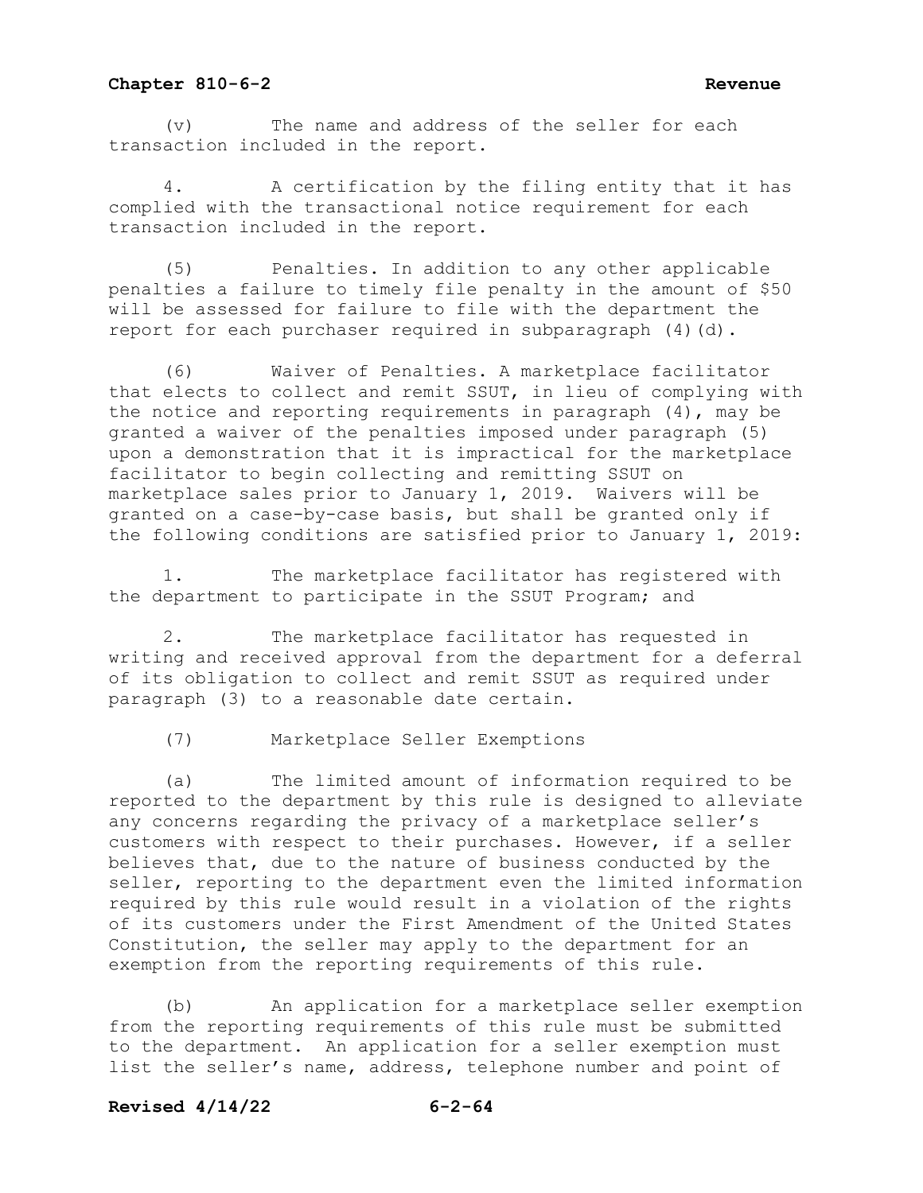(v) The name and address of the seller for each transaction included in the report.

4. A certification by the filing entity that it has complied with the transactional notice requirement for each transaction included in the report.

(5) Penalties. In addition to any other applicable penalties a failure to timely file penalty in the amount of $50 will be assessed for failure to file with the department the report for each purchaser required in subparagraph (4)(d).

(6) Waiver of Penalties. A marketplace facilitator that elects to collect and remit SSUT, in lieu of complying with the notice and reporting requirements in paragraph (4), may be granted a waiver of the penalties imposed under paragraph (5) upon a demonstration that it is impractical for the marketplace facilitator to begin collecting and remitting SSUT on marketplace sales prior to January 1, 2019. Waivers will be granted on a case-by-case basis, but shall be granted only if the following conditions are satisfied prior to January 1, 2019:

1. The marketplace facilitator has registered with the department to participate in the SSUT Program; and

2. The marketplace facilitator has requested in writing and received approval from the department for a deferral of its obligation to collect and remit SSUT as required under paragraph (3) to a reasonable date certain.

(7) Marketplace Seller Exemptions

(a) The limited amount of information required to be reported to the department by this rule is designed to alleviate any concerns regarding the privacy of a marketplace seller's customers with respect to their purchases. However, if a seller believes that, due to the nature of business conducted by the seller, reporting to the department even the limited information required by this rule would result in a violation of the rights of its customers under the First Amendment of the United States Constitution, the seller may apply to the department for an exemption from the reporting requirements of this rule.

(b) An application for a marketplace seller exemption from the reporting requirements of this rule must be submitted to the department. An application for a seller exemption must list the seller's name, address, telephone number and point of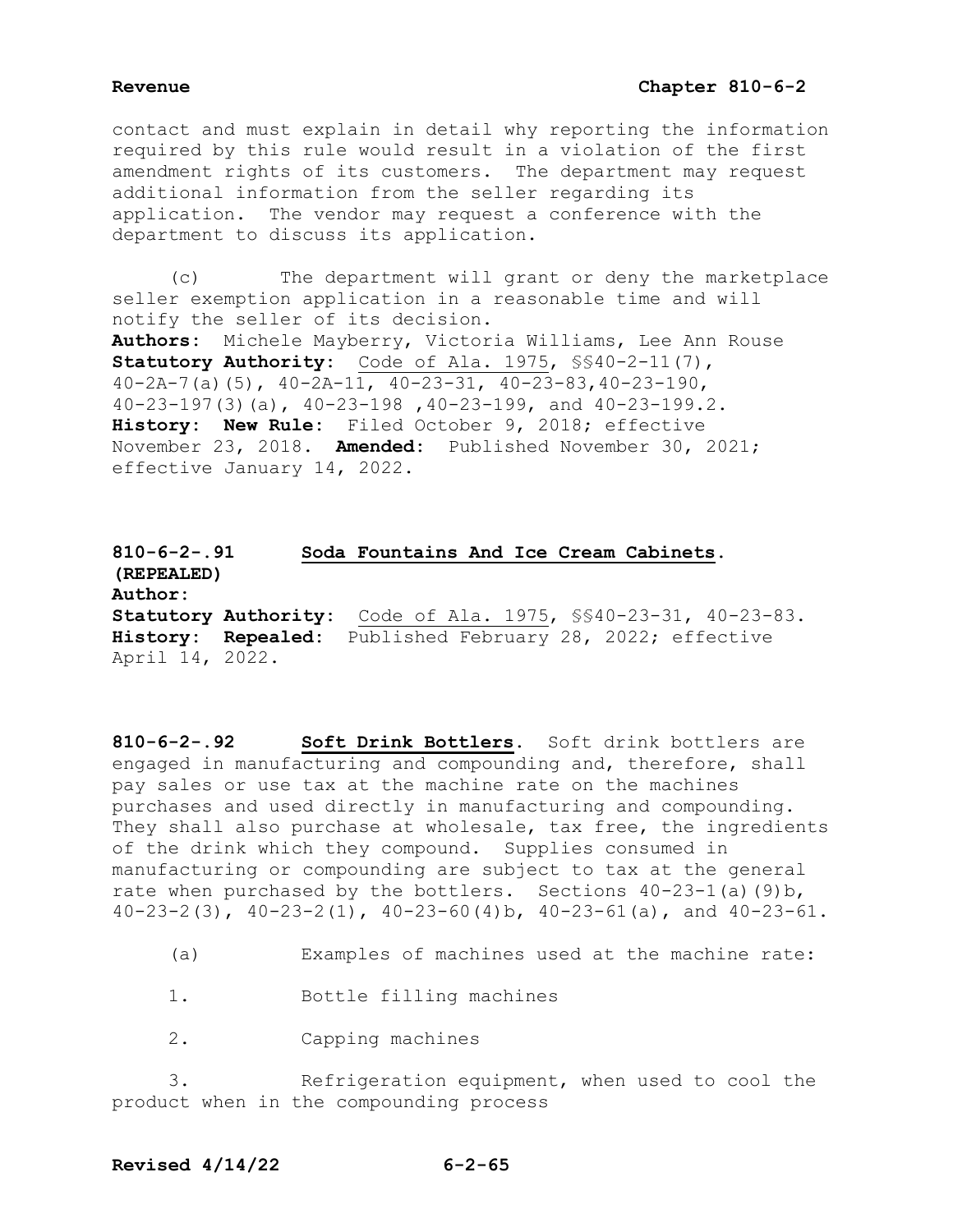contact and must explain in detail why reporting the information required by this rule would result in a violation of the first amendment rights of its customers. The department may request additional information from the seller regarding its application. The vendor may request a conference with the department to discuss its application.

(c) The department will grant or deny the marketplace seller exemption application in a reasonable time and will notify the seller of its decision.

**Authors:** Michele Mayberry, Victoria Williams, Lee Ann Rouse
**Statutory Authority:** Code of Ala. 1975, §§40-2-11(7), 40-2A-7(a)(5), 40-2A-11, 40-23-31, 40-23-83,40-23-190, 40-23-197(3)(a), 40-23-198 ,40-23-199, and 40-23-199.2.
**History: New Rule:** Filed October 9, 2018; effective November 23, 2018. **Amended:** Published November 30, 2021; effective January 14, 2022.

**810-6-2-.91 Soda Fountains And Ice Cream Cabinets. (REPEALED)**
**Author:**
**Statutory Authority:** Code of Ala. 1975, §§40-23-31, 40-23-83.
**History: Repealed:** Published February 28, 2022; effective April 14, 2022.

**810-6-2-.92 Soft Drink Bottlers.** Soft drink bottlers are engaged in manufacturing and compounding and, therefore, shall pay sales or use tax at the machine rate on the machines purchases and used directly in manufacturing and compounding. They shall also purchase at wholesale, tax free, the ingredients of the drink which they compound. Supplies consumed in manufacturing or compounding are subject to tax at the general rate when purchased by the bottlers. Sections 40-23-1(a)(9)b, 40-23-2(3), 40-23-2(1), 40-23-60(4)b, 40-23-61(a), and 40-23-61.

(a) Examples of machines used at the machine rate:

1. Bottle filling machines

2. Capping machines

3. Refrigeration equipment, when used to cool the product when in the compounding process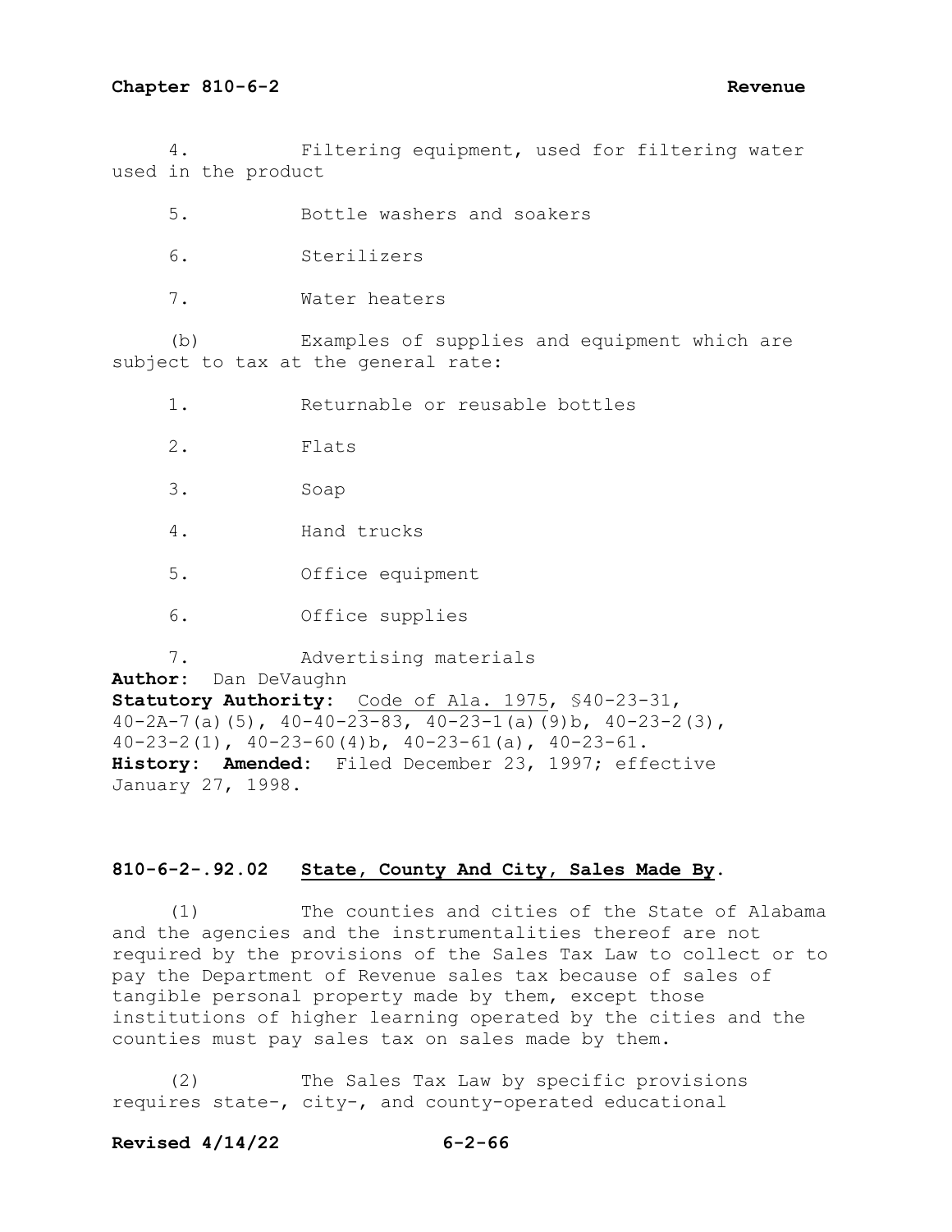4. Filtering equipment, used for filtering water used in the product

5. Bottle washers and soakers

6. Sterilizers

7. Water heaters

(b) Examples of supplies and equipment which are subject to tax at the general rate:

1. Returnable or reusable bottles

2. Flats

3. Soap

4. Hand trucks

5. Office equipment

6. Office supplies

7. Advertising materials

**Author:** Dan DeVaughn
**Statutory Authority:** Code of Ala. 1975, §40-23-31, 40-2A-7(a)(5), 40-40-23-83, 40-23-1(a)(9)b, 40-23-2(3), 40-23-2(1), 40-23-60(4)b, 40-23-61(a), 40-23-61.
**History:** **Amended:** Filed December 23, 1997; effective January 27, 1998.

## 810-6-2-.92.02 State, County And City, Sales Made By.

(1) The counties and cities of the State of Alabama and the agencies and the instrumentalities thereof are not required by the provisions of the Sales Tax Law to collect or to pay the Department of Revenue sales tax because of sales of tangible personal property made by them, except those institutions of higher learning operated by the cities and the counties must pay sales tax on sales made by them.

(2) The Sales Tax Law by specific provisions requires state-, city-, and county-operated educational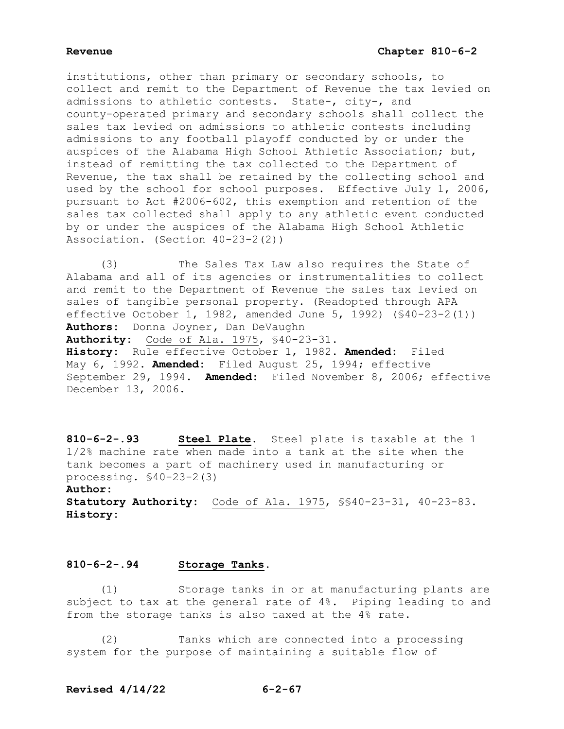institutions, other than primary or secondary schools, to collect and remit to the Department of Revenue the tax levied on admissions to athletic contests. State-, city-, and county-operated primary and secondary schools shall collect the sales tax levied on admissions to athletic contests including admissions to any football playoff conducted by or under the auspices of the Alabama High School Athletic Association; but, instead of remitting the tax collected to the Department of Revenue, the tax shall be retained by the collecting school and used by the school for school purposes. Effective July 1, 2006, pursuant to Act #2006-602, this exemption and retention of the sales tax collected shall apply to any athletic event conducted by or under the auspices of the Alabama High School Athletic Association. (Section 40-23-2(2))

(3) The Sales Tax Law also requires the State of Alabama and all of its agencies or instrumentalities to collect and remit to the Department of Revenue the sales tax levied on sales of tangible personal property. (Readopted through APA effective October 1, 1982, amended June 5, 1992) (§40-23-2(1))

**Authors:** Donna Joyner, Dan DeVaughn
**Authority:** Code of Ala. 1975, §40-23-31.
**History:** Rule effective October 1, 1982. **Amended:** Filed May 6, 1992. **Amended:** Filed August 25, 1994; effective September 29, 1994. **Amended:** Filed November 8, 2006; effective December 13, 2006.

**810-6-2-.93 Steel Plate.** Steel plate is taxable at the 1 1/2% machine rate when made into a tank at the site when the tank becomes a part of machinery used in manufacturing or processing. §40-23-2(3)

**Author:**
**Statutory Authority:** Code of Ala. 1975, §§40-23-31, 40-23-83.
**History:**

**810-6-2-.94 Storage Tanks.**

(1) Storage tanks in or at manufacturing plants are subject to tax at the general rate of 4%. Piping leading to and from the storage tanks is also taxed at the 4% rate.

(2) Tanks which are connected into a processing system for the purpose of maintaining a suitable flow of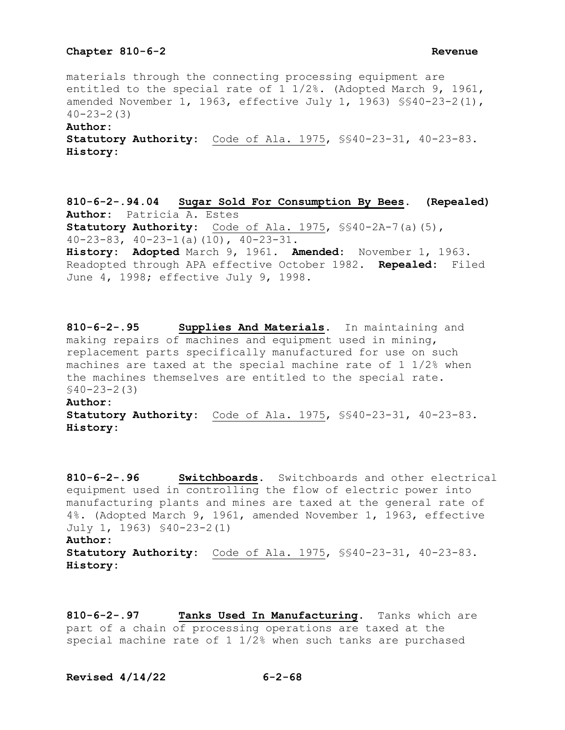materials through the connecting processing equipment are entitled to the special rate of 1 1/2%. (Adopted March 9, 1961, amended November 1, 1963, effective July 1, 1963) §§40-23-2(1), 40-23-2(3)

**Author:**

**Statutory Authority:** Code of Ala. 1975, §§40-23-31, 40-23-83.

**History:**

**810-6-2-.94.04 Sugar Sold For Consumption By Bees. (Repealed)**

**Author:** Patricia A. Estes

**Statutory Authority:** Code of Ala. 1975, §§40-2A-7(a)(5), 40-23-83, 40-23-1(a)(10), 40-23-31.

**History: Adopted** March 9, 1961. **Amended:** November 1, 1963. Readopted through APA effective October 1982. **Repealed:** Filed June 4, 1998; effective July 9, 1998.

**810-6-2-.95 Supplies And Materials.** In maintaining and making repairs of machines and equipment used in mining, replacement parts specifically manufactured for use on such machines are taxed at the special machine rate of 1 1/2% when the machines themselves are entitled to the special rate. §40-23-2(3)

**Author:**

**Statutory Authority:** Code of Ala. 1975, §§40-23-31, 40-23-83.

**History:**

**810-6-2-.96 Switchboards.** Switchboards and other electrical equipment used in controlling the flow of electric power into manufacturing plants and mines are taxed at the general rate of 4%. (Adopted March 9, 1961, amended November 1, 1963, effective July 1, 1963) §40-23-2(1)

**Author:**

**Statutory Authority:** Code of Ala. 1975, §§40-23-31, 40-23-83.

**History:**

**810-6-2-.97 Tanks Used In Manufacturing.** Tanks which are part of a chain of processing operations are taxed at the special machine rate of 1 1/2% when such tanks are purchased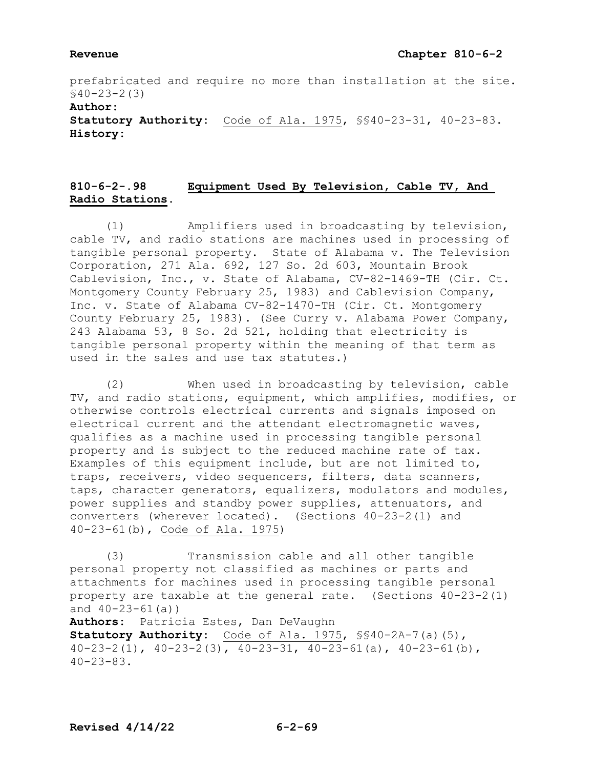prefabricated and require no more than installation at the site. §40-23-2(3)

**Author:**

**Statutory Authority:** Code of Ala. 1975, §§40-23-31, 40-23-83.

**History:**

## 810-6-2-.98 Equipment Used By Television, Cable TV, And Radio Stations.

(1) Amplifiers used in broadcasting by television, cable TV, and radio stations are machines used in processing of tangible personal property. State of Alabama v. The Television Corporation, 271 Ala. 692, 127 So. 2d 603, Mountain Brook Cablevision, Inc., v. State of Alabama, CV-82-1469-TH (Cir. Ct. Montgomery County February 25, 1983) and Cablevision Company, Inc. v. State of Alabama CV-82-1470-TH (Cir. Ct. Montgomery County February 25, 1983). (See Curry v. Alabama Power Company, 243 Alabama 53, 8 So. 2d 521, holding that electricity is tangible personal property within the meaning of that term as used in the sales and use tax statutes.)

(2) When used in broadcasting by television, cable TV, and radio stations, equipment, which amplifies, modifies, or otherwise controls electrical currents and signals imposed on electrical current and the attendant electromagnetic waves, qualifies as a machine used in processing tangible personal property and is subject to the reduced machine rate of tax. Examples of this equipment include, but are not limited to, traps, receivers, video sequencers, filters, data scanners, taps, character generators, equalizers, modulators and modules, power supplies and standby power supplies, attenuators, and converters (wherever located). (Sections 40-23-2(1) and 40-23-61(b), Code of Ala. 1975)

(3) Transmission cable and all other tangible personal property not classified as machines or parts and attachments for machines used in processing tangible personal property are taxable at the general rate. (Sections 40-23-2(1) and 40-23-61(a))

**Authors:** Patricia Estes, Dan DeVaughn

**Statutory Authority:** Code of Ala. 1975, §§40-2A-7(a)(5), 40-23-2(1), 40-23-2(3), 40-23-31, 40-23-61(a), 40-23-61(b), 40-23-83.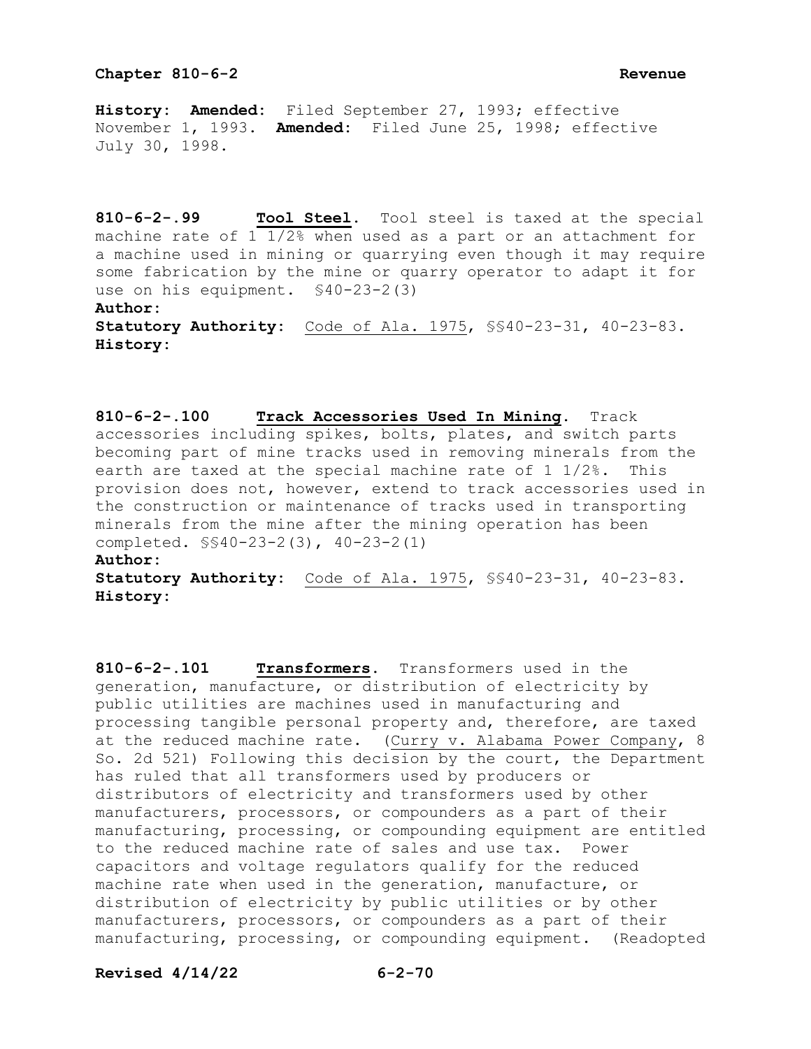**History:** **Amended:** Filed September 27, 1993; effective November 1, 1993. **Amended:** Filed June 25, 1998; effective July 30, 1998.

**810-6-2-.99 Tool Steel.** Tool steel is taxed at the special machine rate of 1 1/2% when used as a part or an attachment for a machine used in mining or quarrying even though it may require some fabrication by the mine or quarry operator to adapt it for use on his equipment. §40-23-2(3)

**Author:**

**Statutory Authority:** Code of Ala. 1975, §§40-23-31, 40-23-83.

**History:**

**810-6-2-.100 Track Accessories Used In Mining.** Track accessories including spikes, bolts, plates, and switch parts becoming part of mine tracks used in removing minerals from the earth are taxed at the special machine rate of 1 1/2%. This provision does not, however, extend to track accessories used in the construction or maintenance of tracks used in transporting minerals from the mine after the mining operation has been completed. §§40-23-2(3), 40-23-2(1)

**Author:**

**Statutory Authority:** Code of Ala. 1975, §§40-23-31, 40-23-83.

**History:**

**810-6-2-.101 Transformers.** Transformers used in the generation, manufacture, or distribution of electricity by public utilities are machines used in manufacturing and processing tangible personal property and, therefore, are taxed at the reduced machine rate. (Curry v. Alabama Power Company, 8 So. 2d 521) Following this decision by the court, the Department has ruled that all transformers used by producers or distributors of electricity and transformers used by other manufacturers, processors, or compounders as a part of their manufacturing, processing, or compounding equipment are entitled to the reduced machine rate of sales and use tax. Power capacitors and voltage regulators qualify for the reduced machine rate when used in the generation, manufacture, or distribution of electricity by public utilities or by other manufacturers, processors, or compounders as a part of their manufacturing, processing, or compounding equipment. (Readopted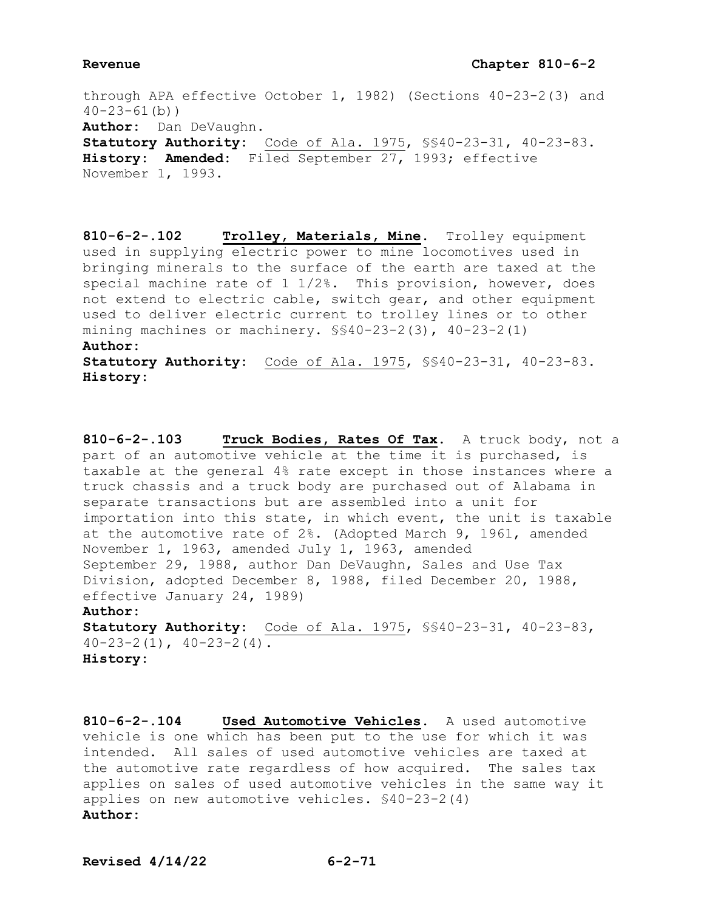through APA effective October 1, 1982) (Sections 40-23-2(3) and 40-23-61(b))
**Author:** Dan DeVaughn.
**Statutory Authority:** Code of Ala. 1975, §§40-23-31, 40-23-83.
**History:** **Amended:** Filed September 27, 1993; effective November 1, 1993.

**810-6-2-.102 Trolley, Materials, Mine.** Trolley equipment used in supplying electric power to mine locomotives used in bringing minerals to the surface of the earth are taxed at the special machine rate of 1 1/2%. This provision, however, does not extend to electric cable, switch gear, and other equipment used to deliver electric current to trolley lines or to other mining machines or machinery. §§40-23-2(3), 40-23-2(1)
**Author:**
**Statutory Authority:** Code of Ala. 1975, §§40-23-31, 40-23-83.
**History:**

**810-6-2-.103 Truck Bodies, Rates Of Tax.** A truck body, not a part of an automotive vehicle at the time it is purchased, is taxable at the general 4% rate except in those instances where a truck chassis and a truck body are purchased out of Alabama in separate transactions but are assembled into a unit for importation into this state, in which event, the unit is taxable at the automotive rate of 2%. (Adopted March 9, 1961, amended November 1, 1963, amended July 1, 1963, amended September 29, 1988, author Dan DeVaughn, Sales and Use Tax Division, adopted December 8, 1988, filed December 20, 1988, effective January 24, 1989)
**Author:**
**Statutory Authority:** Code of Ala. 1975, §§40-23-31, 40-23-83, 40-23-2(1), 40-23-2(4).
**History:**

**810-6-2-.104 Used Automotive Vehicles.** A used automotive vehicle is one which has been put to the use for which it was intended. All sales of used automotive vehicles are taxed at the automotive rate regardless of how acquired. The sales tax applies on sales of used automotive vehicles in the same way it applies on new automotive vehicles. §40-23-2(4)
**Author:**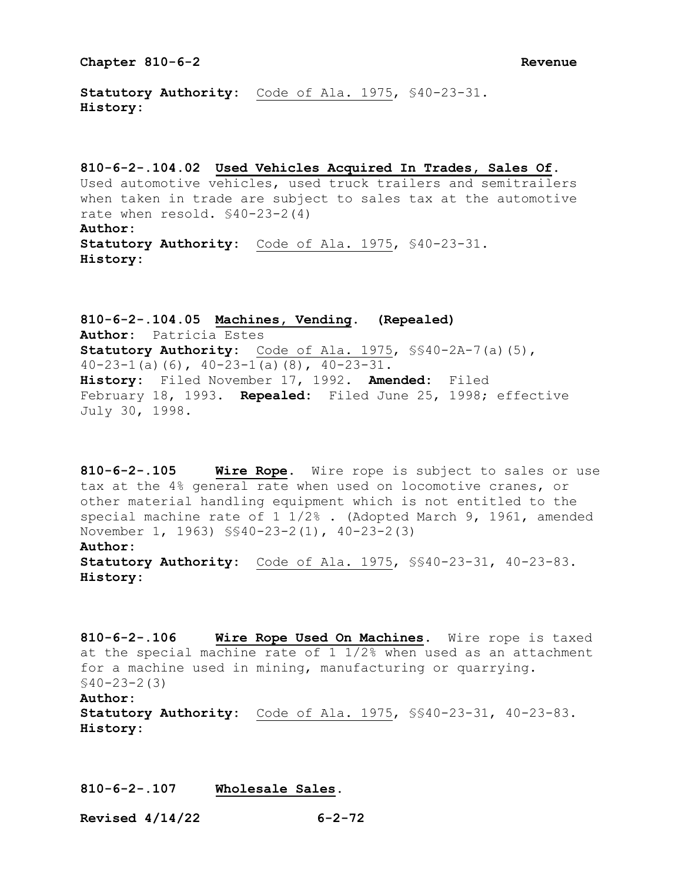**Statutory Authority:** Code of Ala. 1975, §40-23-31.
**History:**

**810-6-2-.104.02 Used Vehicles Acquired In Trades, Sales Of.** Used automotive vehicles, used truck trailers and semitrailers when taken in trade are subject to sales tax at the automotive rate when resold. §40-23-2(4)
**Author:**
**Statutory Authority:** Code of Ala. 1975, §40-23-31.
**History:**

**810-6-2-.104.05 Machines, Vending. (Repealed)**
**Author:** Patricia Estes
**Statutory Authority:** Code of Ala. 1975, §§40-2A-7(a)(5), 40-23-1(a)(6), 40-23-1(a)(8), 40-23-31.
**History:** Filed November 17, 1992. **Amended:** Filed February 18, 1993. **Repealed:** Filed June 25, 1998; effective July 30, 1998.

**810-6-2-.105 Wire Rope.** Wire rope is subject to sales or use tax at the 4% general rate when used on locomotive cranes, or other material handling equipment which is not entitled to the special machine rate of 1 1/2% . (Adopted March 9, 1961, amended November 1, 1963) §§40-23-2(1), 40-23-2(3)
**Author:**
**Statutory Authority:** Code of Ala. 1975, §§40-23-31, 40-23-83.
**History:**

**810-6-2-.106 Wire Rope Used On Machines.** Wire rope is taxed at the special machine rate of 1 1/2% when used as an attachment for a machine used in mining, manufacturing or quarrying. §40-23-2(3)
**Author:**
**Statutory Authority:** Code of Ala. 1975, §§40-23-31, 40-23-83.
**History:**

**810-6-2-.107 Wholesale Sales.**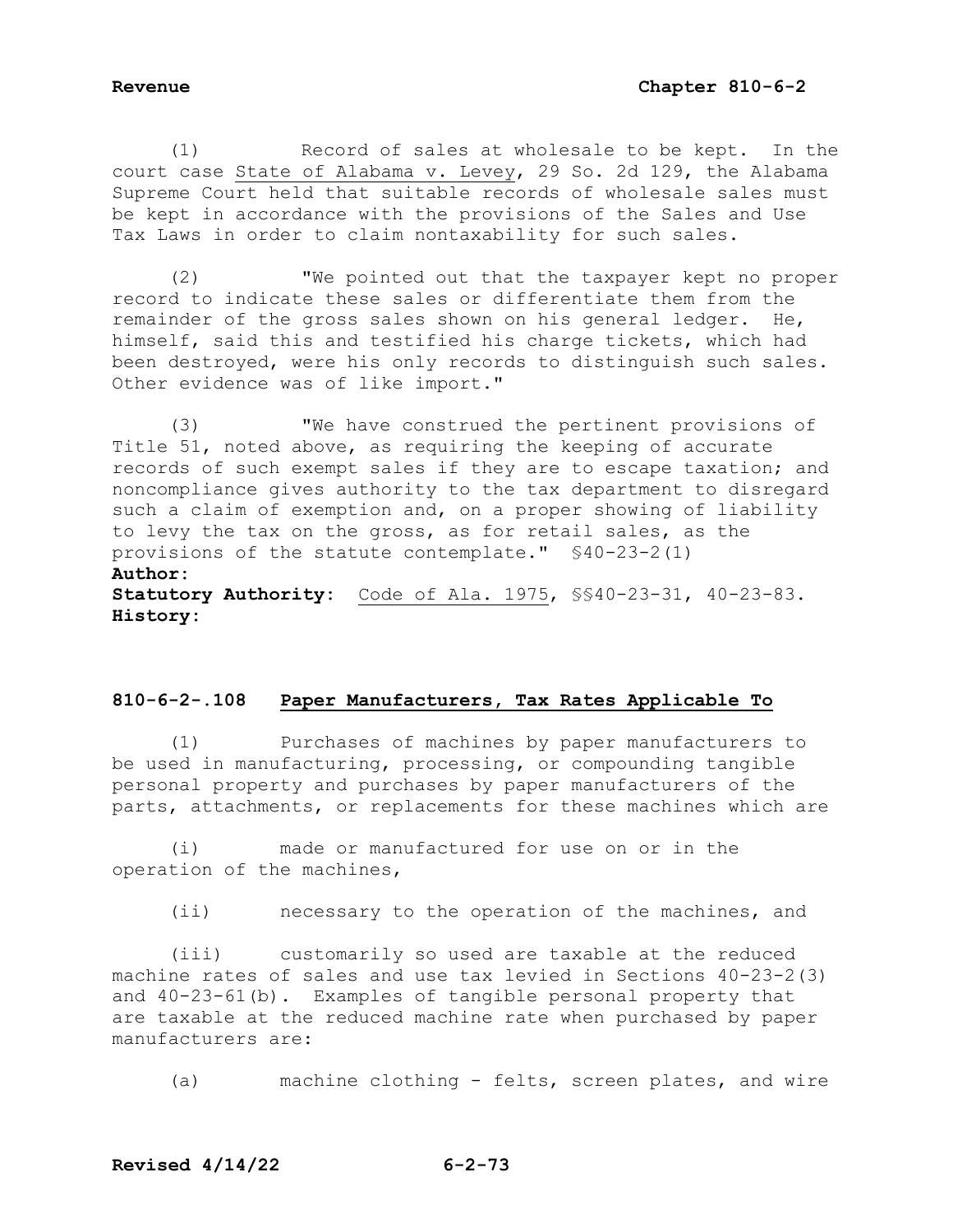(1) Record of sales at wholesale to be kept. In the court case State of Alabama v. Levey, 29 So. 2d 129, the Alabama Supreme Court held that suitable records of wholesale sales must be kept in accordance with the provisions of the Sales and Use Tax Laws in order to claim nontaxability for such sales.

(2) "We pointed out that the taxpayer kept no proper record to indicate these sales or differentiate them from the remainder of the gross sales shown on his general ledger. He, himself, said this and testified his charge tickets, which had been destroyed, were his only records to distinguish such sales. Other evidence was of like import."

(3) "We have construed the pertinent provisions of Title 51, noted above, as requiring the keeping of accurate records of such exempt sales if they are to escape taxation; and noncompliance gives authority to the tax department to disregard such a claim of exemption and, on a proper showing of liability to levy the tax on the gross, as for retail sales, as the provisions of the statute contemplate." §40-23-2(1)

**Author:**
**Statutory Authority**: Code of Ala. 1975, §§40-23-31, 40-23-83.
**History:**

## 810-6-2-.108 Paper Manufacturers, Tax Rates Applicable To

(1) Purchases of machines by paper manufacturers to be used in manufacturing, processing, or compounding tangible personal property and purchases by paper manufacturers of the parts, attachments, or replacements for these machines which are

(i) made or manufactured for use on or in the operation of the machines,

(ii) necessary to the operation of the machines, and

(iii) customarily so used are taxable at the reduced machine rates of sales and use tax levied in Sections 40-23-2(3) and 40-23-61(b). Examples of tangible personal property that are taxable at the reduced machine rate when purchased by paper manufacturers are:

(a) machine clothing - felts, screen plates, and wire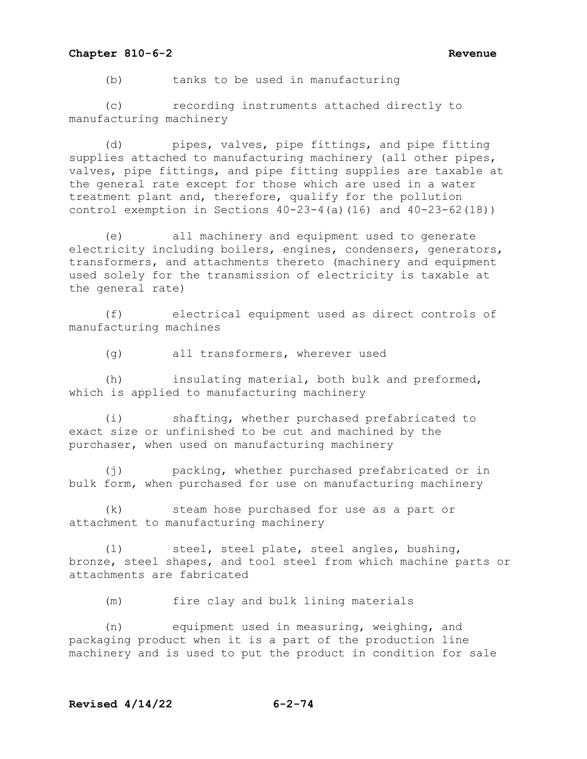(b) tanks to be used in manufacturing

(c) recording instruments attached directly to manufacturing machinery

(d) pipes, valves, pipe fittings, and pipe fitting supplies attached to manufacturing machinery (all other pipes, valves, pipe fittings, and pipe fitting supplies are taxable at the general rate except for those which are used in a water treatment plant and, therefore, qualify for the pollution control exemption in Sections 40-23-4(a)(16) and 40-23-62(18))

(e) all machinery and equipment used to generate electricity including boilers, engines, condensers, generators, transformers, and attachments thereto (machinery and equipment used solely for the transmission of electricity is taxable at the general rate)

(f) electrical equipment used as direct controls of manufacturing machines

(g) all transformers, wherever used

(h) insulating material, both bulk and preformed, which is applied to manufacturing machinery

(i) shafting, whether purchased prefabricated to exact size or unfinished to be cut and machined by the purchaser, when used on manufacturing machinery

(j) packing, whether purchased prefabricated or in bulk form, when purchased for use on manufacturing machinery

(k) steam hose purchased for use as a part or attachment to manufacturing machinery

(l) steel, steel plate, steel angles, bushing, bronze, steel shapes, and tool steel from which machine parts or attachments are fabricated

(m) fire clay and bulk lining materials

(n) equipment used in measuring, weighing, and packaging product when it is a part of the production line machinery and is used to put the product in condition for sale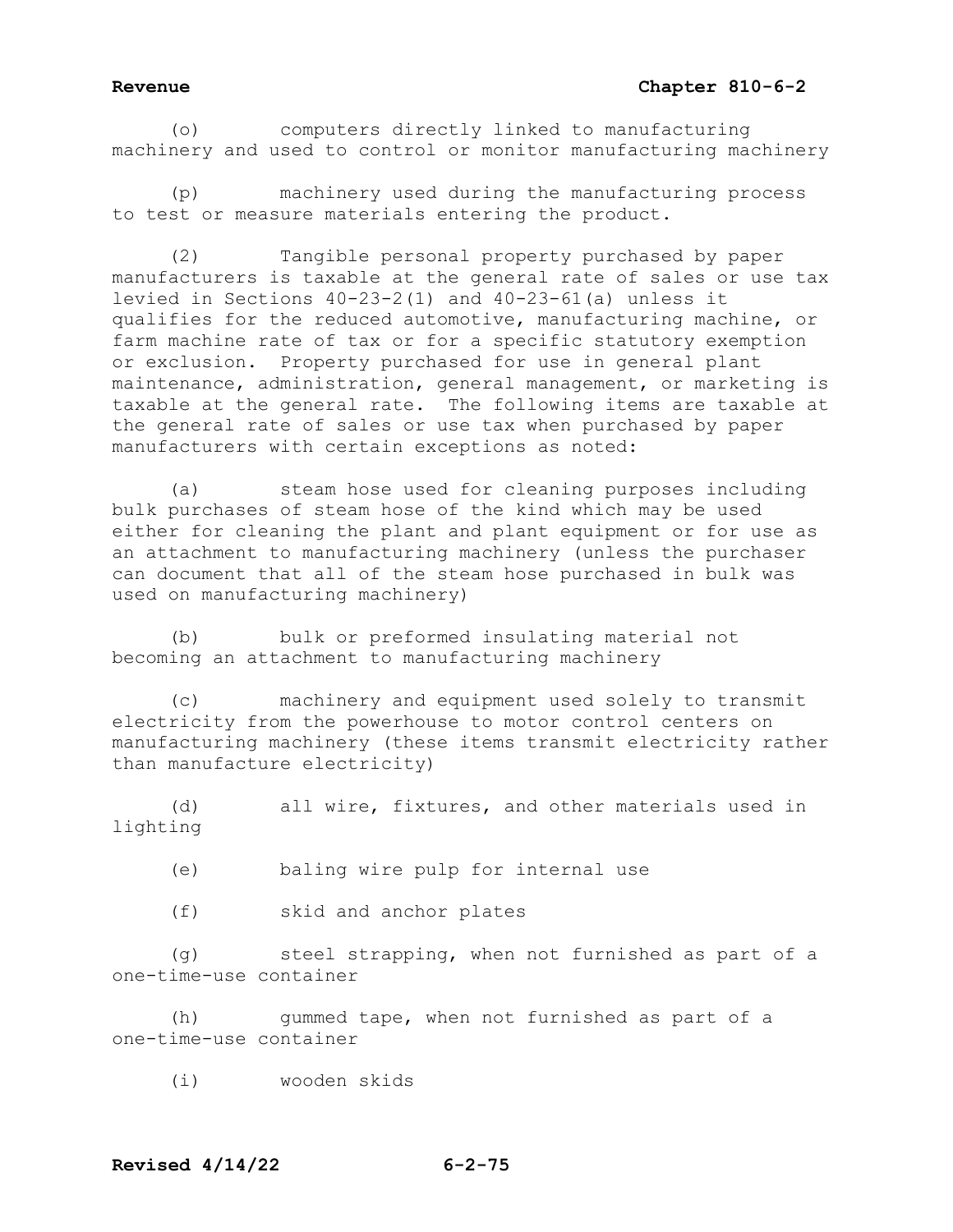(o) computers directly linked to manufacturing machinery and used to control or monitor manufacturing machinery

(p) machinery used during the manufacturing process to test or measure materials entering the product.

(2) Tangible personal property purchased by paper manufacturers is taxable at the general rate of sales or use tax levied in Sections 40-23-2(1) and 40-23-61(a) unless it qualifies for the reduced automotive, manufacturing machine, or farm machine rate of tax or for a specific statutory exemption or exclusion. Property purchased for use in general plant maintenance, administration, general management, or marketing is taxable at the general rate. The following items are taxable at the general rate of sales or use tax when purchased by paper manufacturers with certain exceptions as noted:

(a) steam hose used for cleaning purposes including bulk purchases of steam hose of the kind which may be used either for cleaning the plant and plant equipment or for use as an attachment to manufacturing machinery (unless the purchaser can document that all of the steam hose purchased in bulk was used on manufacturing machinery)

(b) bulk or preformed insulating material not becoming an attachment to manufacturing machinery

(c) machinery and equipment used solely to transmit electricity from the powerhouse to motor control centers on manufacturing machinery (these items transmit electricity rather than manufacture electricity)

(d) all wire, fixtures, and other materials used in lighting

(e) baling wire pulp for internal use

(f) skid and anchor plates

(g) steel strapping, when not furnished as part of a one-time-use container

(h) gummed tape, when not furnished as part of a one-time-use container

(i) wooden skids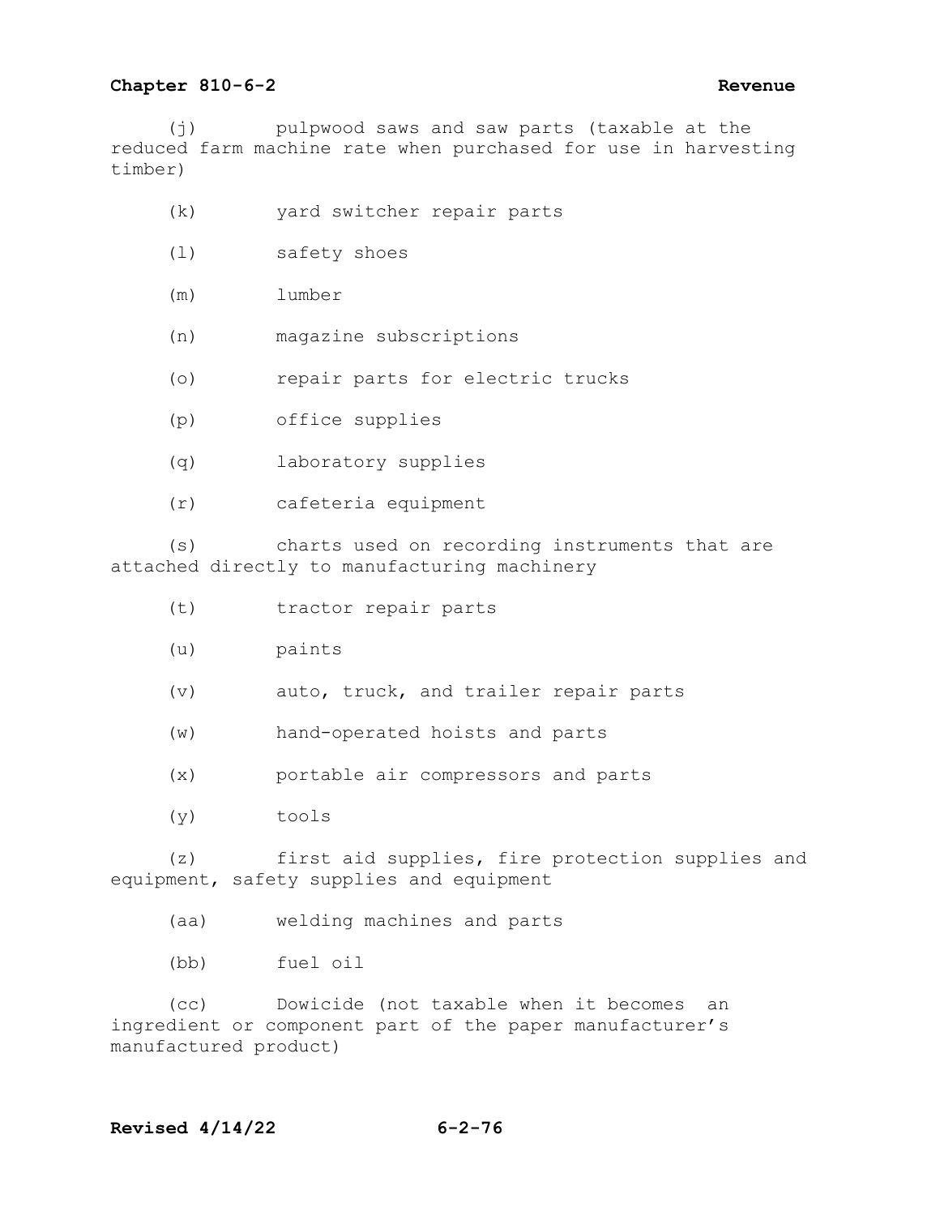(j) pulpwood saws and saw parts (taxable at the reduced farm machine rate when purchased for use in harvesting timber)

(k) yard switcher repair parts

(l) safety shoes

(m) lumber

(n) magazine subscriptions

(o) repair parts for electric trucks

(p) office supplies

(q) laboratory supplies

(r) cafeteria equipment

(s) charts used on recording instruments that are attached directly to manufacturing machinery

(t) tractor repair parts

(u) paints

(v) auto, truck, and trailer repair parts

(w) hand-operated hoists and parts

(x) portable air compressors and parts

(y) tools

(z) first aid supplies, fire protection supplies and equipment, safety supplies and equipment

(aa) welding machines and parts

(bb) fuel oil

(cc) Dowicide (not taxable when it becomes an ingredient or component part of the paper manufacturer's manufactured product)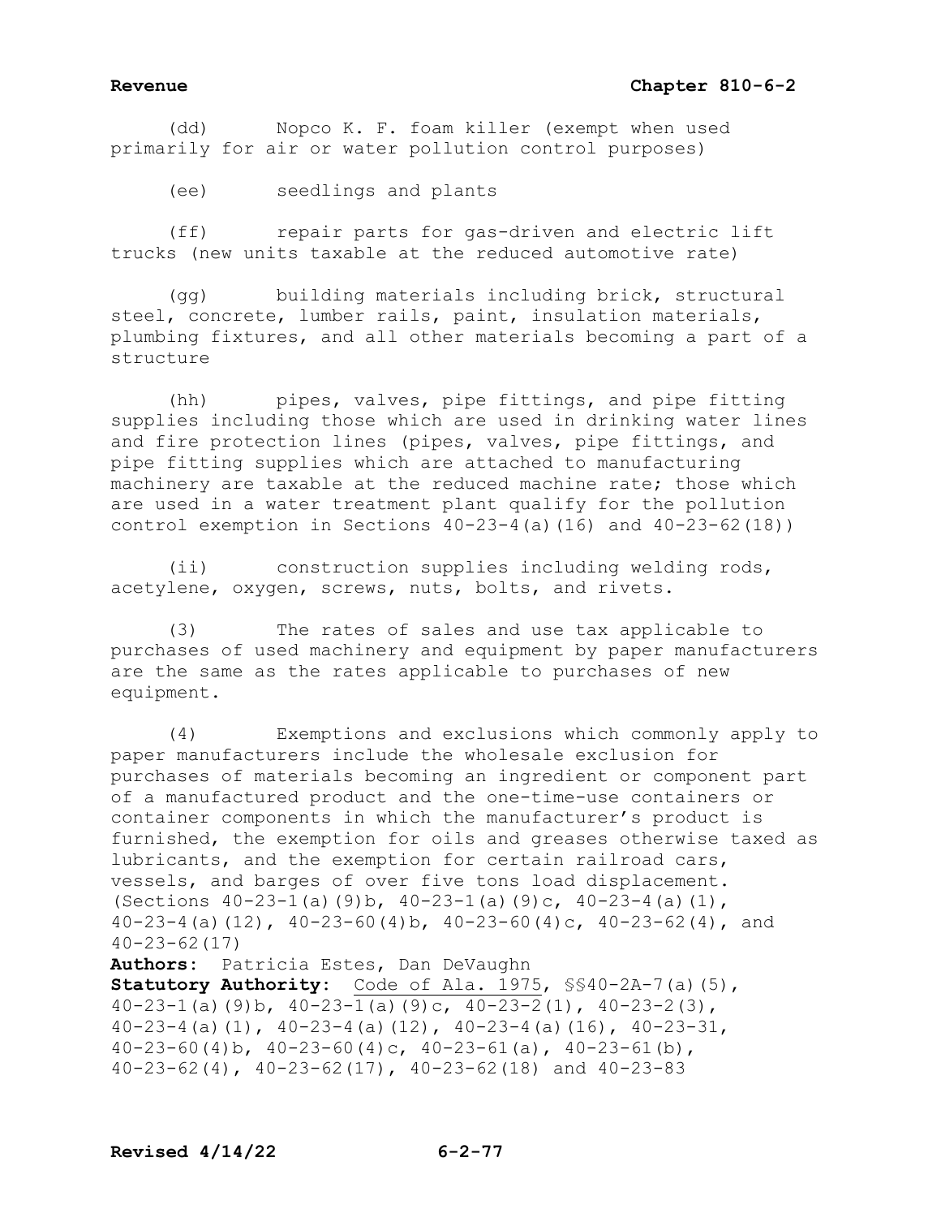(dd) Nopco K. F. foam killer (exempt when used primarily for air or water pollution control purposes)

(ee) seedlings and plants

(ff) repair parts for gas-driven and electric lift trucks (new units taxable at the reduced automotive rate)

(gg) building materials including brick, structural steel, concrete, lumber rails, paint, insulation materials, plumbing fixtures, and all other materials becoming a part of a structure

(hh) pipes, valves, pipe fittings, and pipe fitting supplies including those which are used in drinking water lines and fire protection lines (pipes, valves, pipe fittings, and pipe fitting supplies which are attached to manufacturing machinery are taxable at the reduced machine rate; those which are used in a water treatment plant qualify for the pollution control exemption in Sections 40-23-4(a)(16) and 40-23-62(18))

(ii) construction supplies including welding rods, acetylene, oxygen, screws, nuts, bolts, and rivets.

(3) The rates of sales and use tax applicable to purchases of used machinery and equipment by paper manufacturers are the same as the rates applicable to purchases of new equipment.

(4) Exemptions and exclusions which commonly apply to paper manufacturers include the wholesale exclusion for purchases of materials becoming an ingredient or component part of a manufactured product and the one-time-use containers or container components in which the manufacturer's product is furnished, the exemption for oils and greases otherwise taxed as lubricants, and the exemption for certain railroad cars, vessels, and barges of over five tons load displacement. (Sections 40-23-1(a)(9)b, 40-23-1(a)(9)c, 40-23-4(a)(1), 40-23-4(a)(12), 40-23-60(4)b, 40-23-60(4)c, 40-23-62(4), and 40-23-62(17)

**Authors:** Patricia Estes, Dan DeVaughn

**Statutory Authority:** Code of Ala. 1975, §§40-2A-7(a)(5), 40-23-1(a)(9)b, 40-23-1(a)(9)c, 40-23-2(1), 40-23-2(3), 40-23-4(a)(1), 40-23-4(a)(12), 40-23-4(a)(16), 40-23-31, 40-23-60(4)b, 40-23-60(4)c, 40-23-61(a), 40-23-61(b), 40-23-62(4), 40-23-62(17), 40-23-62(18) and 40-23-83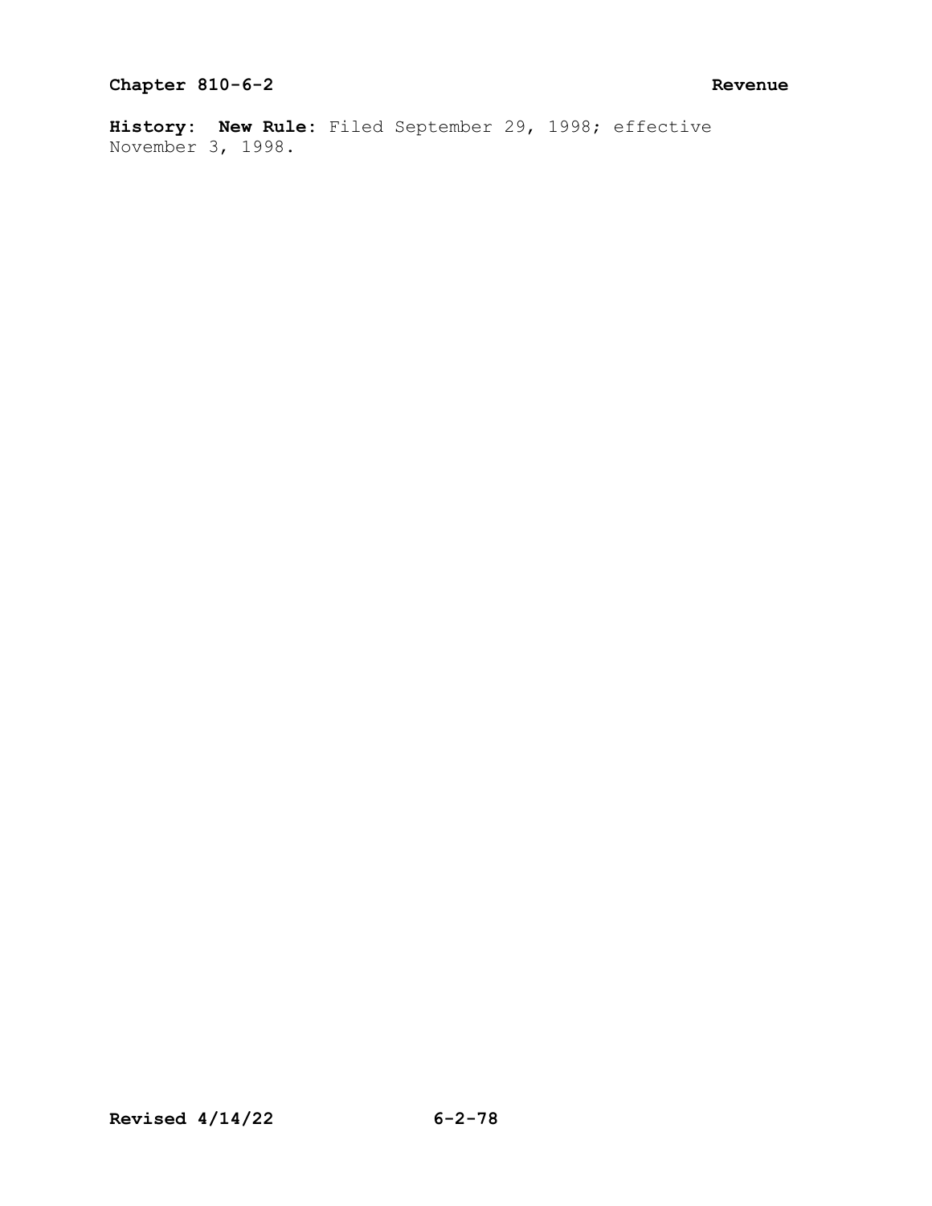**History: New Rule**: Filed September 29, 1998; effective November 3, 1998.